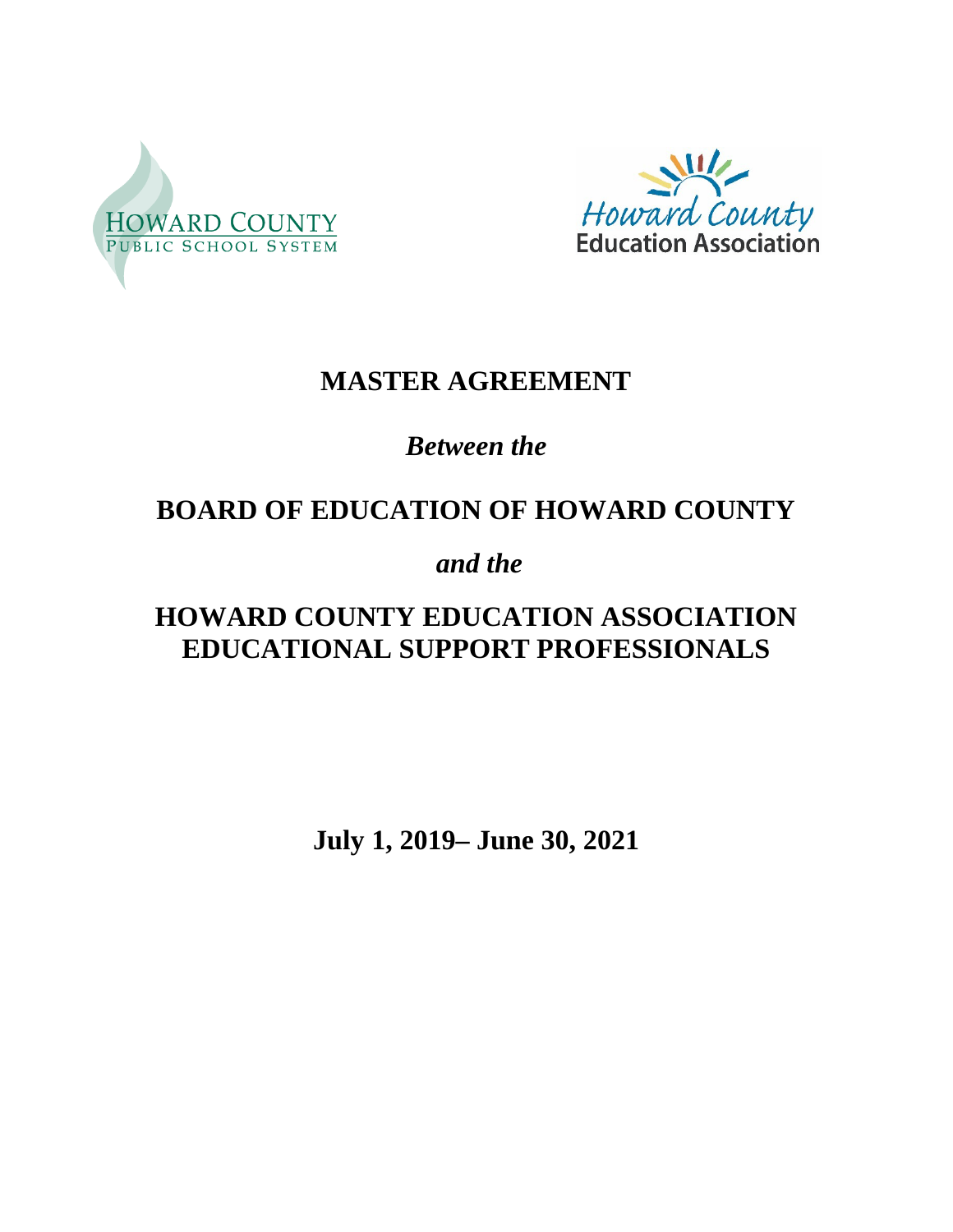HOWARD COUNTY
PUBLIC SCHOOL SYSTEM

Howard County
Education Association

# MASTER AGREEMENT

***Between the***

## BOARD OF EDUCATION OF HOWARD COUNTY

***and the***

## HOWARD COUNTY EDUCATION ASSOCIATION EDUCATIONAL SUPPORT PROFESSIONALS

**July 1, 2019– June 30, 2021**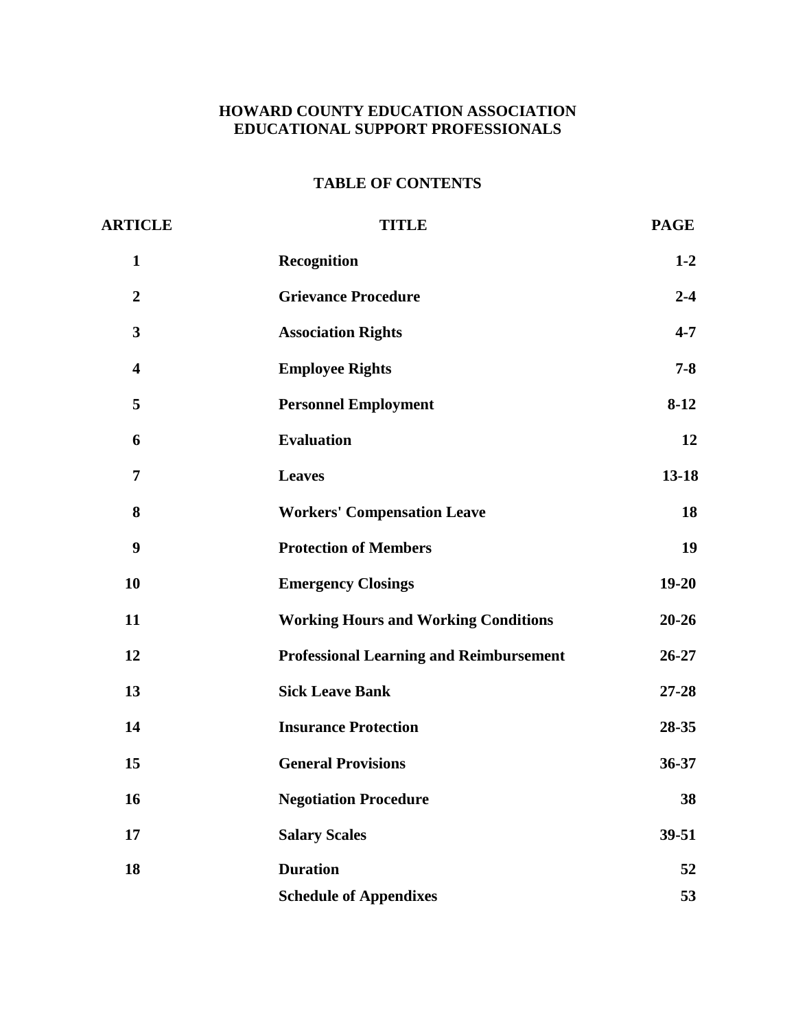# HOWARD COUNTY EDUCATION ASSOCIATION
# EDUCATIONAL SUPPORT PROFESSIONALS

## TABLE OF CONTENTS

| ARTICLE | TITLE | PAGE |
|---|---|---|
| 1 | Recognition | 1-2 |
| 2 | Grievance Procedure | 2-4 |
| 3 | Association Rights | 4-7 |
| 4 | Employee Rights | 7-8 |
| 5 | Personnel Employment | 8-12 |
| 6 | Evaluation | 12 |
| 7 | Leaves | 13-18 |
| 8 | Workers' Compensation Leave | 18 |
| 9 | Protection of Members | 19 |
| 10 | Emergency Closings | 19-20 |
| 11 | Working Hours and Working Conditions | 20-26 |
| 12 | Professional Learning and Reimbursement | 26-27 |
| 13 | Sick Leave Bank | 27-28 |
| 14 | Insurance Protection | 28-35 |
| 15 | General Provisions | 36-37 |
| 16 | Negotiation Procedure | 38 |
| 17 | Salary Scales | 39-51 |
| 18 | Duration | 52 |
| | Schedule of Appendixes | 53 |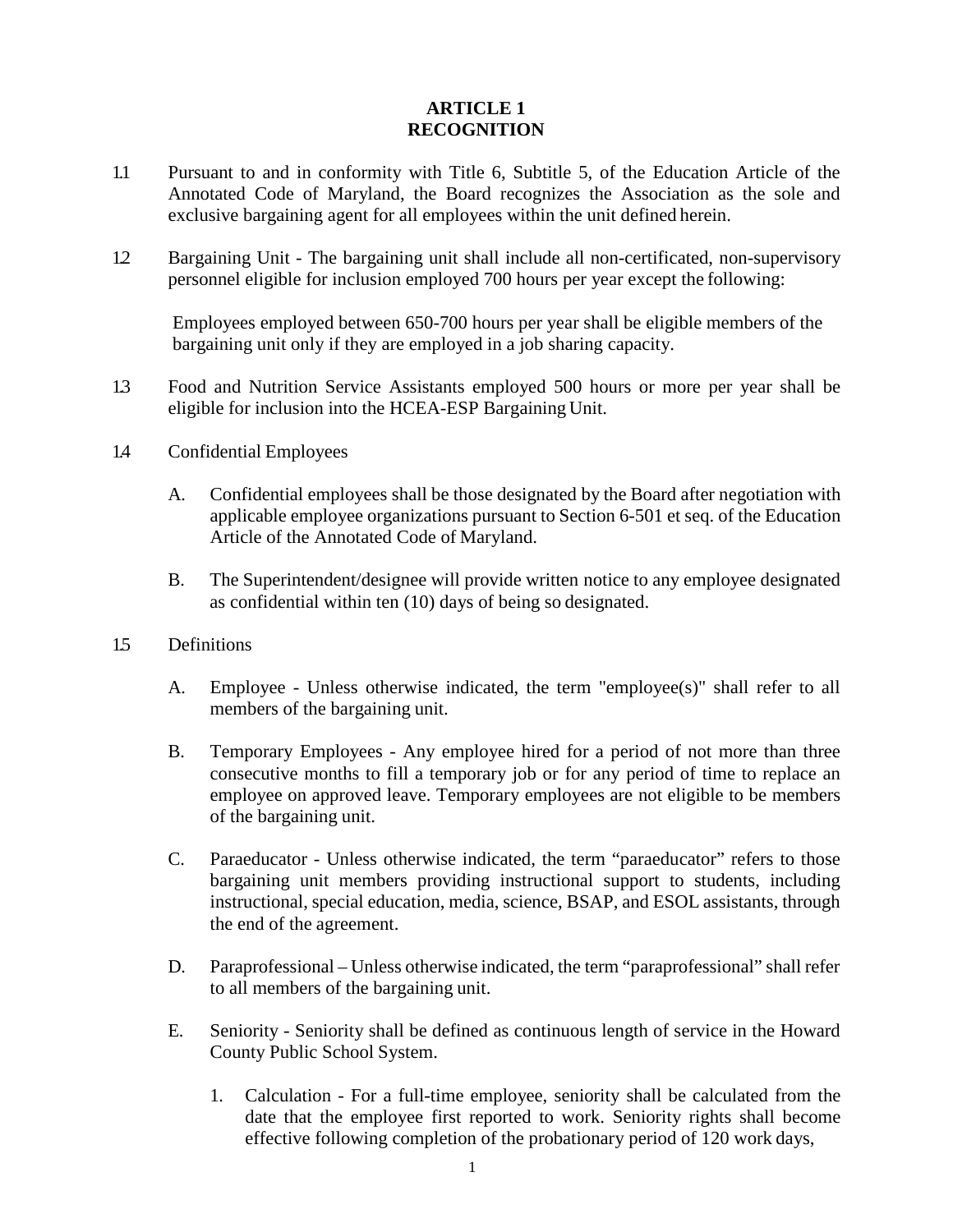# ARTICLE 1
# RECOGNITION

1.1 Pursuant to and in conformity with Title 6, Subtitle 5, of the Education Article of the Annotated Code of Maryland, the Board recognizes the Association as the sole and exclusive bargaining agent for all employees within the unit defined herein.

1.2 Bargaining Unit - The bargaining unit shall include all non-certificated, non-supervisory personnel eligible for inclusion employed 700 hours per year except the following:

   Employees employed between 650-700 hours per year shall be eligible members of the bargaining unit only if they are employed in a job sharing capacity.

1.3 Food and Nutrition Service Assistants employed 500 hours or more per year shall be eligible for inclusion into the HCEA-ESP Bargaining Unit.

1.4 Confidential Employees

   A. Confidential employees shall be those designated by the Board after negotiation with applicable employee organizations pursuant to Section 6-501 et seq. of the Education Article of the Annotated Code of Maryland.

   B. The Superintendent/designee will provide written notice to any employee designated as confidential within ten (10) days of being so designated.

1.5 Definitions

   A. Employee - Unless otherwise indicated, the term "employee(s)" shall refer to all members of the bargaining unit.

   B. Temporary Employees - Any employee hired for a period of not more than three consecutive months to fill a temporary job or for any period of time to replace an employee on approved leave. Temporary employees are not eligible to be members of the bargaining unit.

   C. Paraeducator - Unless otherwise indicated, the term "paraeducator" refers to those bargaining unit members providing instructional support to students, including instructional, special education, media, science, BSAP, and ESOL assistants, through the end of the agreement.

   D. Paraprofessional – Unless otherwise indicated, the term "paraprofessional" shall refer to all members of the bargaining unit.

   E. Seniority - Seniority shall be defined as continuous length of service in the Howard County Public School System.

      1. Calculation - For a full-time employee, seniority shall be calculated from the date that the employee first reported to work. Seniority rights shall become effective following completion of the probationary period of 120 work days,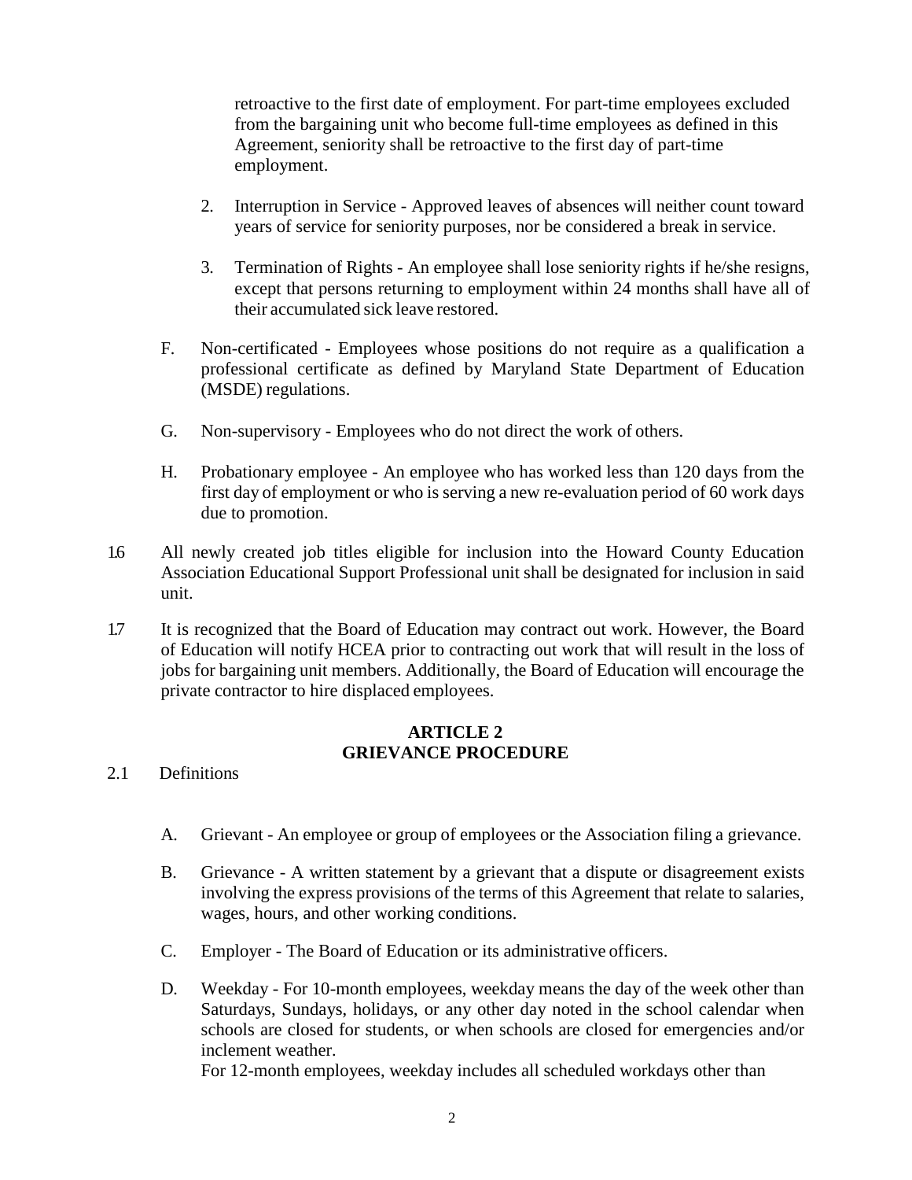retroactive to the first date of employment. For part-time employees excluded from the bargaining unit who become full-time employees as defined in this Agreement, seniority shall be retroactive to the first day of part-time employment.

2. Interruption in Service - Approved leaves of absences will neither count toward years of service for seniority purposes, nor be considered a break in service.

3. Termination of Rights - An employee shall lose seniority rights if he/she resigns, except that persons returning to employment within 24 months shall have all of their accumulated sick leave restored.

F. Non-certificated - Employees whose positions do not require as a qualification a professional certificate as defined by Maryland State Department of Education (MSDE) regulations.

G. Non-supervisory - Employees who do not direct the work of others.

H. Probationary employee - An employee who has worked less than 120 days from the first day of employment or who is serving a new re-evaluation period of 60 work days due to promotion.

1.6 All newly created job titles eligible for inclusion into the Howard County Education Association Educational Support Professional unit shall be designated for inclusion in said unit.

1.7 It is recognized that the Board of Education may contract out work. However, the Board of Education will notify HCEA prior to contracting out work that will result in the loss of jobs for bargaining unit members. Additionally, the Board of Education will encourage the private contractor to hire displaced employees.

## ARTICLE 2
## GRIEVANCE PROCEDURE

2.1 Definitions

A. Grievant - An employee or group of employees or the Association filing a grievance.

B. Grievance - A written statement by a grievant that a dispute or disagreement exists involving the express provisions of the terms of this Agreement that relate to salaries, wages, hours, and other working conditions.

C. Employer - The Board of Education or its administrative officers.

D. Weekday - For 10-month employees, weekday means the day of the week other than Saturdays, Sundays, holidays, or any other day noted in the school calendar when schools are closed for students, or when schools are closed for emergencies and/or inclement weather.
For 12-month employees, weekday includes all scheduled workdays other than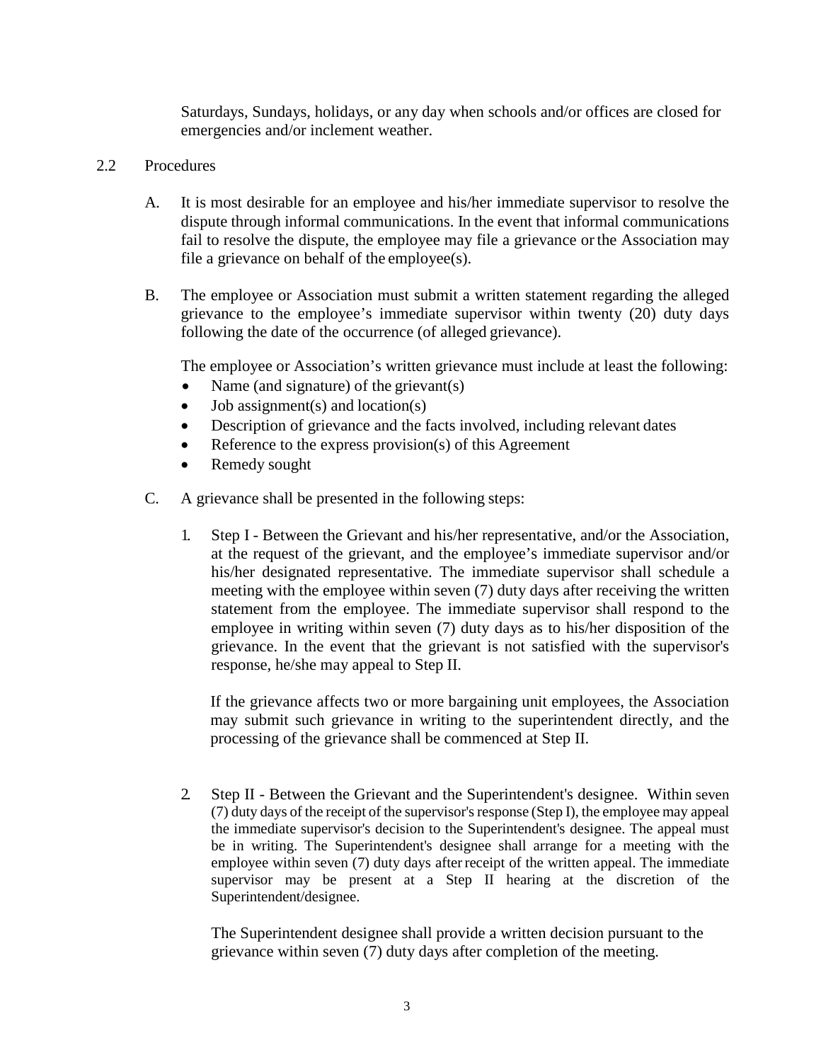Saturdays, Sundays, holidays, or any day when schools and/or offices are closed for emergencies and/or inclement weather.

2.2 Procedures

A. It is most desirable for an employee and his/her immediate supervisor to resolve the dispute through informal communications. In the event that informal communications fail to resolve the dispute, the employee may file a grievance or the Association may file a grievance on behalf of the employee(s).

B. The employee or Association must submit a written statement regarding the alleged grievance to the employee's immediate supervisor within twenty (20) duty days following the date of the occurrence (of alleged grievance).

The employee or Association's written grievance must include at least the following:

- Name (and signature) of the grievant(s)
- Job assignment(s) and location(s)
- Description of grievance and the facts involved, including relevant dates
- Reference to the express provision(s) of this Agreement
- Remedy sought

C. A grievance shall be presented in the following steps:

1. Step I - Between the Grievant and his/her representative, and/or the Association, at the request of the grievant, and the employee's immediate supervisor and/or his/her designated representative. The immediate supervisor shall schedule a meeting with the employee within seven (7) duty days after receiving the written statement from the employee. The immediate supervisor shall respond to the employee in writing within seven (7) duty days as to his/her disposition of the grievance. In the event that the grievant is not satisfied with the supervisor's response, he/she may appeal to Step II.

   If the grievance affects two or more bargaining unit employees, the Association may submit such grievance in writing to the superintendent directly, and the processing of the grievance shall be commenced at Step II.

2. Step II - Between the Grievant and the Superintendent's designee. Within seven (7) duty days of the receipt of the supervisor's response (Step I), the employee may appeal the immediate supervisor's decision to the Superintendent's designee. The appeal must be in writing. The Superintendent's designee shall arrange for a meeting with the employee within seven (7) duty days after receipt of the written appeal. The immediate supervisor may be present at a Step II hearing at the discretion of the Superintendent/designee.

   The Superintendent designee shall provide a written decision pursuant to the grievance within seven (7) duty days after completion of the meeting.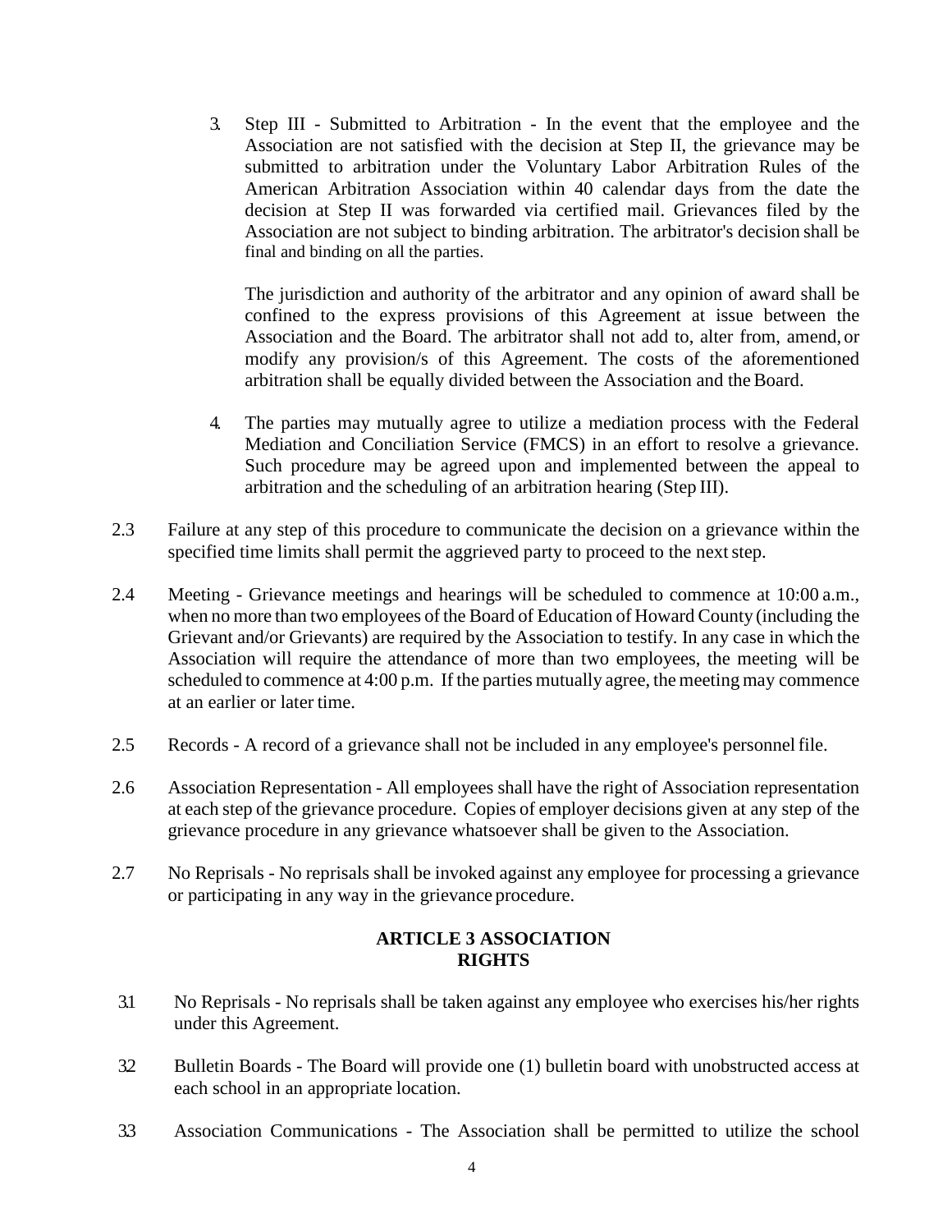3. Step III - Submitted to Arbitration - In the event that the employee and the Association are not satisfied with the decision at Step II, the grievance may be submitted to arbitration under the Voluntary Labor Arbitration Rules of the American Arbitration Association within 40 calendar days from the date the decision at Step II was forwarded via certified mail. Grievances filed by the Association are not subject to binding arbitration. The arbitrator's decision shall be final and binding on all the parties.

   The jurisdiction and authority of the arbitrator and any opinion of award shall be confined to the express provisions of this Agreement at issue between the Association and the Board. The arbitrator shall not add to, alter from, amend, or modify any provision/s of this Agreement. The costs of the aforementioned arbitration shall be equally divided between the Association and the Board.

4. The parties may mutually agree to utilize a mediation process with the Federal Mediation and Conciliation Service (FMCS) in an effort to resolve a grievance. Such procedure may be agreed upon and implemented between the appeal to arbitration and the scheduling of an arbitration hearing (Step III).

2.3 Failure at any step of this procedure to communicate the decision on a grievance within the specified time limits shall permit the aggrieved party to proceed to the next step.

2.4 Meeting - Grievance meetings and hearings will be scheduled to commence at 10:00 a.m., when no more than two employees of the Board of Education of Howard County (including the Grievant and/or Grievants) are required by the Association to testify. In any case in which the Association will require the attendance of more than two employees, the meeting will be scheduled to commence at 4:00 p.m. If the parties mutually agree, the meeting may commence at an earlier or later time.

2.5 Records - A record of a grievance shall not be included in any employee's personnel file.

2.6 Association Representation - All employees shall have the right of Association representation at each step of the grievance procedure. Copies of employer decisions given at any step of the grievance procedure in any grievance whatsoever shall be given to the Association.

2.7 No Reprisals - No reprisals shall be invoked against any employee for processing a grievance or participating in any way in the grievance procedure.

## ARTICLE 3 ASSOCIATION RIGHTS

3.1 No Reprisals - No reprisals shall be taken against any employee who exercises his/her rights under this Agreement.

3.2 Bulletin Boards - The Board will provide one (1) bulletin board with unobstructed access at each school in an appropriate location.

3.3 Association Communications - The Association shall be permitted to utilize the school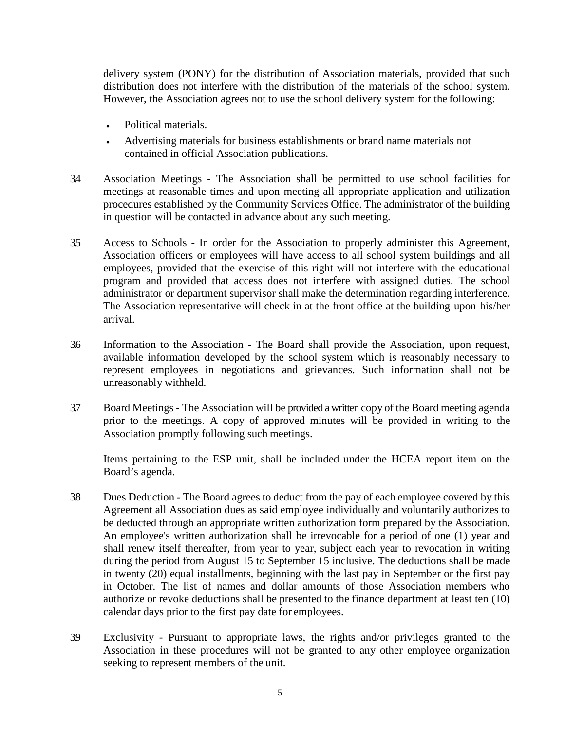delivery system (PONY) for the distribution of Association materials, provided that such distribution does not interfere with the distribution of the materials of the school system. However, the Association agrees not to use the school delivery system for the following:

- Political materials.
- Advertising materials for business establishments or brand name materials not contained in official Association publications.

3.4 Association Meetings - The Association shall be permitted to use school facilities for meetings at reasonable times and upon meeting all appropriate application and utilization procedures established by the Community Services Office. The administrator of the building in question will be contacted in advance about any such meeting.

3.5 Access to Schools - In order for the Association to properly administer this Agreement, Association officers or employees will have access to all school system buildings and all employees, provided that the exercise of this right will not interfere with the educational program and provided that access does not interfere with assigned duties. The school administrator or department supervisor shall make the determination regarding interference. The Association representative will check in at the front office at the building upon his/her arrival.

3.6 Information to the Association - The Board shall provide the Association, upon request, available information developed by the school system which is reasonably necessary to represent employees in negotiations and grievances. Such information shall not be unreasonably withheld.

3.7 Board Meetings - The Association will be provided a written copy of the Board meeting agenda prior to the meetings. A copy of approved minutes will be provided in writing to the Association promptly following such meetings.

Items pertaining to the ESP unit, shall be included under the HCEA report item on the Board's agenda.

3.8 Dues Deduction - The Board agrees to deduct from the pay of each employee covered by this Agreement all Association dues as said employee individually and voluntarily authorizes to be deducted through an appropriate written authorization form prepared by the Association. An employee's written authorization shall be irrevocable for a period of one (1) year and shall renew itself thereafter, from year to year, subject each year to revocation in writing during the period from August 15 to September 15 inclusive. The deductions shall be made in twenty (20) equal installments, beginning with the last pay in September or the first pay in October. The list of names and dollar amounts of those Association members who authorize or revoke deductions shall be presented to the finance department at least ten (10) calendar days prior to the first pay date for employees.

3.9 Exclusivity - Pursuant to appropriate laws, the rights and/or privileges granted to the Association in these procedures will not be granted to any other employee organization seeking to represent members of the unit.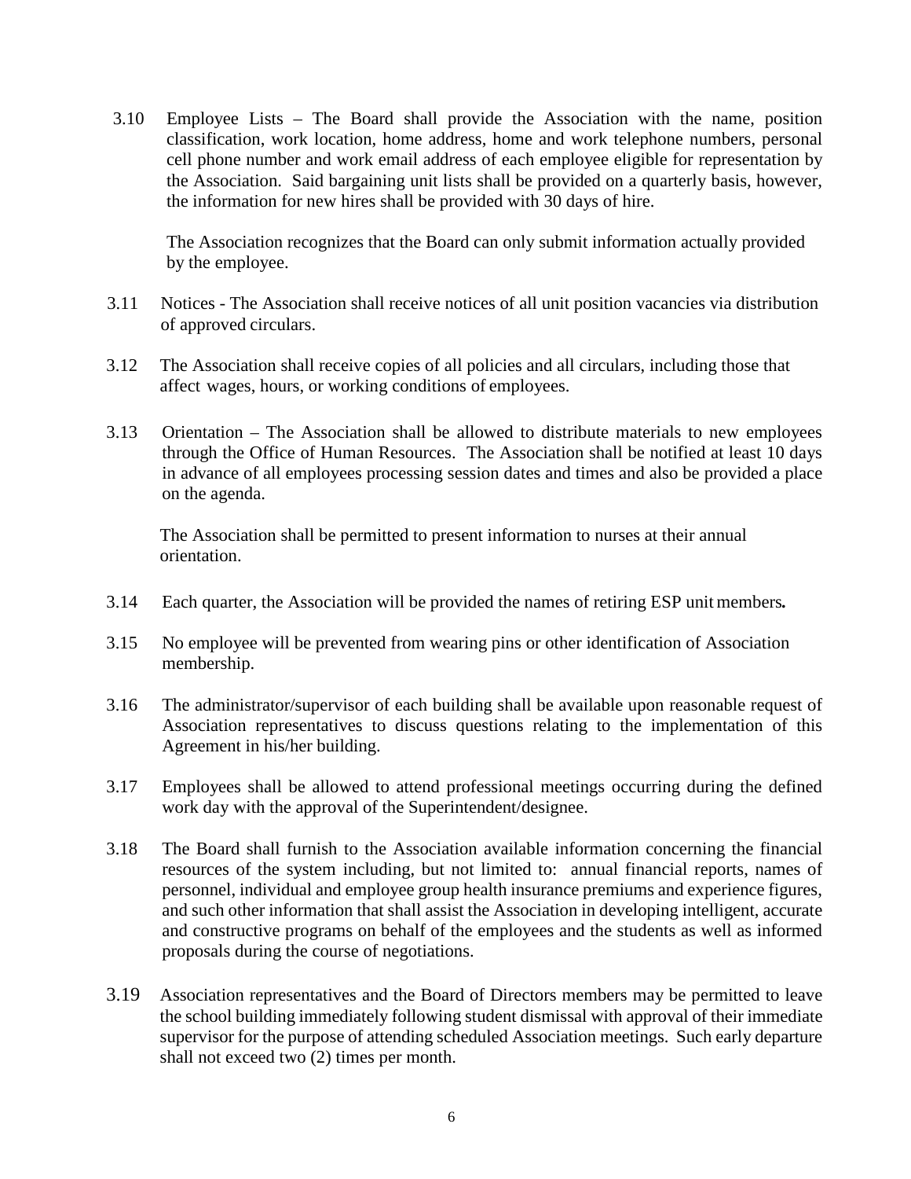3.10 Employee Lists – The Board shall provide the Association with the name, position classification, work location, home address, home and work telephone numbers, personal cell phone number and work email address of each employee eligible for representation by the Association. Said bargaining unit lists shall be provided on a quarterly basis, however, the information for new hires shall be provided with 30 days of hire.

The Association recognizes that the Board can only submit information actually provided by the employee.

3.11 Notices - The Association shall receive notices of all unit position vacancies via distribution of approved circulars.

3.12 The Association shall receive copies of all policies and all circulars, including those that affect wages, hours, or working conditions of employees.

3.13 Orientation – The Association shall be allowed to distribute materials to new employees through the Office of Human Resources. The Association shall be notified at least 10 days in advance of all employees processing session dates and times and also be provided a place on the agenda.

The Association shall be permitted to present information to nurses at their annual orientation.

3.14 Each quarter, the Association will be provided the names of retiring ESP unit members**.**

3.15 No employee will be prevented from wearing pins or other identification of Association membership.

3.16 The administrator/supervisor of each building shall be available upon reasonable request of Association representatives to discuss questions relating to the implementation of this Agreement in his/her building.

3.17 Employees shall be allowed to attend professional meetings occurring during the defined work day with the approval of the Superintendent/designee.

3.18 The Board shall furnish to the Association available information concerning the financial resources of the system including, but not limited to: annual financial reports, names of personnel, individual and employee group health insurance premiums and experience figures, and such other information that shall assist the Association in developing intelligent, accurate and constructive programs on behalf of the employees and the students as well as informed proposals during the course of negotiations.

3.19 Association representatives and the Board of Directors members may be permitted to leave the school building immediately following student dismissal with approval of their immediate supervisor for the purpose of attending scheduled Association meetings. Such early departure shall not exceed two (2) times per month.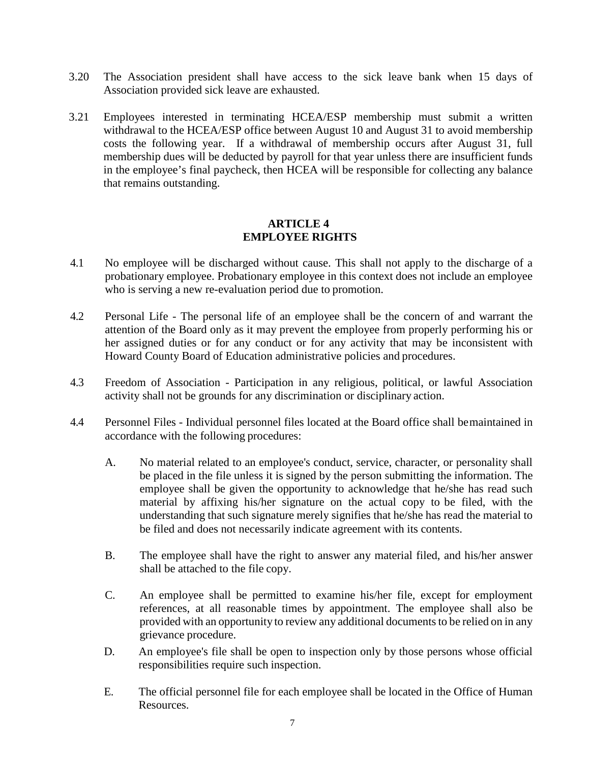3.20 The Association president shall have access to the sick leave bank when 15 days of Association provided sick leave are exhausted.

3.21 Employees interested in terminating HCEA/ESP membership must submit a written withdrawal to the HCEA/ESP office between August 10 and August 31 to avoid membership costs the following year. If a withdrawal of membership occurs after August 31, full membership dues will be deducted by payroll for that year unless there are insufficient funds in the employee's final paycheck, then HCEA will be responsible for collecting any balance that remains outstanding.

## ARTICLE 4
## EMPLOYEE RIGHTS

4.1 No employee will be discharged without cause. This shall not apply to the discharge of a probationary employee. Probationary employee in this context does not include an employee who is serving a new re-evaluation period due to promotion.

4.2 Personal Life - The personal life of an employee shall be the concern of and warrant the attention of the Board only as it may prevent the employee from properly performing his or her assigned duties or for any conduct or for any activity that may be inconsistent with Howard County Board of Education administrative policies and procedures.

4.3 Freedom of Association - Participation in any religious, political, or lawful Association activity shall not be grounds for any discrimination or disciplinary action.

4.4 Personnel Files - Individual personnel files located at the Board office shall be maintained in accordance with the following procedures:

A. No material related to an employee's conduct, service, character, or personality shall be placed in the file unless it is signed by the person submitting the information. The employee shall be given the opportunity to acknowledge that he/she has read such material by affixing his/her signature on the actual copy to be filed, with the understanding that such signature merely signifies that he/she has read the material to be filed and does not necessarily indicate agreement with its contents.

B. The employee shall have the right to answer any material filed, and his/her answer shall be attached to the file copy.

C. An employee shall be permitted to examine his/her file, except for employment references, at all reasonable times by appointment. The employee shall also be provided with an opportunity to review any additional documents to be relied on in any grievance procedure.

D. An employee's file shall be open to inspection only by those persons whose official responsibilities require such inspection.

E. The official personnel file for each employee shall be located in the Office of Human Resources.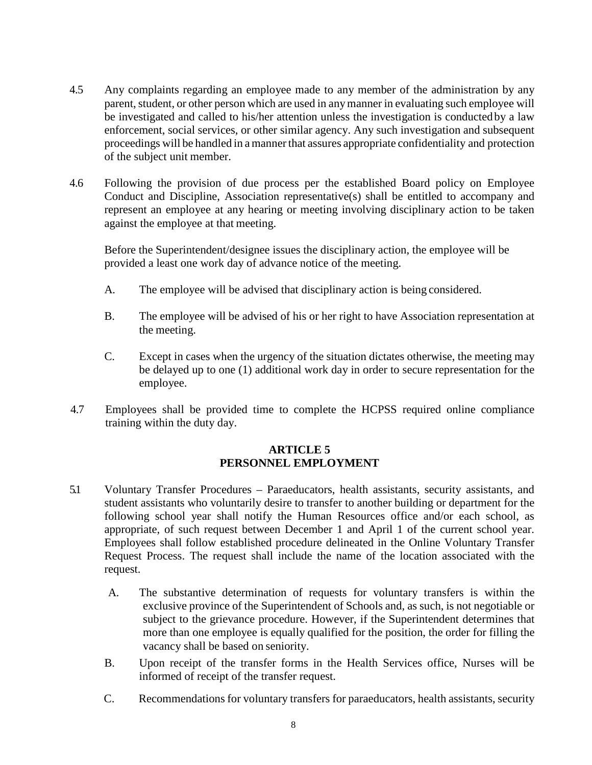4.5 Any complaints regarding an employee made to any member of the administration by any parent, student, or other person which are used in any manner in evaluating such employee will be investigated and called to his/her attention unless the investigation is conducted by a law enforcement, social services, or other similar agency. Any such investigation and subsequent proceedings will be handled in a manner that assures appropriate confidentiality and protection of the subject unit member.

4.6 Following the provision of due process per the established Board policy on Employee Conduct and Discipline, Association representative(s) shall be entitled to accompany and represent an employee at any hearing or meeting involving disciplinary action to be taken against the employee at that meeting.

Before the Superintendent/designee issues the disciplinary action, the employee will be provided a least one work day of advance notice of the meeting.

A. The employee will be advised that disciplinary action is being considered.

B. The employee will be advised of his or her right to have Association representation at the meeting.

C. Except in cases when the urgency of the situation dictates otherwise, the meeting may be delayed up to one (1) additional work day in order to secure representation for the employee.

4.7 Employees shall be provided time to complete the HCPSS required online compliance training within the duty day.

## ARTICLE 5
## PERSONNEL EMPLOYMENT

5.1 Voluntary Transfer Procedures – Paraeducators, health assistants, security assistants, and student assistants who voluntarily desire to transfer to another building or department for the following school year shall notify the Human Resources office and/or each school, as appropriate, of such request between December 1 and April 1 of the current school year. Employees shall follow established procedure delineated in the Online Voluntary Transfer Request Process. The request shall include the name of the location associated with the request.

A. The substantive determination of requests for voluntary transfers is within the exclusive province of the Superintendent of Schools and, as such, is not negotiable or subject to the grievance procedure. However, if the Superintendent determines that more than one employee is equally qualified for the position, the order for filling the vacancy shall be based on seniority.

B. Upon receipt of the transfer forms in the Health Services office, Nurses will be informed of receipt of the transfer request.

C. Recommendations for voluntary transfers for paraeducators, health assistants, security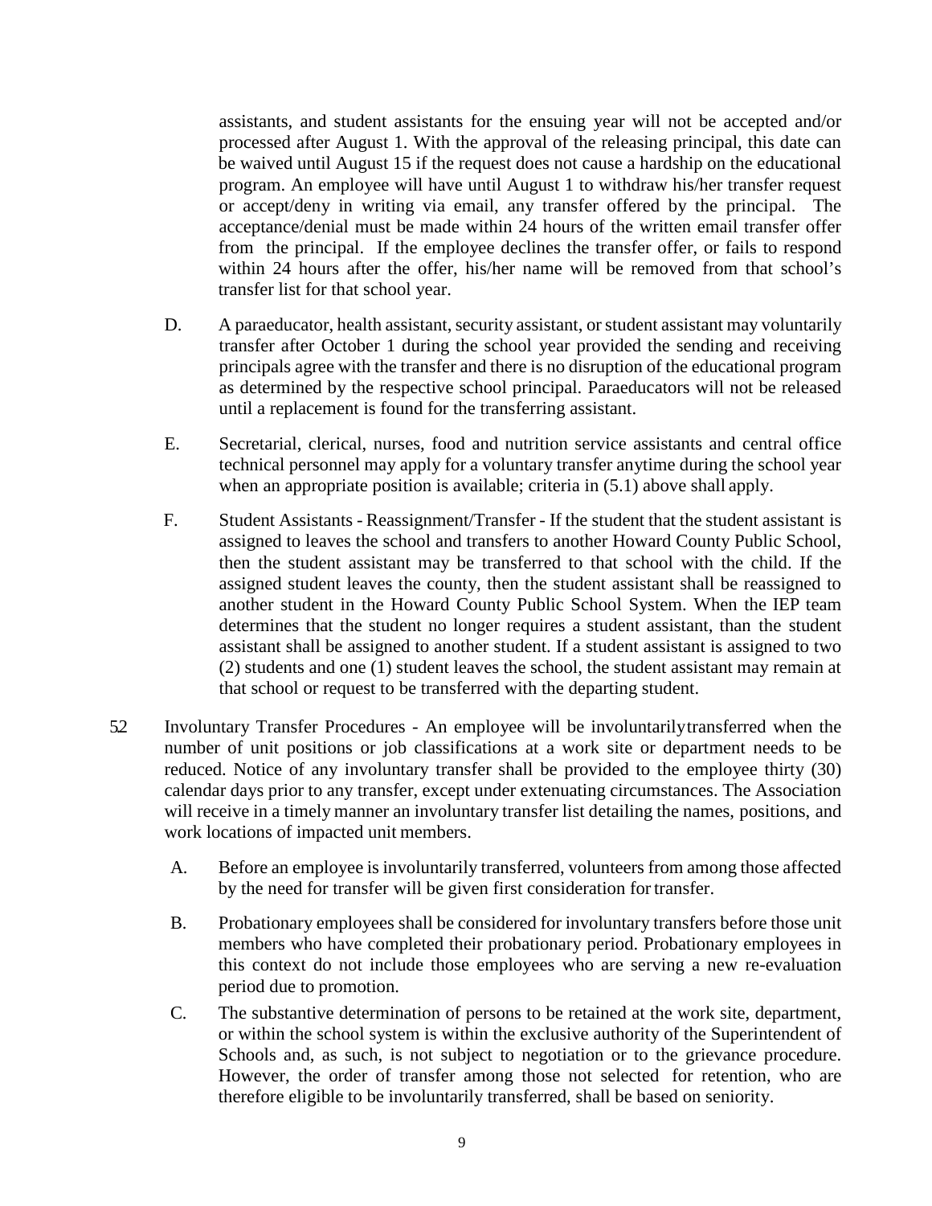assistants, and student assistants for the ensuing year will not be accepted and/or processed after August 1. With the approval of the releasing principal, this date can be waived until August 15 if the request does not cause a hardship on the educational program. An employee will have until August 1 to withdraw his/her transfer request or accept/deny in writing via email, any transfer offered by the principal. The acceptance/denial must be made within 24 hours of the written email transfer offer from the principal. If the employee declines the transfer offer, or fails to respond within 24 hours after the offer, his/her name will be removed from that school's transfer list for that school year.

D. A paraeducator, health assistant, security assistant, or student assistant may voluntarily transfer after October 1 during the school year provided the sending and receiving principals agree with the transfer and there is no disruption of the educational program as determined by the respective school principal. Paraeducators will not be released until a replacement is found for the transferring assistant.

E. Secretarial, clerical, nurses, food and nutrition service assistants and central office technical personnel may apply for a voluntary transfer anytime during the school year when an appropriate position is available; criteria in (5.1) above shall apply.

F. Student Assistants - Reassignment/Transfer - If the student that the student assistant is assigned to leaves the school and transfers to another Howard County Public School, then the student assistant may be transferred to that school with the child. If the assigned student leaves the county, then the student assistant shall be reassigned to another student in the Howard County Public School System. When the IEP team determines that the student no longer requires a student assistant, than the student assistant shall be assigned to another student. If a student assistant is assigned to two (2) students and one (1) student leaves the school, the student assistant may remain at that school or request to be transferred with the departing student.

52 Involuntary Transfer Procedures - An employee will be involuntarily transferred when the number of unit positions or job classifications at a work site or department needs to be reduced. Notice of any involuntary transfer shall be provided to the employee thirty (30) calendar days prior to any transfer, except under extenuating circumstances. The Association will receive in a timely manner an involuntary transfer list detailing the names, positions, and work locations of impacted unit members.

A. Before an employee is involuntarily transferred, volunteers from among those affected by the need for transfer will be given first consideration for transfer.

B. Probationary employees shall be considered for involuntary transfers before those unit members who have completed their probationary period. Probationary employees in this context do not include those employees who are serving a new re-evaluation period due to promotion.

C. The substantive determination of persons to be retained at the work site, department, or within the school system is within the exclusive authority of the Superintendent of Schools and, as such, is not subject to negotiation or to the grievance procedure. However, the order of transfer among those not selected for retention, who are therefore eligible to be involuntarily transferred, shall be based on seniority.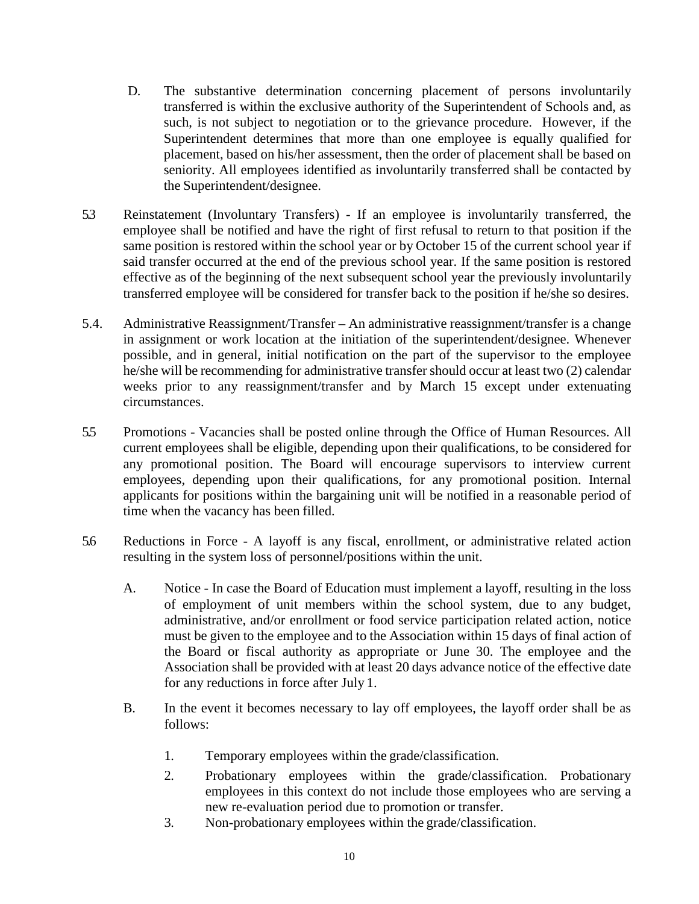D. The substantive determination concerning placement of persons involuntarily transferred is within the exclusive authority of the Superintendent of Schools and, as such, is not subject to negotiation or to the grievance procedure. However, if the Superintendent determines that more than one employee is equally qualified for placement, based on his/her assessment, then the order of placement shall be based on seniority. All employees identified as involuntarily transferred shall be contacted by the Superintendent/designee.

5.3 Reinstatement (Involuntary Transfers) - If an employee is involuntarily transferred, the employee shall be notified and have the right of first refusal to return to that position if the same position is restored within the school year or by October 15 of the current school year if said transfer occurred at the end of the previous school year. If the same position is restored effective as of the beginning of the next subsequent school year the previously involuntarily transferred employee will be considered for transfer back to the position if he/she so desires.

5.4. Administrative Reassignment/Transfer – An administrative reassignment/transfer is a change in assignment or work location at the initiation of the superintendent/designee. Whenever possible, and in general, initial notification on the part of the supervisor to the employee he/she will be recommending for administrative transfer should occur at least two (2) calendar weeks prior to any reassignment/transfer and by March 15 except under extenuating circumstances.

5.5 Promotions - Vacancies shall be posted online through the Office of Human Resources. All current employees shall be eligible, depending upon their qualifications, to be considered for any promotional position. The Board will encourage supervisors to interview current employees, depending upon their qualifications, for any promotional position. Internal applicants for positions within the bargaining unit will be notified in a reasonable period of time when the vacancy has been filled.

5.6 Reductions in Force - A layoff is any fiscal, enrollment, or administrative related action resulting in the system loss of personnel/positions within the unit.

A. Notice - In case the Board of Education must implement a layoff, resulting in the loss of employment of unit members within the school system, due to any budget, administrative, and/or enrollment or food service participation related action, notice must be given to the employee and to the Association within 15 days of final action of the Board or fiscal authority as appropriate or June 30. The employee and the Association shall be provided with at least 20 days advance notice of the effective date for any reductions in force after July 1.

B. In the event it becomes necessary to lay off employees, the layoff order shall be as follows:

1. Temporary employees within the grade/classification.
2. Probationary employees within the grade/classification. Probationary employees in this context do not include those employees who are serving a new re-evaluation period due to promotion or transfer.
3. Non-probationary employees within the grade/classification.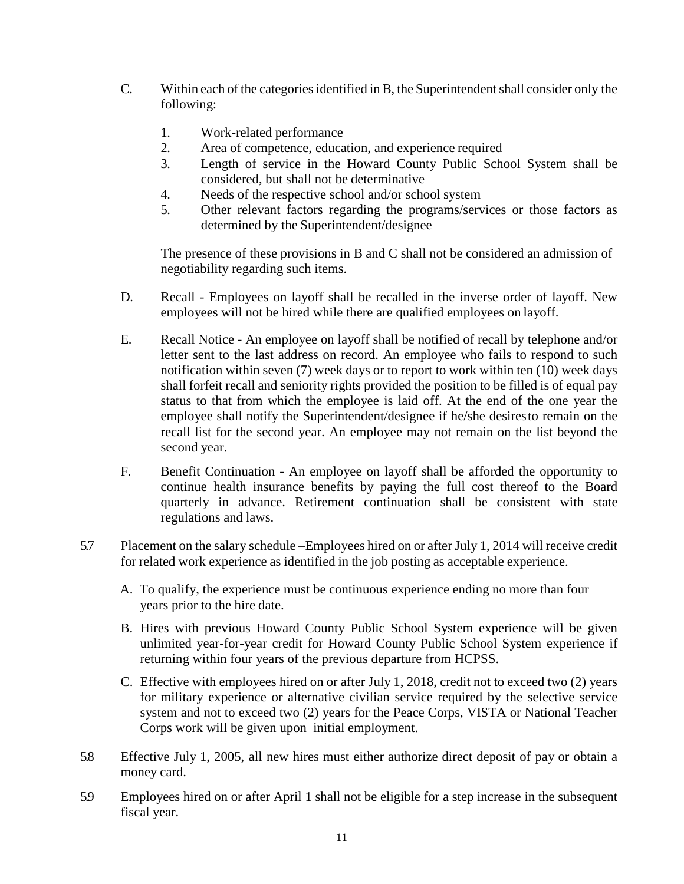C. Within each of the categories identified in B, the Superintendent shall consider only the following:

   1. Work-related performance
   2. Area of competence, education, and experience required
   3. Length of service in the Howard County Public School System shall be considered, but shall not be determinative
   4. Needs of the respective school and/or school system
   5. Other relevant factors regarding the programs/services or those factors as determined by the Superintendent/designee

   The presence of these provisions in B and C shall not be considered an admission of negotiability regarding such items.

D. Recall - Employees on layoff shall be recalled in the inverse order of layoff. New employees will not be hired while there are qualified employees on layoff.

E. Recall Notice - An employee on layoff shall be notified of recall by telephone and/or letter sent to the last address on record. An employee who fails to respond to such notification within seven (7) week days or to report to work within ten (10) week days shall forfeit recall and seniority rights provided the position to be filled is of equal pay status to that from which the employee is laid off. At the end of the one year the employee shall notify the Superintendent/designee if he/she desires to remain on the recall list for the second year. An employee may not remain on the list beyond the second year.

F. Benefit Continuation - An employee on layoff shall be afforded the opportunity to continue health insurance benefits by paying the full cost thereof to the Board quarterly in advance. Retirement continuation shall be consistent with state regulations and laws.

5.7 Placement on the salary schedule –Employees hired on or after July 1, 2014 will receive credit for related work experience as identified in the job posting as acceptable experience.

   A. To qualify, the experience must be continuous experience ending no more than four years prior to the hire date.

   B. Hires with previous Howard County Public School System experience will be given unlimited year-for-year credit for Howard County Public School System experience if returning within four years of the previous departure from HCPSS.

   C. Effective with employees hired on or after July 1, 2018, credit not to exceed two (2) years for military experience or alternative civilian service required by the selective service system and not to exceed two (2) years for the Peace Corps, VISTA or National Teacher Corps work will be given upon initial employment.

5.8 Effective July 1, 2005, all new hires must either authorize direct deposit of pay or obtain a money card.

5.9 Employees hired on or after April 1 shall not be eligible for a step increase in the subsequent fiscal year.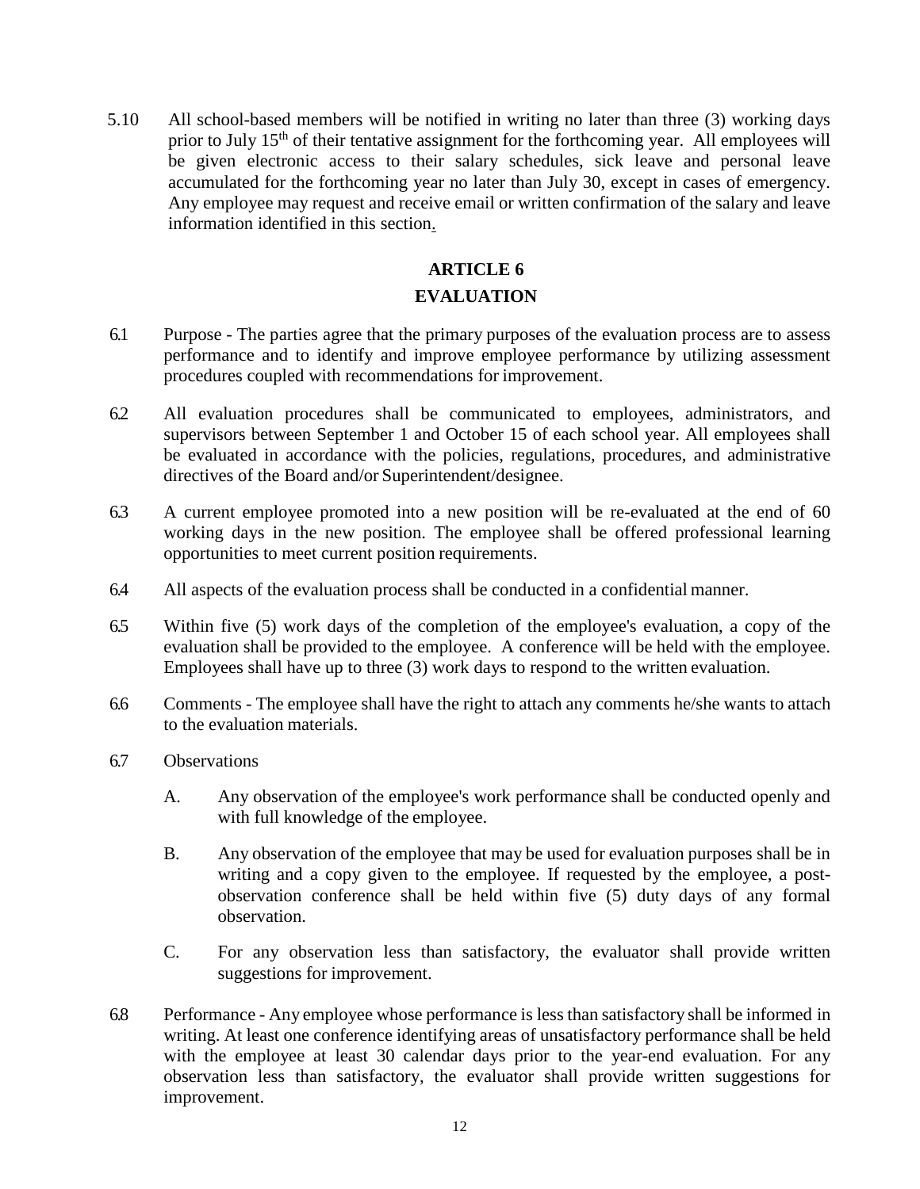5.10 All school-based members will be notified in writing no later than three (3) working days prior to July 15th of their tentative assignment for the forthcoming year. All employees will be given electronic access to their salary schedules, sick leave and personal leave accumulated for the forthcoming year no later than July 30, except in cases of emergency. Any employee may request and receive email or written confirmation of the salary and leave information identified in this section.

## ARTICLE 6

## EVALUATION

6.1 Purpose - The parties agree that the primary purposes of the evaluation process are to assess performance and to identify and improve employee performance by utilizing assessment procedures coupled with recommendations for improvement.

6.2 All evaluation procedures shall be communicated to employees, administrators, and supervisors between September 1 and October 15 of each school year. All employees shall be evaluated in accordance with the policies, regulations, procedures, and administrative directives of the Board and/or Superintendent/designee.

6.3 A current employee promoted into a new position will be re-evaluated at the end of 60 working days in the new position. The employee shall be offered professional learning opportunities to meet current position requirements.

6.4 All aspects of the evaluation process shall be conducted in a confidential manner.

6.5 Within five (5) work days of the completion of the employee's evaluation, a copy of the evaluation shall be provided to the employee. A conference will be held with the employee. Employees shall have up to three (3) work days to respond to the written evaluation.

6.6 Comments - The employee shall have the right to attach any comments he/she wants to attach to the evaluation materials.

6.7 Observations

A. Any observation of the employee's work performance shall be conducted openly and with full knowledge of the employee.

B. Any observation of the employee that may be used for evaluation purposes shall be in writing and a copy given to the employee. If requested by the employee, a post-observation conference shall be held within five (5) duty days of any formal observation.

C. For any observation less than satisfactory, the evaluator shall provide written suggestions for improvement.

6.8 Performance - Any employee whose performance is less than satisfactory shall be informed in writing. At least one conference identifying areas of unsatisfactory performance shall be held with the employee at least 30 calendar days prior to the year-end evaluation. For any observation less than satisfactory, the evaluator shall provide written suggestions for improvement.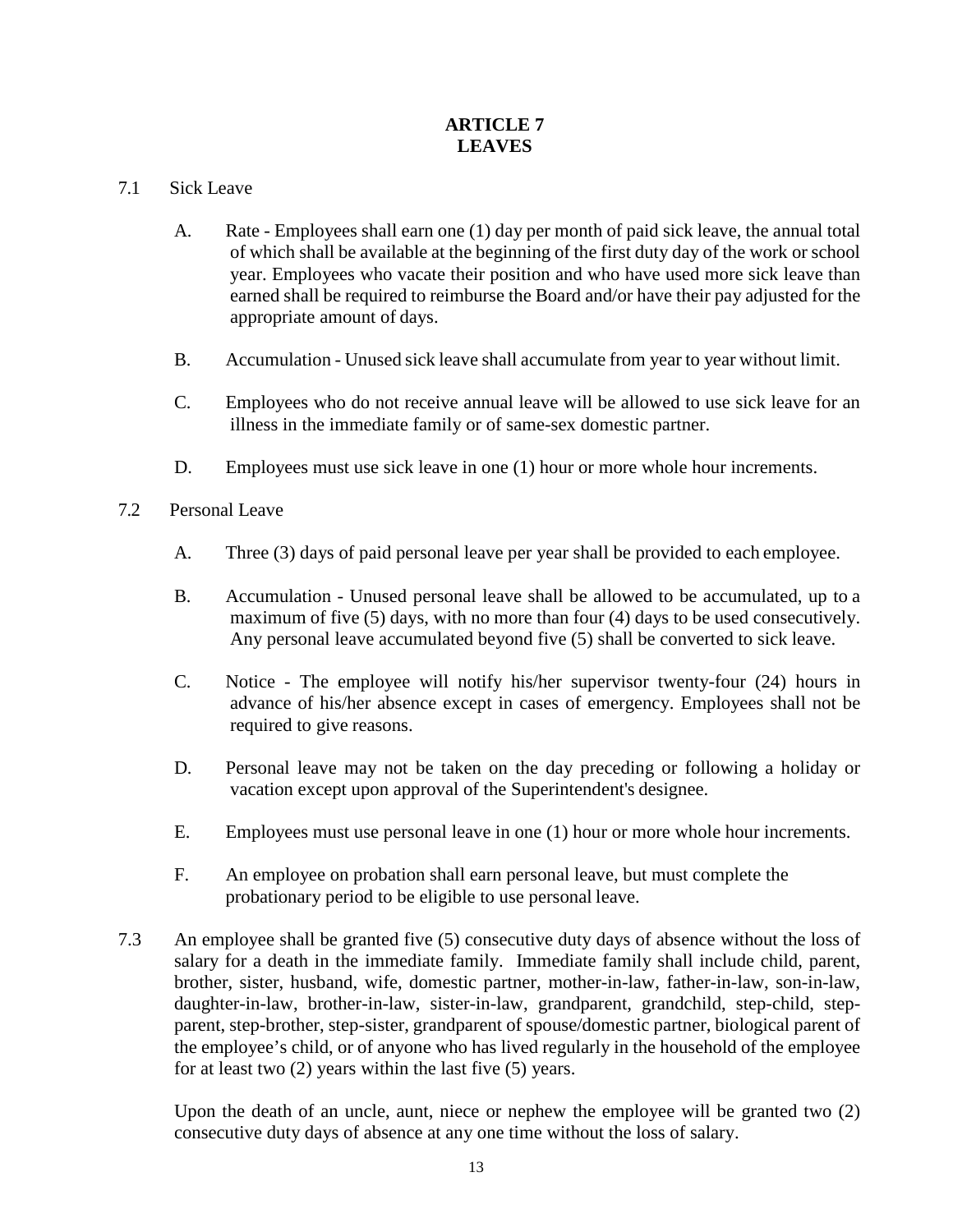# ARTICLE 7
# LEAVES

7.1 Sick Leave

A. Rate - Employees shall earn one (1) day per month of paid sick leave, the annual total of which shall be available at the beginning of the first duty day of the work or school year. Employees who vacate their position and who have used more sick leave than earned shall be required to reimburse the Board and/or have their pay adjusted for the appropriate amount of days.

B. Accumulation - Unused sick leave shall accumulate from year to year without limit.

C. Employees who do not receive annual leave will be allowed to use sick leave for an illness in the immediate family or of same-sex domestic partner.

D. Employees must use sick leave in one (1) hour or more whole hour increments.

7.2 Personal Leave

A. Three (3) days of paid personal leave per year shall be provided to each employee.

B. Accumulation - Unused personal leave shall be allowed to be accumulated, up to a maximum of five (5) days, with no more than four (4) days to be used consecutively. Any personal leave accumulated beyond five (5) shall be converted to sick leave.

C. Notice - The employee will notify his/her supervisor twenty-four (24) hours in advance of his/her absence except in cases of emergency. Employees shall not be required to give reasons.

D. Personal leave may not be taken on the day preceding or following a holiday or vacation except upon approval of the Superintendent's designee.

E. Employees must use personal leave in one (1) hour or more whole hour increments.

F. An employee on probation shall earn personal leave, but must complete the probationary period to be eligible to use personal leave.

7.3 An employee shall be granted five (5) consecutive duty days of absence without the loss of salary for a death in the immediate family. Immediate family shall include child, parent, brother, sister, husband, wife, domestic partner, mother-in-law, father-in-law, son-in-law, daughter-in-law, brother-in-law, sister-in-law, grandparent, grandchild, step-child, step-parent, step-brother, step-sister, grandparent of spouse/domestic partner, biological parent of the employee's child, or of anyone who has lived regularly in the household of the employee for at least two (2) years within the last five (5) years.

Upon the death of an uncle, aunt, niece or nephew the employee will be granted two (2) consecutive duty days of absence at any one time without the loss of salary.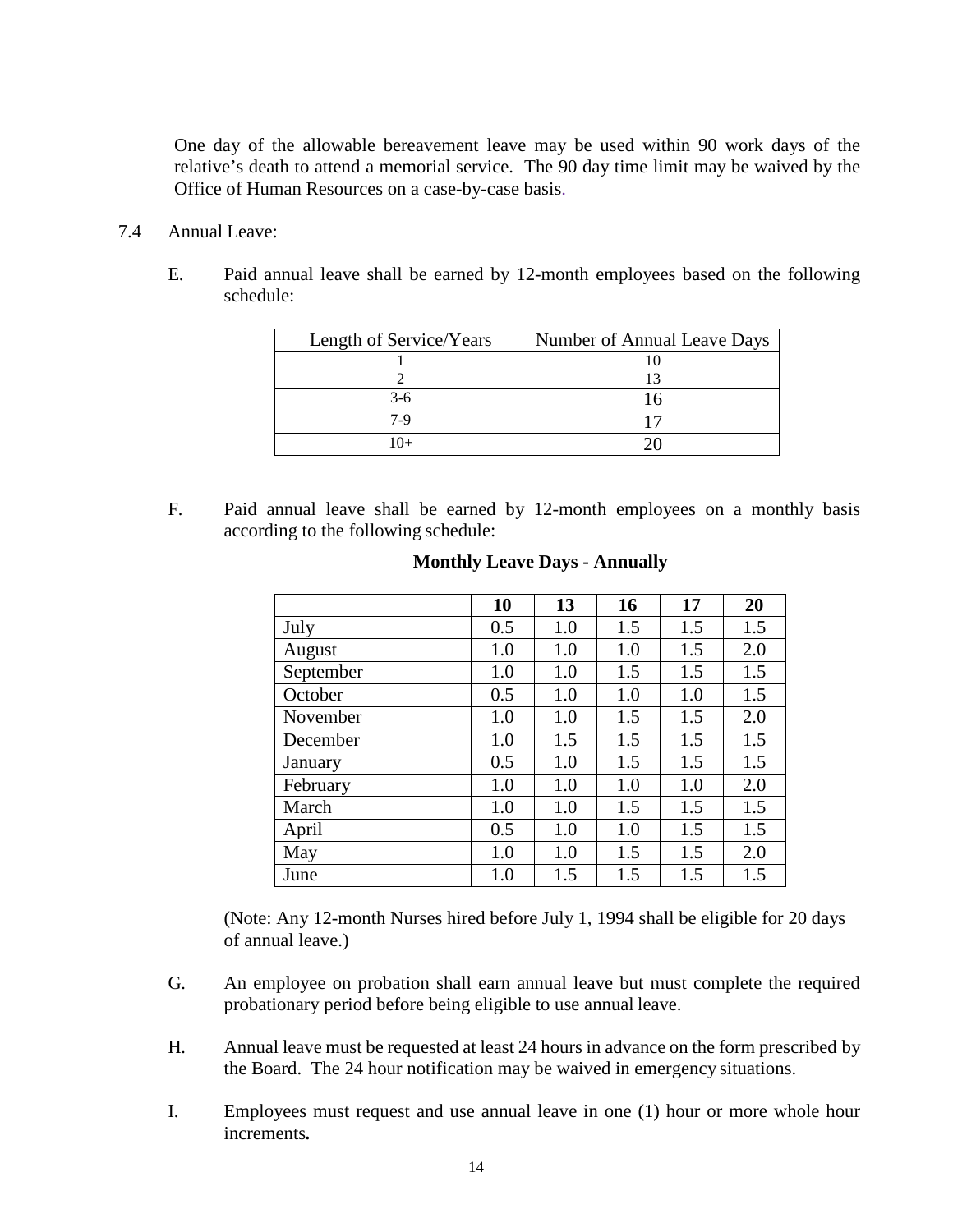One day of the allowable bereavement leave may be used within 90 work days of the relative's death to attend a memorial service. The 90 day time limit may be waived by the Office of Human Resources on a case-by-case basis.

7.4 Annual Leave:

E. Paid annual leave shall be earned by 12-month employees based on the following schedule:

| Length of Service/Years | Number of Annual Leave Days |
|---|---|
| 1 | 10 |
| 2 | 13 |
| 3-6 | 16 |
| 7-9 | 17 |
| 10+ | 20 |

F. Paid annual leave shall be earned by 12-month employees on a monthly basis according to the following schedule:

**Monthly Leave Days - Annually**

| | **10** | **13** | **16** | **17** | **20** |
|---|---|---|---|---|---|
| July | 0.5 | 1.0 | 1.5 | 1.5 | 1.5 |
| August | 1.0 | 1.0 | 1.0 | 1.5 | 2.0 |
| September | 1.0 | 1.0 | 1.5 | 1.5 | 1.5 |
| October | 0.5 | 1.0 | 1.0 | 1.0 | 1.5 |
| November | 1.0 | 1.0 | 1.5 | 1.5 | 2.0 |
| December | 1.0 | 1.5 | 1.5 | 1.5 | 1.5 |
| January | 0.5 | 1.0 | 1.5 | 1.5 | 1.5 |
| February | 1.0 | 1.0 | 1.0 | 1.0 | 2.0 |
| March | 1.0 | 1.0 | 1.5 | 1.5 | 1.5 |
| April | 0.5 | 1.0 | 1.0 | 1.5 | 1.5 |
| May | 1.0 | 1.0 | 1.5 | 1.5 | 2.0 |
| June | 1.0 | 1.5 | 1.5 | 1.5 | 1.5 |

(Note: Any 12-month Nurses hired before July 1, 1994 shall be eligible for 20 days of annual leave.)

G. An employee on probation shall earn annual leave but must complete the required probationary period before being eligible to use annual leave.

H. Annual leave must be requested at least 24 hours in advance on the form prescribed by the Board. The 24 hour notification may be waived in emergency situations.

I. Employees must request and use annual leave in one (1) hour or more whole hour increments**.**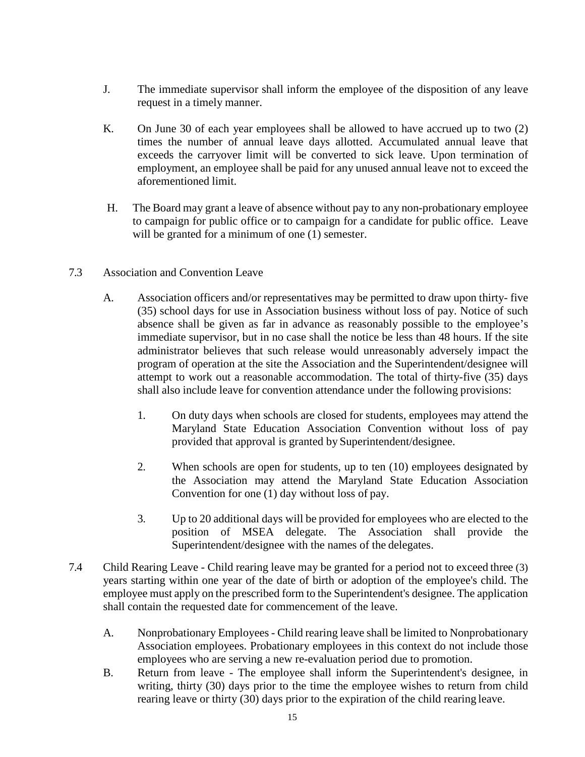J. The immediate supervisor shall inform the employee of the disposition of any leave request in a timely manner.

K. On June 30 of each year employees shall be allowed to have accrued up to two (2) times the number of annual leave days allotted. Accumulated annual leave that exceeds the carryover limit will be converted to sick leave. Upon termination of employment, an employee shall be paid for any unused annual leave not to exceed the aforementioned limit.

H. The Board may grant a leave of absence without pay to any non-probationary employee to campaign for public office or to campaign for a candidate for public office. Leave will be granted for a minimum of one (1) semester.

7.3 Association and Convention Leave

A. Association officers and/or representatives may be permitted to draw upon thirty- five (35) school days for use in Association business without loss of pay. Notice of such absence shall be given as far in advance as reasonably possible to the employee's immediate supervisor, but in no case shall the notice be less than 48 hours. If the site administrator believes that such release would unreasonably adversely impact the program of operation at the site the Association and the Superintendent/designee will attempt to work out a reasonable accommodation. The total of thirty-five (35) days shall also include leave for convention attendance under the following provisions:

1. On duty days when schools are closed for students, employees may attend the Maryland State Education Association Convention without loss of pay provided that approval is granted by Superintendent/designee.

2. When schools are open for students, up to ten (10) employees designated by the Association may attend the Maryland State Education Association Convention for one (1) day without loss of pay.

3. Up to 20 additional days will be provided for employees who are elected to the position of MSEA delegate. The Association shall provide the Superintendent/designee with the names of the delegates.

7.4 Child Rearing Leave - Child rearing leave may be granted for a period not to exceed three (3) years starting within one year of the date of birth or adoption of the employee's child. The employee must apply on the prescribed form to the Superintendent's designee. The application shall contain the requested date for commencement of the leave.

A. Nonprobationary Employees - Child rearing leave shall be limited to Nonprobationary Association employees. Probationary employees in this context do not include those employees who are serving a new re-evaluation period due to promotion.

B. Return from leave - The employee shall inform the Superintendent's designee, in writing, thirty (30) days prior to the time the employee wishes to return from child rearing leave or thirty (30) days prior to the expiration of the child rearing leave.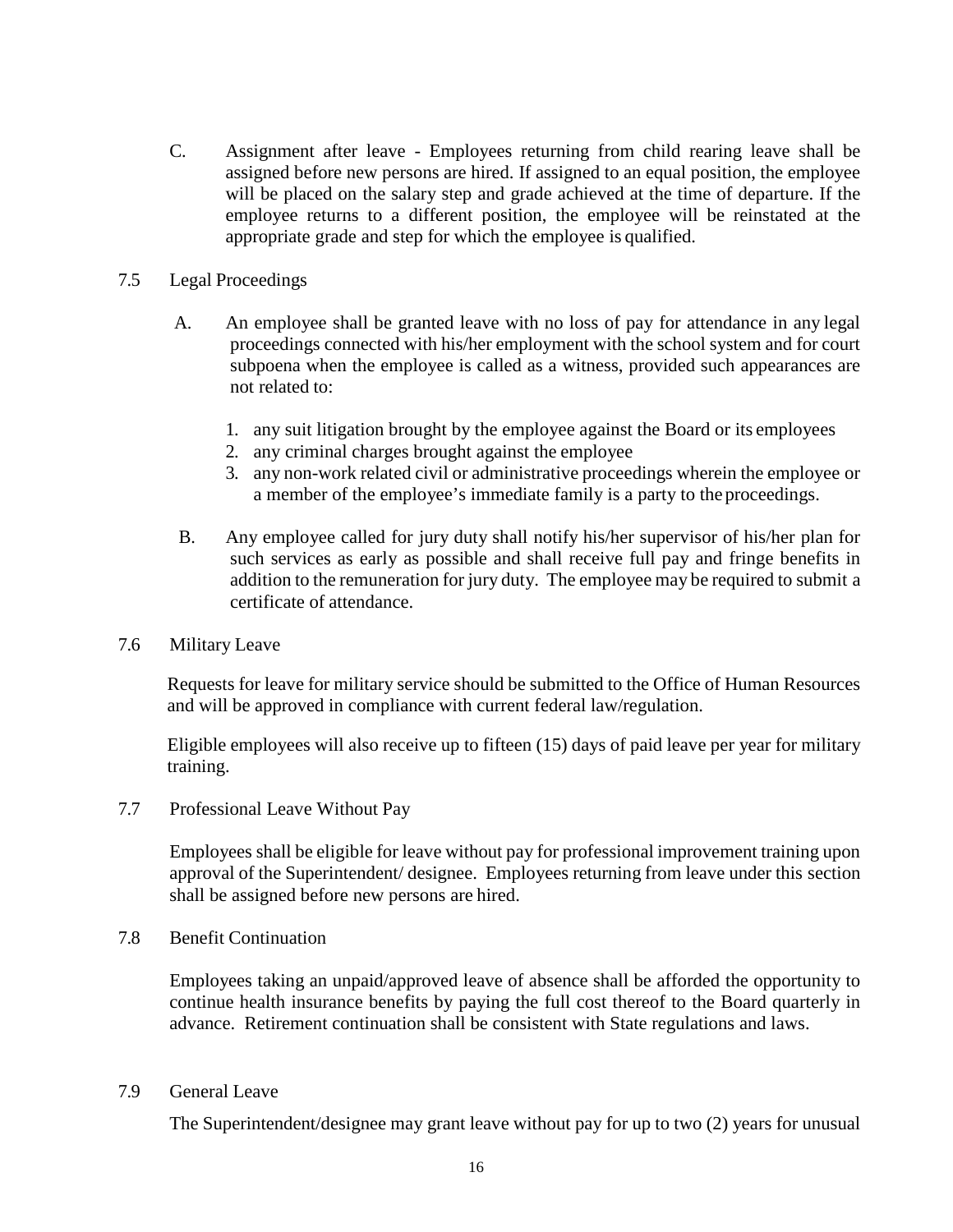C. Assignment after leave - Employees returning from child rearing leave shall be assigned before new persons are hired. If assigned to an equal position, the employee will be placed on the salary step and grade achieved at the time of departure. If the employee returns to a different position, the employee will be reinstated at the appropriate grade and step for which the employee is qualified.

## 7.5 Legal Proceedings

A. An employee shall be granted leave with no loss of pay for attendance in any legal proceedings connected with his/her employment with the school system and for court subpoena when the employee is called as a witness, provided such appearances are not related to:

1. any suit litigation brought by the employee against the Board or its employees
2. any criminal charges brought against the employee
3. any non-work related civil or administrative proceedings wherein the employee or a member of the employee's immediate family is a party to the proceedings.

B. Any employee called for jury duty shall notify his/her supervisor of his/her plan for such services as early as possible and shall receive full pay and fringe benefits in addition to the remuneration for jury duty. The employee may be required to submit a certificate of attendance.

## 7.6 Military Leave

Requests for leave for military service should be submitted to the Office of Human Resources and will be approved in compliance with current federal law/regulation.

Eligible employees will also receive up to fifteen (15) days of paid leave per year for military training.

## 7.7 Professional Leave Without Pay

Employees shall be eligible for leave without pay for professional improvement training upon approval of the Superintendent/ designee. Employees returning from leave under this section shall be assigned before new persons are hired.

## 7.8 Benefit Continuation

Employees taking an unpaid/approved leave of absence shall be afforded the opportunity to continue health insurance benefits by paying the full cost thereof to the Board quarterly in advance. Retirement continuation shall be consistent with State regulations and laws.

## 7.9 General Leave

The Superintendent/designee may grant leave without pay for up to two (2) years for unusual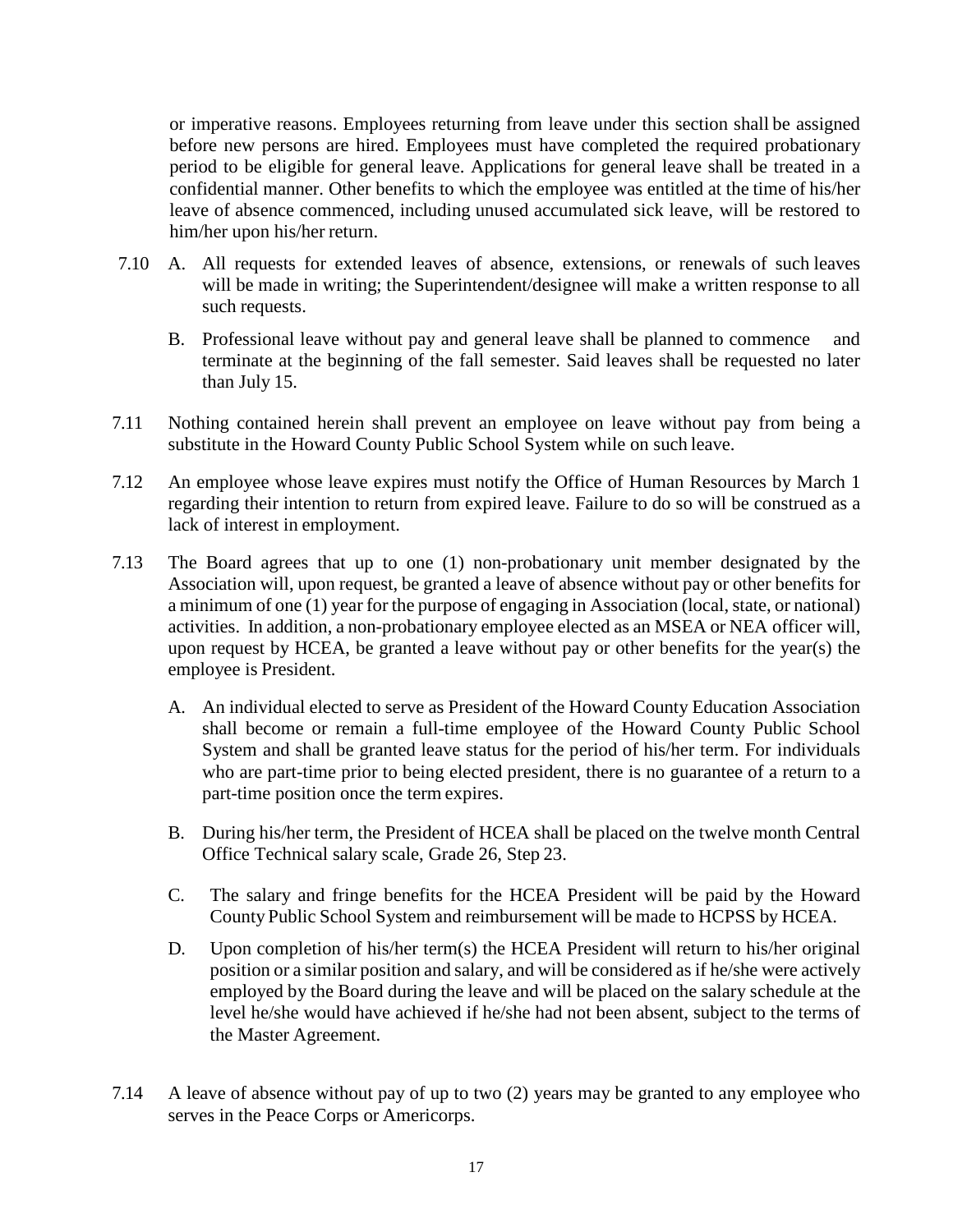or imperative reasons. Employees returning from leave under this section shall be assigned before new persons are hired. Employees must have completed the required probationary period to be eligible for general leave. Applications for general leave shall be treated in a confidential manner. Other benefits to which the employee was entitled at the time of his/her leave of absence commenced, including unused accumulated sick leave, will be restored to him/her upon his/her return.

7.10 A. All requests for extended leaves of absence, extensions, or renewals of such leaves will be made in writing; the Superintendent/designee will make a written response to all such requests.

B. Professional leave without pay and general leave shall be planned to commence and terminate at the beginning of the fall semester. Said leaves shall be requested no later than July 15.

7.11 Nothing contained herein shall prevent an employee on leave without pay from being a substitute in the Howard County Public School System while on such leave.

7.12 An employee whose leave expires must notify the Office of Human Resources by March 1 regarding their intention to return from expired leave. Failure to do so will be construed as a lack of interest in employment.

7.13 The Board agrees that up to one (1) non-probationary unit member designated by the Association will, upon request, be granted a leave of absence without pay or other benefits for a minimum of one (1) year for the purpose of engaging in Association (local, state, or national) activities. In addition, a non-probationary employee elected as an MSEA or NEA officer will, upon request by HCEA, be granted a leave without pay or other benefits for the year(s) the employee is President.

A. An individual elected to serve as President of the Howard County Education Association shall become or remain a full-time employee of the Howard County Public School System and shall be granted leave status for the period of his/her term. For individuals who are part-time prior to being elected president, there is no guarantee of a return to a part-time position once the term expires.

B. During his/her term, the President of HCEA shall be placed on the twelve month Central Office Technical salary scale, Grade 26, Step 23.

C. The salary and fringe benefits for the HCEA President will be paid by the Howard County Public School System and reimbursement will be made to HCPSS by HCEA.

D. Upon completion of his/her term(s) the HCEA President will return to his/her original position or a similar position and salary, and will be considered as if he/she were actively employed by the Board during the leave and will be placed on the salary schedule at the level he/she would have achieved if he/she had not been absent, subject to the terms of the Master Agreement.

7.14 A leave of absence without pay of up to two (2) years may be granted to any employee who serves in the Peace Corps or Americorps.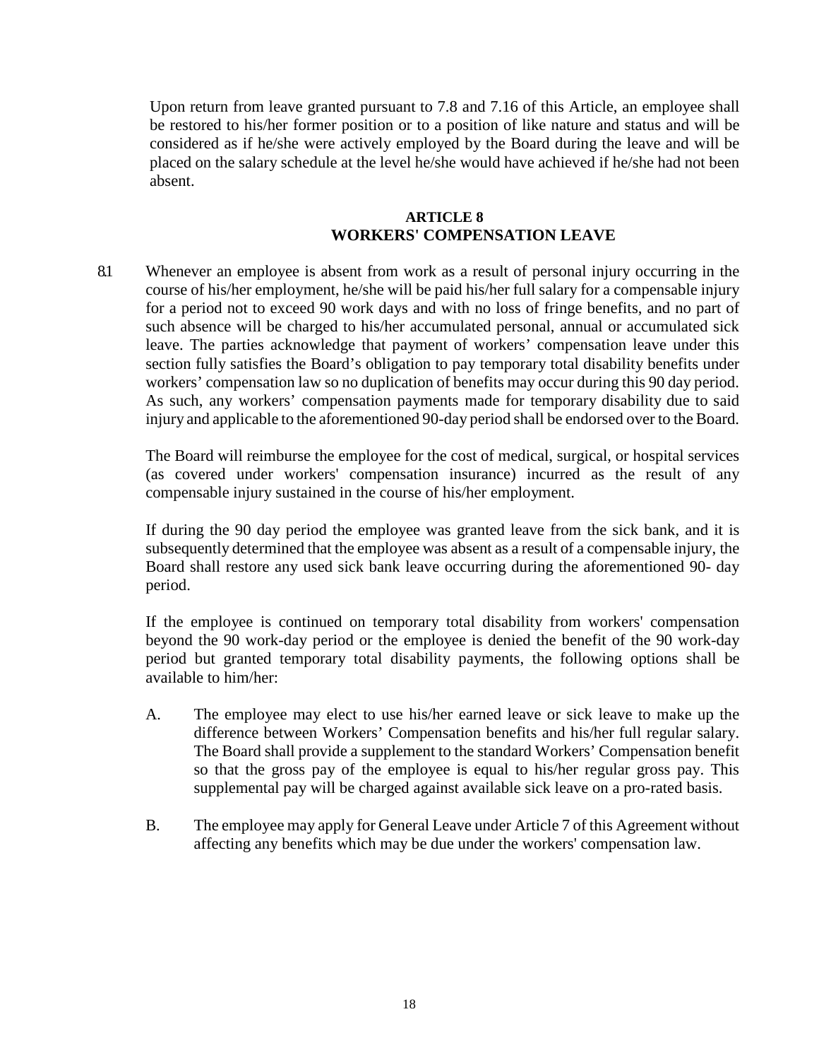Upon return from leave granted pursuant to 7.8 and 7.16 of this Article, an employee shall be restored to his/her former position or to a position of like nature and status and will be considered as if he/she were actively employed by the Board during the leave and will be placed on the salary schedule at the level he/she would have achieved if he/she had not been absent.

## ARTICLE 8
## WORKERS' COMPENSATION LEAVE

8.1 Whenever an employee is absent from work as a result of personal injury occurring in the course of his/her employment, he/she will be paid his/her full salary for a compensable injury for a period not to exceed 90 work days and with no loss of fringe benefits, and no part of such absence will be charged to his/her accumulated personal, annual or accumulated sick leave. The parties acknowledge that payment of workers' compensation leave under this section fully satisfies the Board's obligation to pay temporary total disability benefits under workers' compensation law so no duplication of benefits may occur during this 90 day period. As such, any workers' compensation payments made for temporary disability due to said injury and applicable to the aforementioned 90-day period shall be endorsed over to the Board.

The Board will reimburse the employee for the cost of medical, surgical, or hospital services (as covered under workers' compensation insurance) incurred as the result of any compensable injury sustained in the course of his/her employment.

If during the 90 day period the employee was granted leave from the sick bank, and it is subsequently determined that the employee was absent as a result of a compensable injury, the Board shall restore any used sick bank leave occurring during the aforementioned 90- day period.

If the employee is continued on temporary total disability from workers' compensation beyond the 90 work-day period or the employee is denied the benefit of the 90 work-day period but granted temporary total disability payments, the following options shall be available to him/her:

A. The employee may elect to use his/her earned leave or sick leave to make up the difference between Workers' Compensation benefits and his/her full regular salary. The Board shall provide a supplement to the standard Workers' Compensation benefit so that the gross pay of the employee is equal to his/her regular gross pay. This supplemental pay will be charged against available sick leave on a pro-rated basis.

B. The employee may apply for General Leave under Article 7 of this Agreement without affecting any benefits which may be due under the workers' compensation law.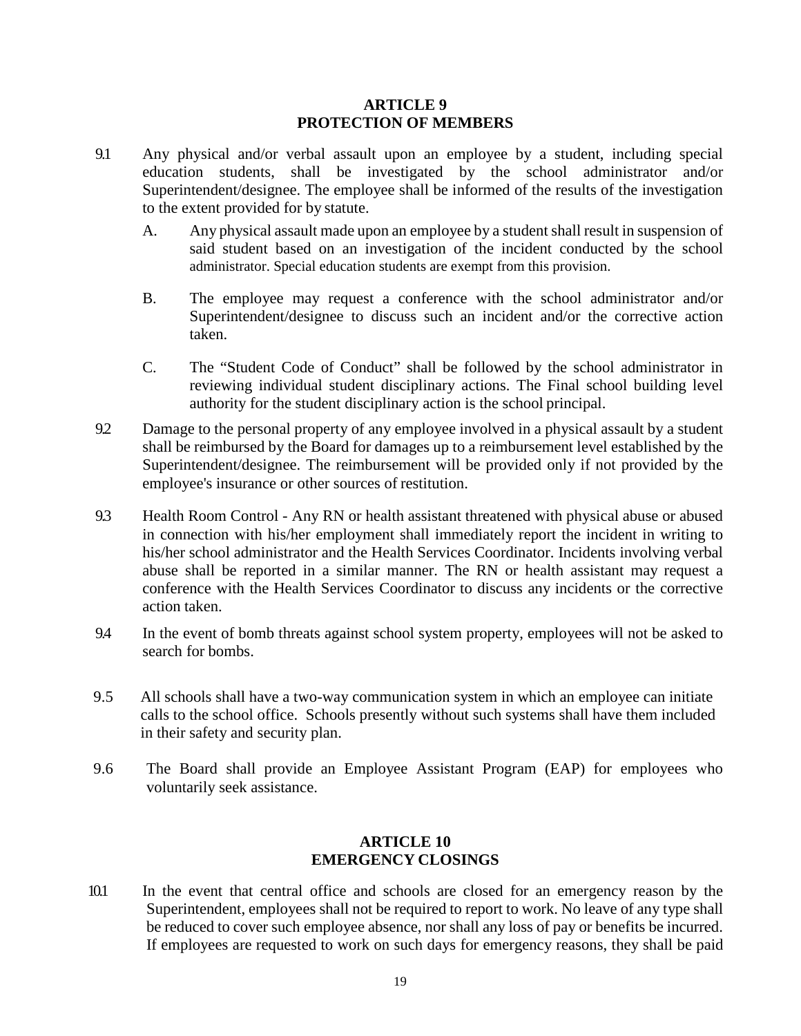## ARTICLE 9
## PROTECTION OF MEMBERS

9.1 Any physical and/or verbal assault upon an employee by a student, including special education students, shall be investigated by the school administrator and/or Superintendent/designee. The employee shall be informed of the results of the investigation to the extent provided for by statute.

   A. Any physical assault made upon an employee by a student shall result in suspension of said student based on an investigation of the incident conducted by the school administrator. Special education students are exempt from this provision.

   B. The employee may request a conference with the school administrator and/or Superintendent/designee to discuss such an incident and/or the corrective action taken.

   C. The "Student Code of Conduct" shall be followed by the school administrator in reviewing individual student disciplinary actions. The Final school building level authority for the student disciplinary action is the school principal.

9.2 Damage to the personal property of any employee involved in a physical assault by a student shall be reimbursed by the Board for damages up to a reimbursement level established by the Superintendent/designee. The reimbursement will be provided only if not provided by the employee's insurance or other sources of restitution.

9.3 Health Room Control - Any RN or health assistant threatened with physical abuse or abused in connection with his/her employment shall immediately report the incident in writing to his/her school administrator and the Health Services Coordinator. Incidents involving verbal abuse shall be reported in a similar manner. The RN or health assistant may request a conference with the Health Services Coordinator to discuss any incidents or the corrective action taken.

9.4 In the event of bomb threats against school system property, employees will not be asked to search for bombs.

9.5 All schools shall have a two-way communication system in which an employee can initiate calls to the school office. Schools presently without such systems shall have them included in their safety and security plan.

9.6 The Board shall provide an Employee Assistant Program (EAP) for employees who voluntarily seek assistance.

## ARTICLE 10
## EMERGENCY CLOSINGS

10.1 In the event that central office and schools are closed for an emergency reason by the Superintendent, employees shall not be required to report to work. No leave of any type shall be reduced to cover such employee absence, nor shall any loss of pay or benefits be incurred. If employees are requested to work on such days for emergency reasons, they shall be paid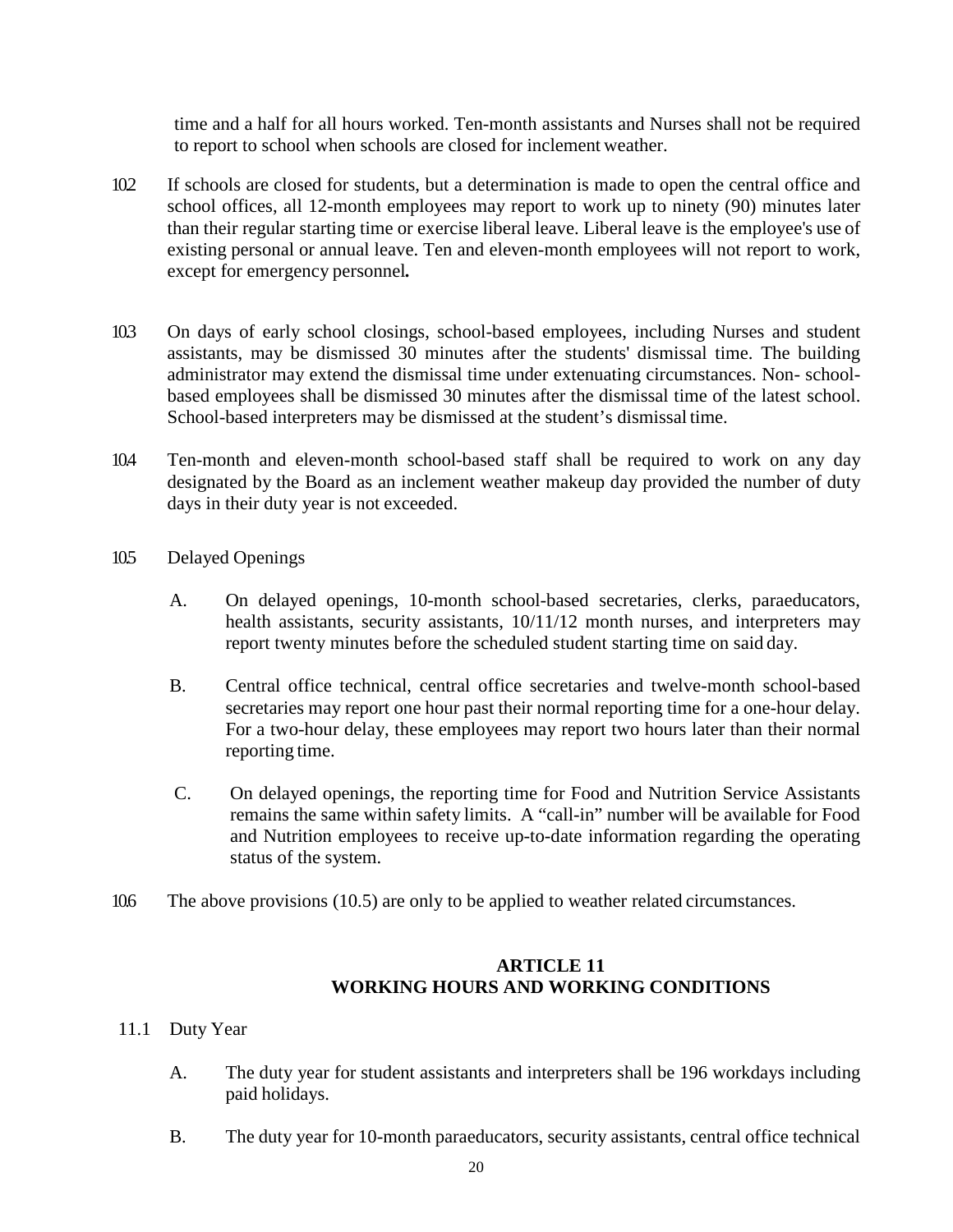time and a half for all hours worked. Ten-month assistants and Nurses shall not be required to report to school when schools are closed for inclement weather.

10.2 If schools are closed for students, but a determination is made to open the central office and school offices, all 12-month employees may report to work up to ninety (90) minutes later than their regular starting time or exercise liberal leave. Liberal leave is the employee's use of existing personal or annual leave. Ten and eleven-month employees will not report to work, except for emergency personnel**.**

10.3 On days of early school closings, school-based employees, including Nurses and student assistants, may be dismissed 30 minutes after the students' dismissal time. The building administrator may extend the dismissal time under extenuating circumstances. Non- school-based employees shall be dismissed 30 minutes after the dismissal time of the latest school. School-based interpreters may be dismissed at the student's dismissal time.

10.4 Ten-month and eleven-month school-based staff shall be required to work on any day designated by the Board as an inclement weather makeup day provided the number of duty days in their duty year is not exceeded.

10.5 Delayed Openings

A. On delayed openings, 10-month school-based secretaries, clerks, paraeducators, health assistants, security assistants, 10/11/12 month nurses, and interpreters may report twenty minutes before the scheduled student starting time on said day.

B. Central office technical, central office secretaries and twelve-month school-based secretaries may report one hour past their normal reporting time for a one-hour delay. For a two-hour delay, these employees may report two hours later than their normal reporting time.

C. On delayed openings, the reporting time for Food and Nutrition Service Assistants remains the same within safety limits. A "call-in" number will be available for Food and Nutrition employees to receive up-to-date information regarding the operating status of the system.

10.6 The above provisions (10.5) are only to be applied to weather related circumstances.

## ARTICLE 11
## WORKING HOURS AND WORKING CONDITIONS

11.1 Duty Year

A. The duty year for student assistants and interpreters shall be 196 workdays including paid holidays.

B. The duty year for 10-month paraeducators, security assistants, central office technical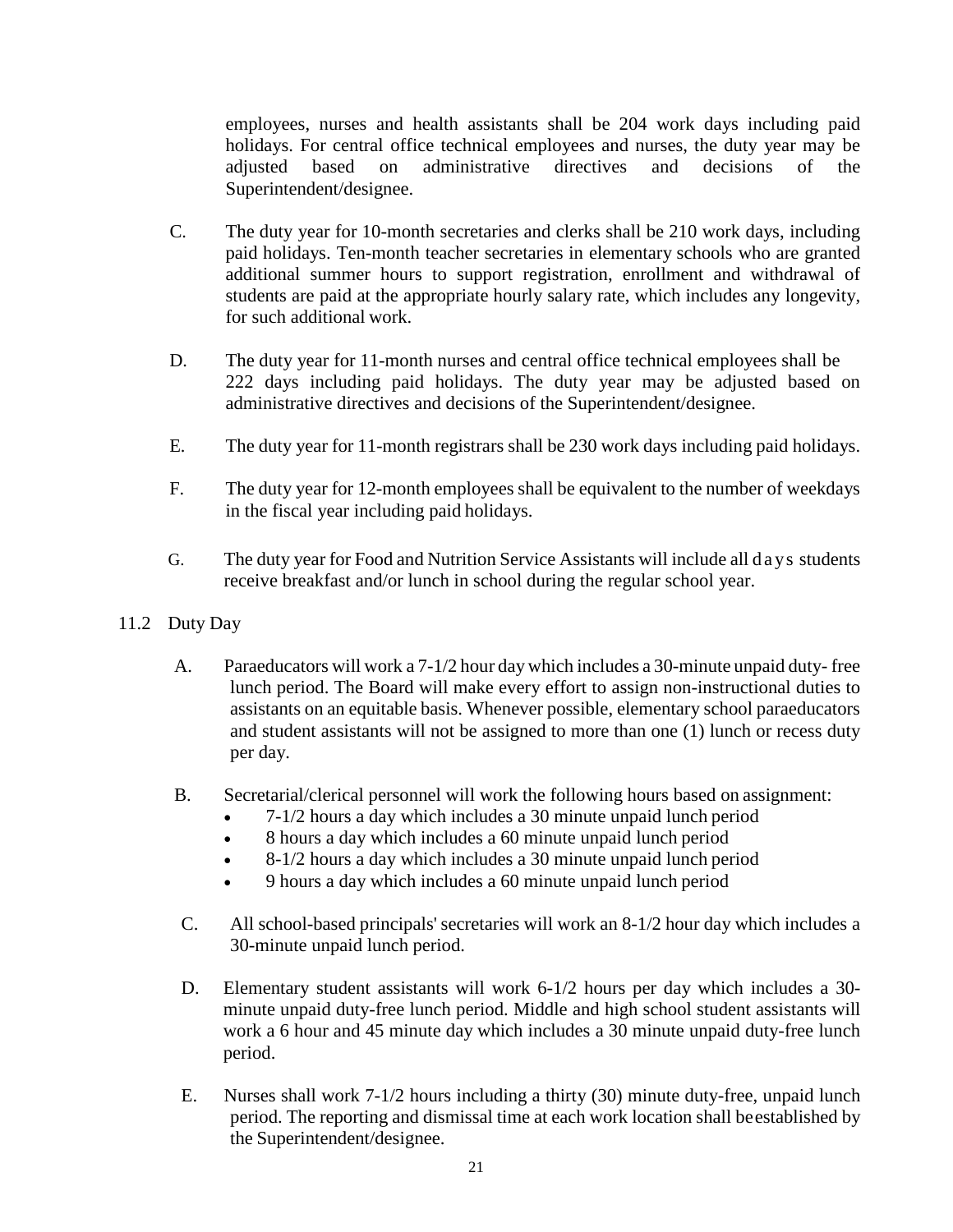employees, nurses and health assistants shall be 204 work days including paid holidays. For central office technical employees and nurses, the duty year may be adjusted based on administrative directives and decisions of the Superintendent/designee.

C. The duty year for 10-month secretaries and clerks shall be 210 work days, including paid holidays. Ten-month teacher secretaries in elementary schools who are granted additional summer hours to support registration, enrollment and withdrawal of students are paid at the appropriate hourly salary rate, which includes any longevity, for such additional work.

D. The duty year for 11-month nurses and central office technical employees shall be 222 days including paid holidays. The duty year may be adjusted based on administrative directives and decisions of the Superintendent/designee.

E. The duty year for 11-month registrars shall be 230 work days including paid holidays.

F. The duty year for 12-month employees shall be equivalent to the number of weekdays in the fiscal year including paid holidays.

G. The duty year for Food and Nutrition Service Assistants will include all days students receive breakfast and/or lunch in school during the regular school year.

## 11.2 Duty Day

A. Paraeducators will work a 7-1/2 hour day which includes a 30-minute unpaid duty- free lunch period. The Board will make every effort to assign non-instructional duties to assistants on an equitable basis. Whenever possible, elementary school paraeducators and student assistants will not be assigned to more than one (1) lunch or recess duty per day.

B. Secretarial/clerical personnel will work the following hours based on assignment:

- 7-1/2 hours a day which includes a 30 minute unpaid lunch period
- 8 hours a day which includes a 60 minute unpaid lunch period
- 8-1/2 hours a day which includes a 30 minute unpaid lunch period
- 9 hours a day which includes a 60 minute unpaid lunch period

C. All school-based principals' secretaries will work an 8-1/2 hour day which includes a 30-minute unpaid lunch period.

D. Elementary student assistants will work 6-1/2 hours per day which includes a 30-minute unpaid duty-free lunch period. Middle and high school student assistants will work a 6 hour and 45 minute day which includes a 30 minute unpaid duty-free lunch period.

E. Nurses shall work 7-1/2 hours including a thirty (30) minute duty-free, unpaid lunch period. The reporting and dismissal time at each work location shall be established by the Superintendent/designee.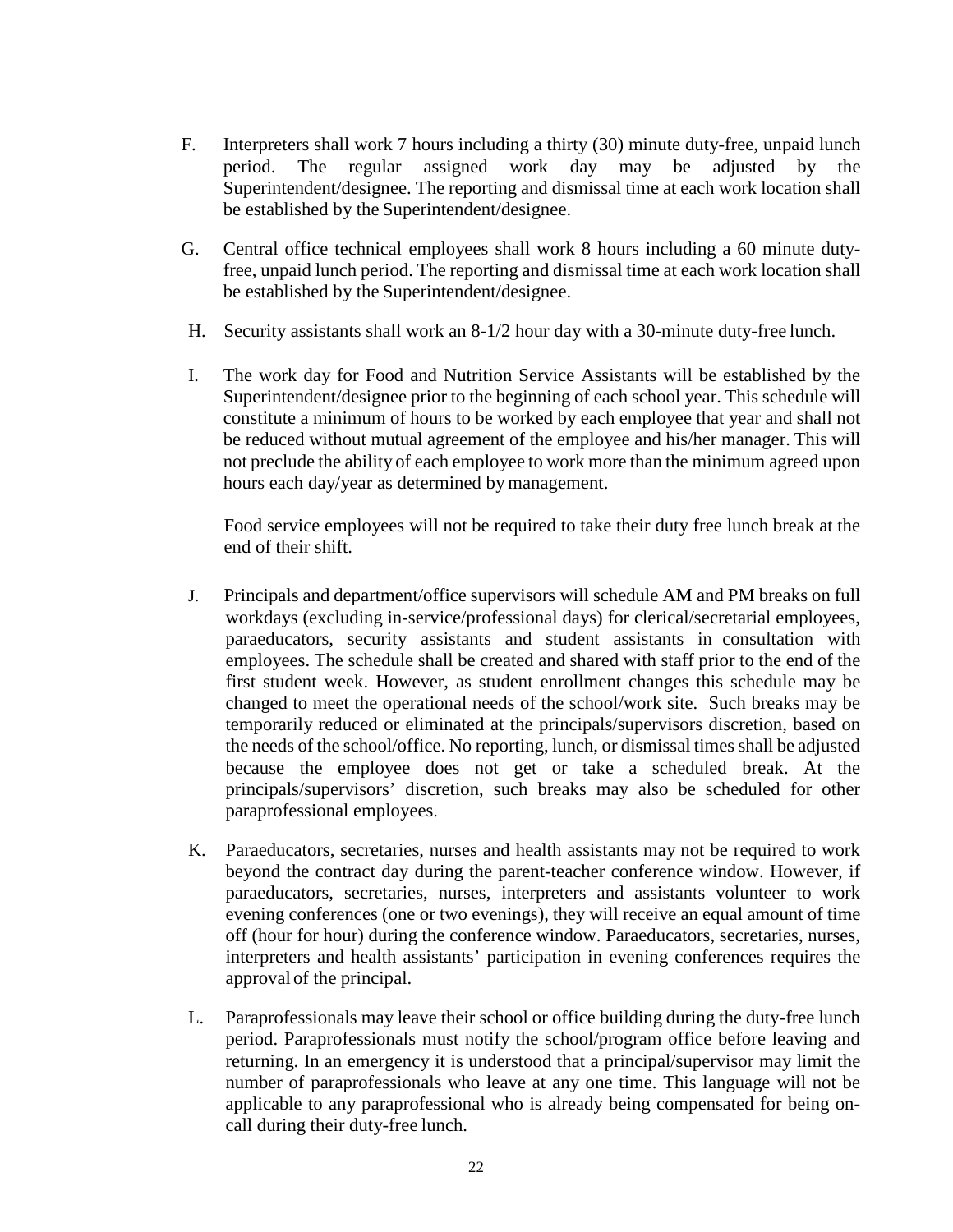F. Interpreters shall work 7 hours including a thirty (30) minute duty-free, unpaid lunch period. The regular assigned work day may be adjusted by the Superintendent/designee. The reporting and dismissal time at each work location shall be established by the Superintendent/designee.

G. Central office technical employees shall work 8 hours including a 60 minute duty-free, unpaid lunch period. The reporting and dismissal time at each work location shall be established by the Superintendent/designee.

H. Security assistants shall work an 8-1/2 hour day with a 30-minute duty-free lunch.

I. The work day for Food and Nutrition Service Assistants will be established by the Superintendent/designee prior to the beginning of each school year. This schedule will constitute a minimum of hours to be worked by each employee that year and shall not be reduced without mutual agreement of the employee and his/her manager. This will not preclude the ability of each employee to work more than the minimum agreed upon hours each day/year as determined by management.

   Food service employees will not be required to take their duty free lunch break at the end of their shift.

J. Principals and department/office supervisors will schedule AM and PM breaks on full workdays (excluding in-service/professional days) for clerical/secretarial employees, paraeducators, security assistants and student assistants in consultation with employees. The schedule shall be created and shared with staff prior to the end of the first student week. However, as student enrollment changes this schedule may be changed to meet the operational needs of the school/work site. Such breaks may be temporarily reduced or eliminated at the principals/supervisors discretion, based on the needs of the school/office. No reporting, lunch, or dismissal times shall be adjusted because the employee does not get or take a scheduled break. At the principals/supervisors' discretion, such breaks may also be scheduled for other paraprofessional employees.

K. Paraeducators, secretaries, nurses and health assistants may not be required to work beyond the contract day during the parent-teacher conference window. However, if paraeducators, secretaries, nurses, interpreters and assistants volunteer to work evening conferences (one or two evenings), they will receive an equal amount of time off (hour for hour) during the conference window. Paraeducators, secretaries, nurses, interpreters and health assistants' participation in evening conferences requires the approval of the principal.

L. Paraprofessionals may leave their school or office building during the duty-free lunch period. Paraprofessionals must notify the school/program office before leaving and returning. In an emergency it is understood that a principal/supervisor may limit the number of paraprofessionals who leave at any one time. This language will not be applicable to any paraprofessional who is already being compensated for being on-call during their duty-free lunch.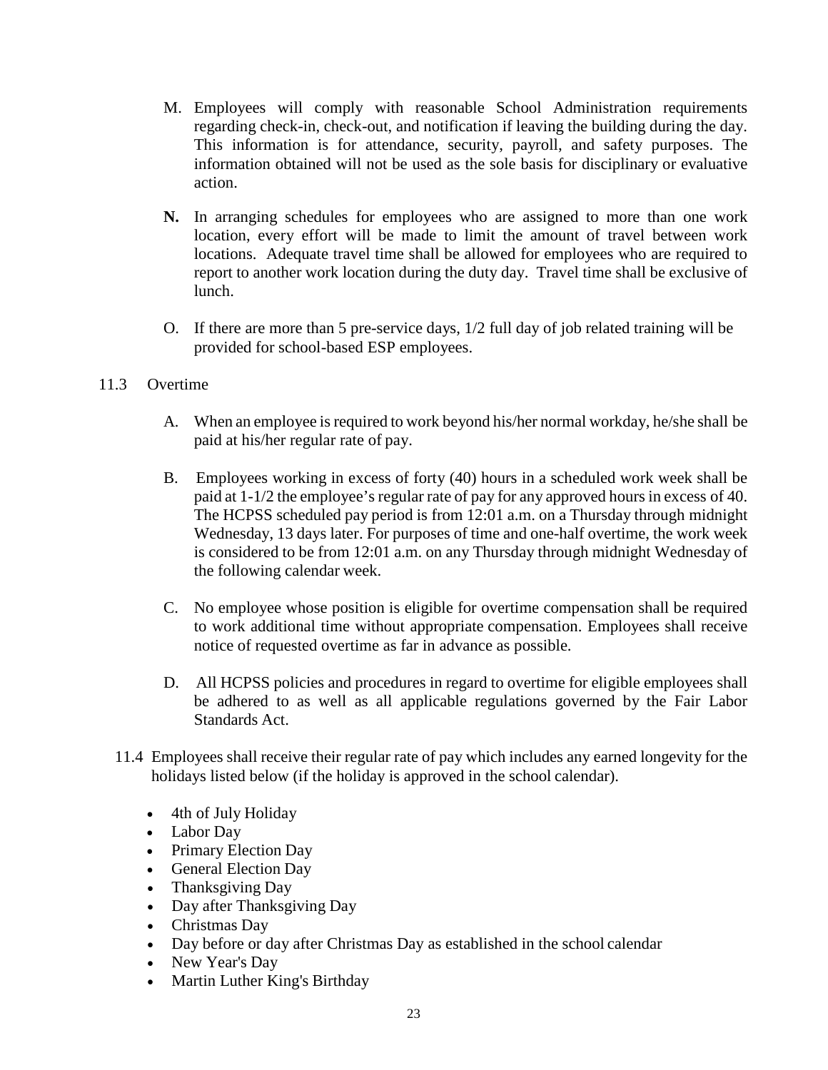M. Employees will comply with reasonable School Administration requirements regarding check-in, check-out, and notification if leaving the building during the day. This information is for attendance, security, payroll, and safety purposes. The information obtained will not be used as the sole basis for disciplinary or evaluative action.

**N.** In arranging schedules for employees who are assigned to more than one work location, every effort will be made to limit the amount of travel between work locations. Adequate travel time shall be allowed for employees who are required to report to another work location during the duty day. Travel time shall be exclusive of lunch.

O. If there are more than 5 pre-service days, 1/2 full day of job related training will be provided for school-based ESP employees.

11.3 Overtime

A. When an employee is required to work beyond his/her normal workday, he/she shall be paid at his/her regular rate of pay.

B. Employees working in excess of forty (40) hours in a scheduled work week shall be paid at 1-1/2 the employee's regular rate of pay for any approved hours in excess of 40. The HCPSS scheduled pay period is from 12:01 a.m. on a Thursday through midnight Wednesday, 13 days later. For purposes of time and one-half overtime, the work week is considered to be from 12:01 a.m. on any Thursday through midnight Wednesday of the following calendar week.

C. No employee whose position is eligible for overtime compensation shall be required to work additional time without appropriate compensation. Employees shall receive notice of requested overtime as far in advance as possible.

D. All HCPSS policies and procedures in regard to overtime for eligible employees shall be adhered to as well as all applicable regulations governed by the Fair Labor Standards Act.

11.4 Employees shall receive their regular rate of pay which includes any earned longevity for the holidays listed below (if the holiday is approved in the school calendar).

- 4th of July Holiday
- Labor Day
- Primary Election Day
- General Election Day
- Thanksgiving Day
- Day after Thanksgiving Day
- Christmas Day
- Day before or day after Christmas Day as established in the school calendar
- New Year's Day
- Martin Luther King's Birthday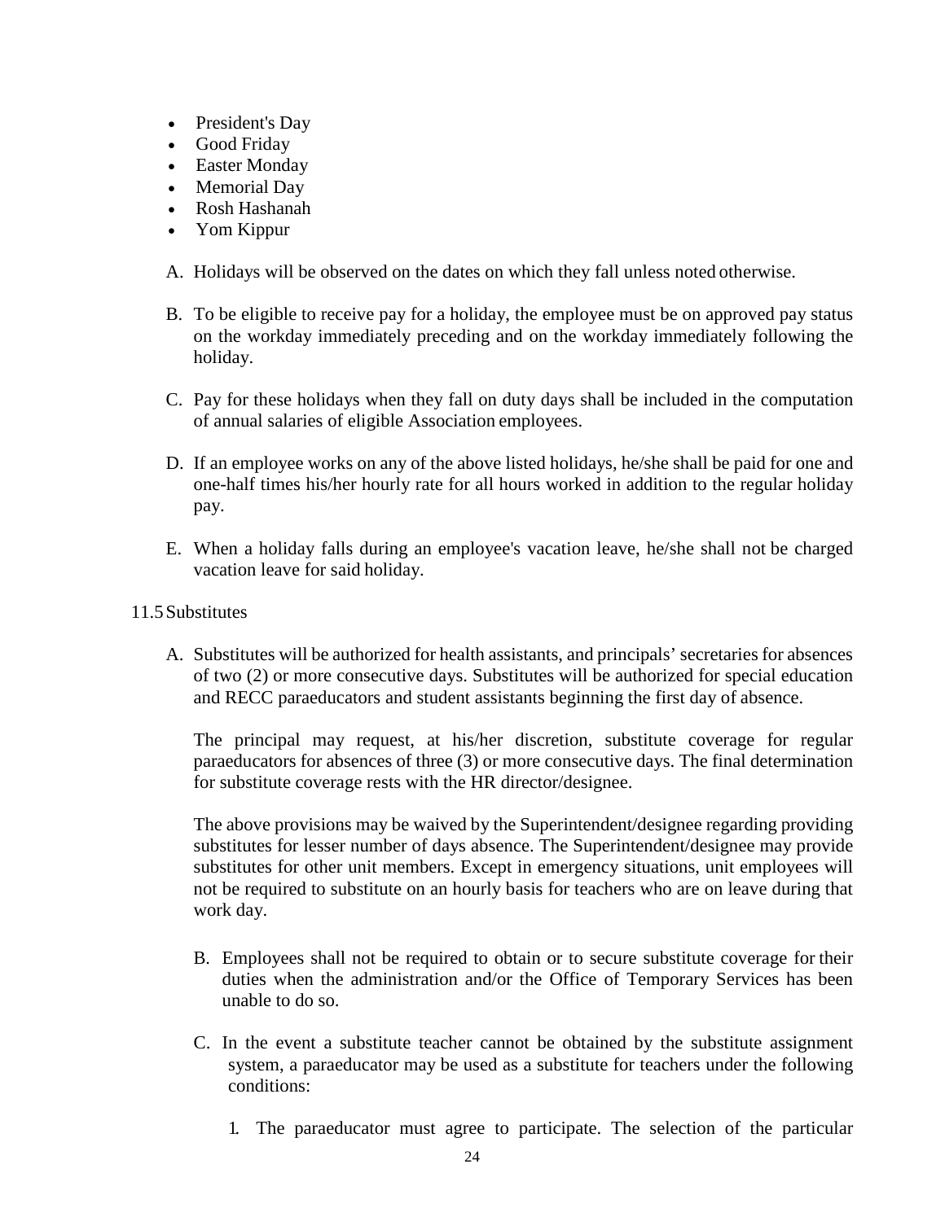- President's Day
- Good Friday
- Easter Monday
- Memorial Day
- Rosh Hashanah
- Yom Kippur

A. Holidays will be observed on the dates on which they fall unless noted otherwise.

B. To be eligible to receive pay for a holiday, the employee must be on approved pay status on the workday immediately preceding and on the workday immediately following the holiday.

C. Pay for these holidays when they fall on duty days shall be included in the computation of annual salaries of eligible Association employees.

D. If an employee works on any of the above listed holidays, he/she shall be paid for one and one-half times his/her hourly rate for all hours worked in addition to the regular holiday pay.

E. When a holiday falls during an employee's vacation leave, he/she shall not be charged vacation leave for said holiday.

11.5 Substitutes

A. Substitutes will be authorized for health assistants, and principals' secretaries for absences of two (2) or more consecutive days. Substitutes will be authorized for special education and RECC paraeducators and student assistants beginning the first day of absence.

   The principal may request, at his/her discretion, substitute coverage for regular paraeducators for absences of three (3) or more consecutive days. The final determination for substitute coverage rests with the HR director/designee.

   The above provisions may be waived by the Superintendent/designee regarding providing substitutes for lesser number of days absence. The Superintendent/designee may provide substitutes for other unit members. Except in emergency situations, unit employees will not be required to substitute on an hourly basis for teachers who are on leave during that work day.

B. Employees shall not be required to obtain or to secure substitute coverage for their duties when the administration and/or the Office of Temporary Services has been unable to do so.

C. In the event a substitute teacher cannot be obtained by the substitute assignment system, a paraeducator may be used as a substitute for teachers under the following conditions:

   1. The paraeducator must agree to participate. The selection of the particular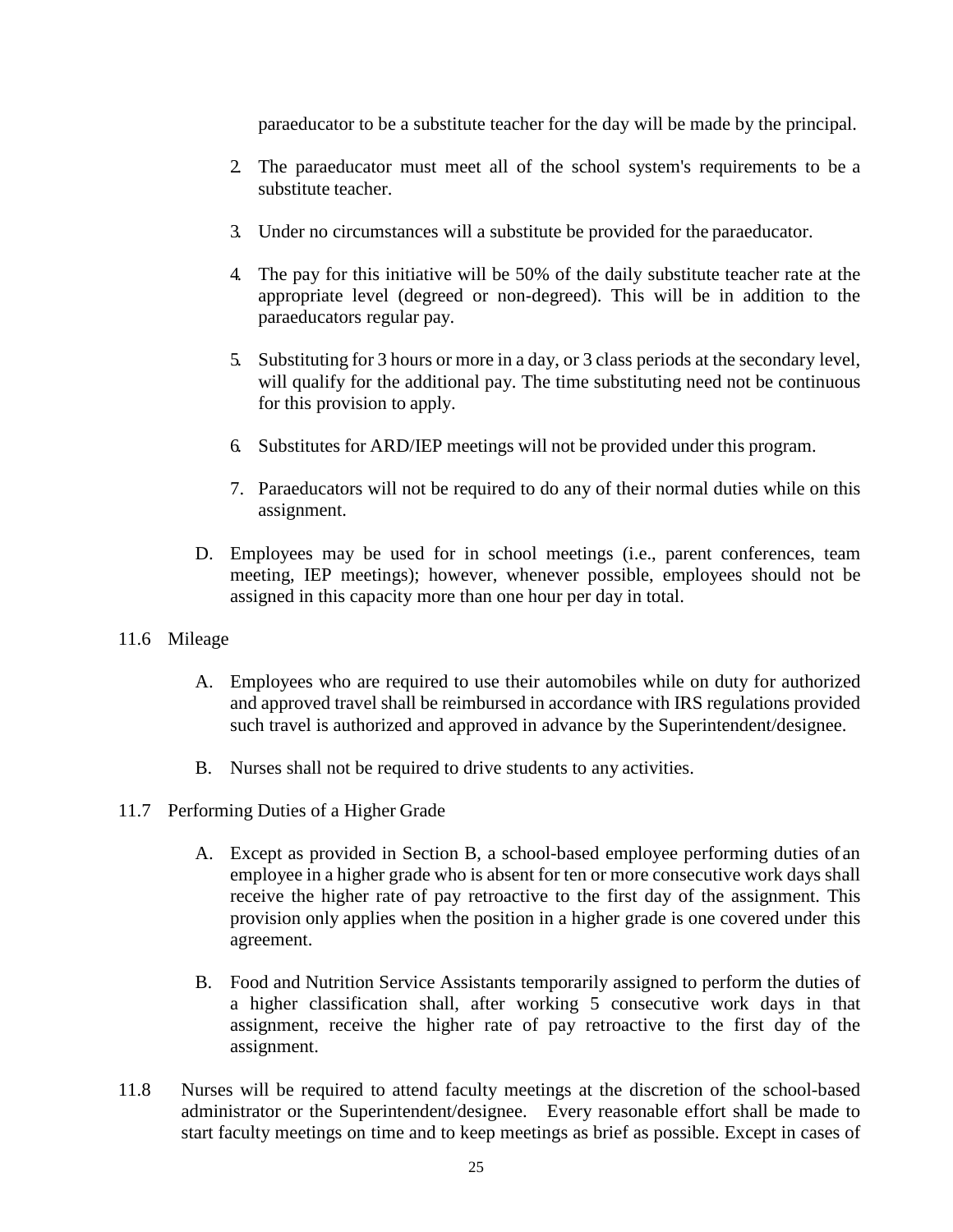paraeducator to be a substitute teacher for the day will be made by the principal.

2. The paraeducator must meet all of the school system's requirements to be a substitute teacher.

3. Under no circumstances will a substitute be provided for the paraeducator.

4. The pay for this initiative will be 50% of the daily substitute teacher rate at the appropriate level (degreed or non-degreed). This will be in addition to the paraeducators regular pay.

5. Substituting for 3 hours or more in a day, or 3 class periods at the secondary level, will qualify for the additional pay. The time substituting need not be continuous for this provision to apply.

6. Substitutes for ARD/IEP meetings will not be provided under this program.

7. Paraeducators will not be required to do any of their normal duties while on this assignment.

D. Employees may be used for in school meetings (i.e., parent conferences, team meeting, IEP meetings); however, whenever possible, employees should not be assigned in this capacity more than one hour per day in total.

11.6 Mileage

A. Employees who are required to use their automobiles while on duty for authorized and approved travel shall be reimbursed in accordance with IRS regulations provided such travel is authorized and approved in advance by the Superintendent/designee.

B. Nurses shall not be required to drive students to any activities.

11.7 Performing Duties of a Higher Grade

A. Except as provided in Section B, a school-based employee performing duties of an employee in a higher grade who is absent for ten or more consecutive work days shall receive the higher rate of pay retroactive to the first day of the assignment. This provision only applies when the position in a higher grade is one covered under this agreement.

B. Food and Nutrition Service Assistants temporarily assigned to perform the duties of a higher classification shall, after working 5 consecutive work days in that assignment, receive the higher rate of pay retroactive to the first day of the assignment.

11.8 Nurses will be required to attend faculty meetings at the discretion of the school-based administrator or the Superintendent/designee. Every reasonable effort shall be made to start faculty meetings on time and to keep meetings as brief as possible. Except in cases of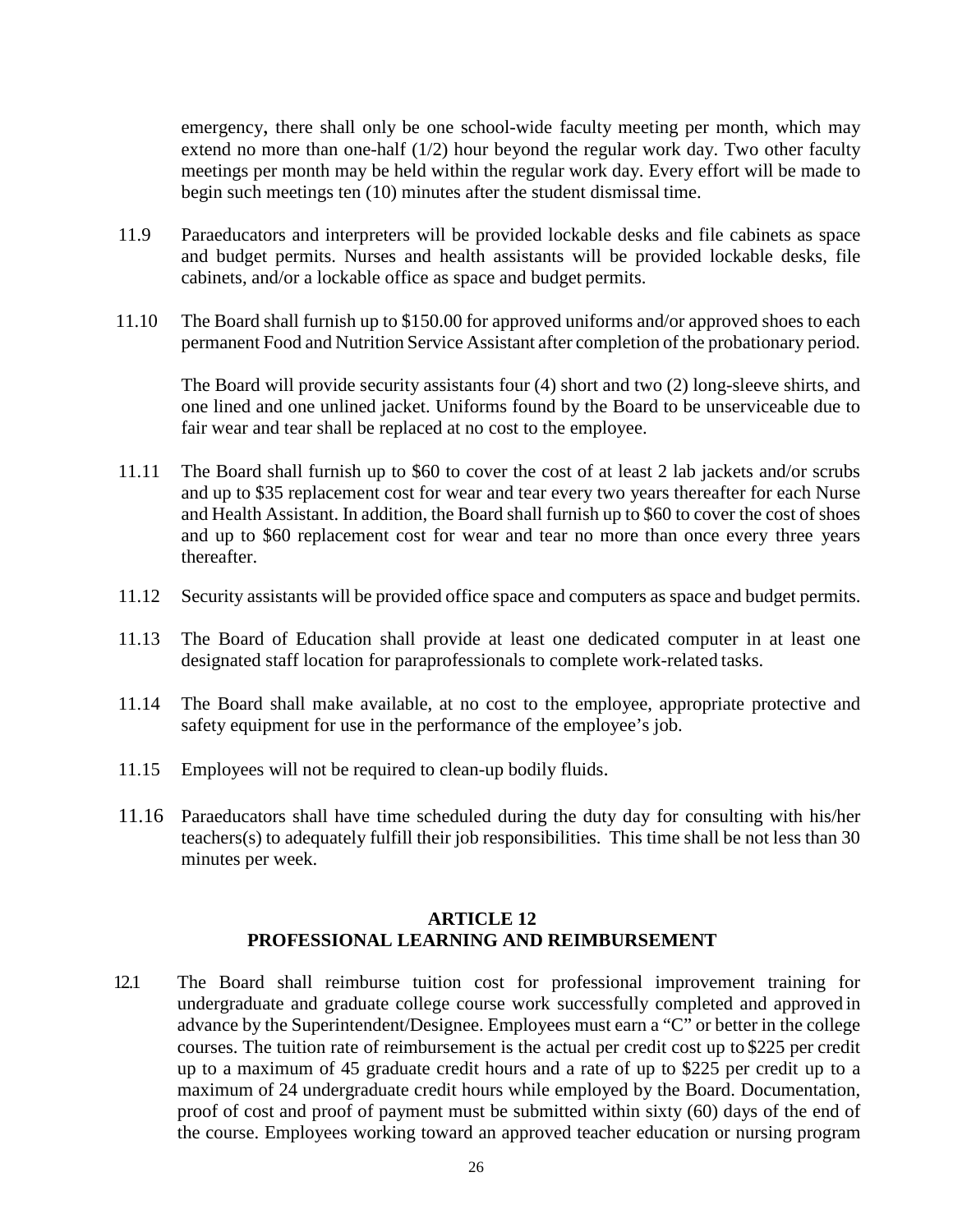emergency, there shall only be one school-wide faculty meeting per month, which may extend no more than one-half (1/2) hour beyond the regular work day. Two other faculty meetings per month may be held within the regular work day. Every effort will be made to begin such meetings ten (10) minutes after the student dismissal time.

11.9 Paraeducators and interpreters will be provided lockable desks and file cabinets as space and budget permits. Nurses and health assistants will be provided lockable desks, file cabinets, and/or a lockable office as space and budget permits.

11.10 The Board shall furnish up to $150.00 for approved uniforms and/or approved shoes to each permanent Food and Nutrition Service Assistant after completion of the probationary period.

The Board will provide security assistants four (4) short and two (2) long-sleeve shirts, and one lined and one unlined jacket. Uniforms found by the Board to be unserviceable due to fair wear and tear shall be replaced at no cost to the employee.

11.11 The Board shall furnish up to $60 to cover the cost of at least 2 lab jackets and/or scrubs and up to $35 replacement cost for wear and tear every two years thereafter for each Nurse and Health Assistant. In addition, the Board shall furnish up to $60 to cover the cost of shoes and up to $60 replacement cost for wear and tear no more than once every three years thereafter.

11.12 Security assistants will be provided office space and computers as space and budget permits.

11.13 The Board of Education shall provide at least one dedicated computer in at least one designated staff location for paraprofessionals to complete work-related tasks.

11.14 The Board shall make available, at no cost to the employee, appropriate protective and safety equipment for use in the performance of the employee's job.

11.15 Employees will not be required to clean-up bodily fluids.

11.16 Paraeducators shall have time scheduled during the duty day for consulting with his/her teachers(s) to adequately fulfill their job responsibilities. This time shall be not less than 30 minutes per week.

## ARTICLE 12
## PROFESSIONAL LEARNING AND REIMBURSEMENT

12.1 The Board shall reimburse tuition cost for professional improvement training for undergraduate and graduate college course work successfully completed and approved in advance by the Superintendent/Designee. Employees must earn a "C" or better in the college courses. The tuition rate of reimbursement is the actual per credit cost up to $225 per credit up to a maximum of 45 graduate credit hours and a rate of up to $225 per credit up to a maximum of 24 undergraduate credit hours while employed by the Board. Documentation, proof of cost and proof of payment must be submitted within sixty (60) days of the end of the course. Employees working toward an approved teacher education or nursing program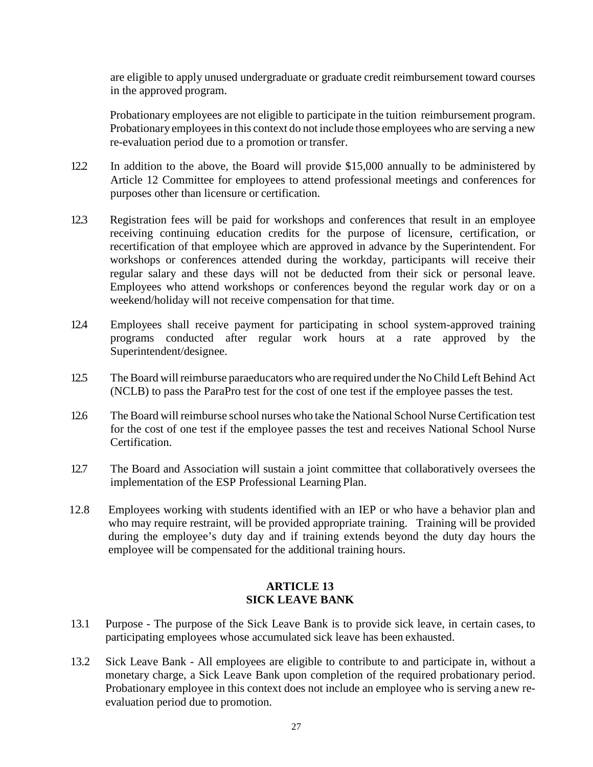are eligible to apply unused undergraduate or graduate credit reimbursement toward courses in the approved program.

Probationary employees are not eligible to participate in the tuition reimbursement program. Probationary employees in this context do not include those employees who are serving a new re-evaluation period due to a promotion or transfer.

12.2 In addition to the above, the Board will provide $15,000 annually to be administered by Article 12 Committee for employees to attend professional meetings and conferences for purposes other than licensure or certification.

12.3 Registration fees will be paid for workshops and conferences that result in an employee receiving continuing education credits for the purpose of licensure, certification, or recertification of that employee which are approved in advance by the Superintendent. For workshops or conferences attended during the workday, participants will receive their regular salary and these days will not be deducted from their sick or personal leave. Employees who attend workshops or conferences beyond the regular work day or on a weekend/holiday will not receive compensation for that time.

12.4 Employees shall receive payment for participating in school system-approved training programs conducted after regular work hours at a rate approved by the Superintendent/designee.

12.5 The Board will reimburse paraeducators who are required under the No Child Left Behind Act (NCLB) to pass the ParaPro test for the cost of one test if the employee passes the test.

12.6 The Board will reimburse school nurses who take the National School Nurse Certification test for the cost of one test if the employee passes the test and receives National School Nurse Certification.

12.7 The Board and Association will sustain a joint committee that collaboratively oversees the implementation of the ESP Professional Learning Plan.

12.8 Employees working with students identified with an IEP or who have a behavior plan and who may require restraint, will be provided appropriate training. Training will be provided during the employee's duty day and if training extends beyond the duty day hours the employee will be compensated for the additional training hours.

## ARTICLE 13
## SICK LEAVE BANK

13.1 Purpose - The purpose of the Sick Leave Bank is to provide sick leave, in certain cases, to participating employees whose accumulated sick leave has been exhausted.

13.2 Sick Leave Bank - All employees are eligible to contribute to and participate in, without a monetary charge, a Sick Leave Bank upon completion of the required probationary period. Probationary employee in this context does not include an employee who is serving a new re-evaluation period due to promotion.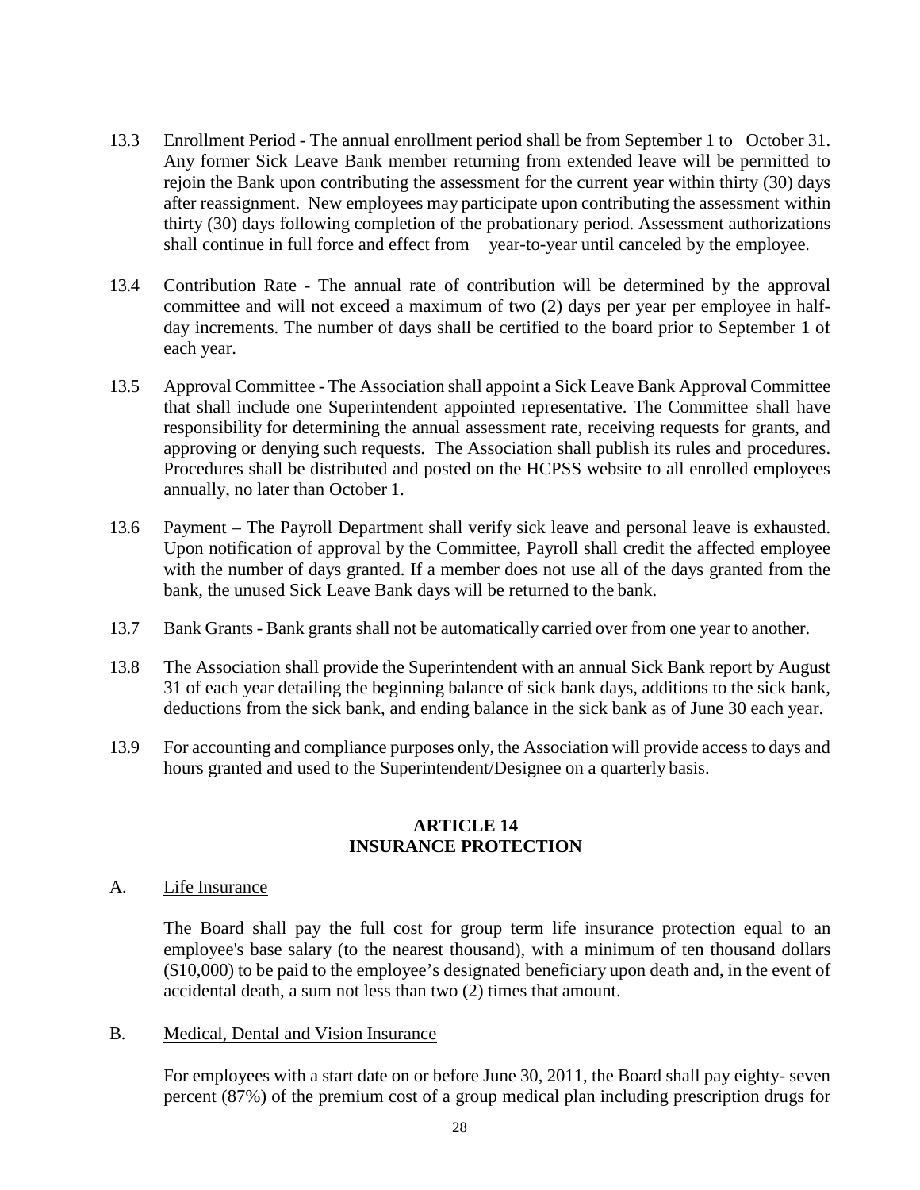13.3 Enrollment Period - The annual enrollment period shall be from September 1 to October 31. Any former Sick Leave Bank member returning from extended leave will be permitted to rejoin the Bank upon contributing the assessment for the current year within thirty (30) days after reassignment. New employees may participate upon contributing the assessment within thirty (30) days following completion of the probationary period. Assessment authorizations shall continue in full force and effect from year-to-year until canceled by the employee.

13.4 Contribution Rate - The annual rate of contribution will be determined by the approval committee and will not exceed a maximum of two (2) days per year per employee in half-day increments. The number of days shall be certified to the board prior to September 1 of each year.

13.5 Approval Committee - The Association shall appoint a Sick Leave Bank Approval Committee that shall include one Superintendent appointed representative. The Committee shall have responsibility for determining the annual assessment rate, receiving requests for grants, and approving or denying such requests. The Association shall publish its rules and procedures. Procedures shall be distributed and posted on the HCPSS website to all enrolled employees annually, no later than October 1.

13.6 Payment – The Payroll Department shall verify sick leave and personal leave is exhausted. Upon notification of approval by the Committee, Payroll shall credit the affected employee with the number of days granted. If a member does not use all of the days granted from the bank, the unused Sick Leave Bank days will be returned to the bank.

13.7 Bank Grants - Bank grants shall not be automatically carried over from one year to another.

13.8 The Association shall provide the Superintendent with an annual Sick Bank report by August 31 of each year detailing the beginning balance of sick bank days, additions to the sick bank, deductions from the sick bank, and ending balance in the sick bank as of June 30 each year.

13.9 For accounting and compliance purposes only, the Association will provide access to days and hours granted and used to the Superintendent/Designee on a quarterly basis.

## ARTICLE 14
## INSURANCE PROTECTION

A. Life Insurance

The Board shall pay the full cost for group term life insurance protection equal to an employee's base salary (to the nearest thousand), with a minimum of ten thousand dollars ($10,000) to be paid to the employee's designated beneficiary upon death and, in the event of accidental death, a sum not less than two (2) times that amount.

B. Medical, Dental and Vision Insurance

For employees with a start date on or before June 30, 2011, the Board shall pay eighty- seven percent (87%) of the premium cost of a group medical plan including prescription drugs for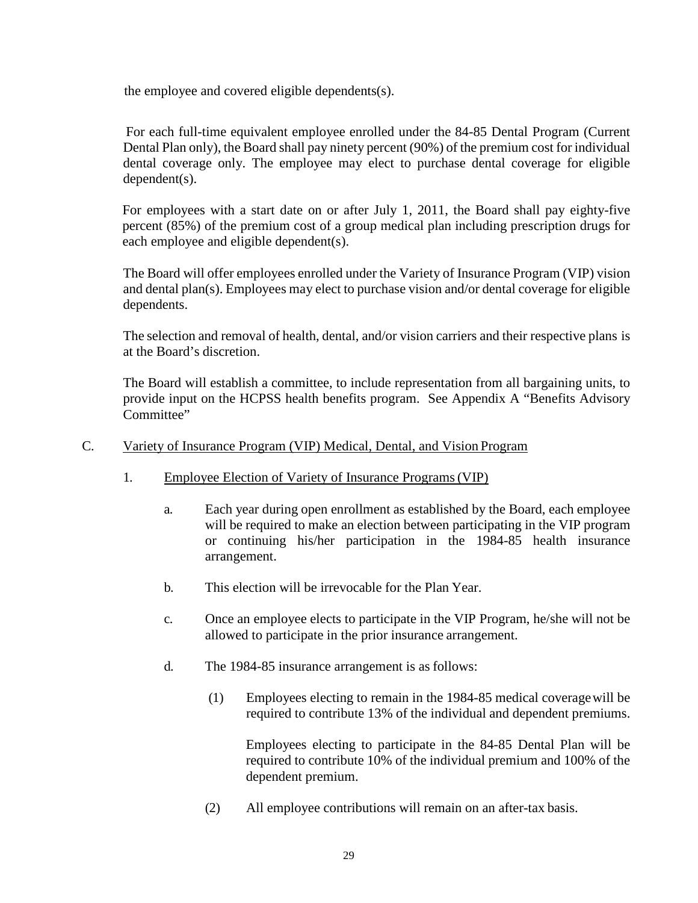the employee and covered eligible dependents(s).

For each full-time equivalent employee enrolled under the 84-85 Dental Program (Current Dental Plan only), the Board shall pay ninety percent (90%) of the premium cost for individual dental coverage only. The employee may elect to purchase dental coverage for eligible dependent(s).

For employees with a start date on or after July 1, 2011, the Board shall pay eighty-five percent (85%) of the premium cost of a group medical plan including prescription drugs for each employee and eligible dependent(s).

The Board will offer employees enrolled under the Variety of Insurance Program (VIP) vision and dental plan(s). Employees may elect to purchase vision and/or dental coverage for eligible dependents.

The selection and removal of health, dental, and/or vision carriers and their respective plans is at the Board's discretion.

The Board will establish a committee, to include representation from all bargaining units, to provide input on the HCPSS health benefits program. See Appendix A "Benefits Advisory Committee"

C. <u>Variety of Insurance Program (VIP) Medical, Dental, and Vision Program</u>

1. <u>Employee Election of Variety of Insurance Programs (VIP)</u>

a. Each year during open enrollment as established by the Board, each employee will be required to make an election between participating in the VIP program or continuing his/her participation in the 1984-85 health insurance arrangement.

b. This election will be irrevocable for the Plan Year.

c. Once an employee elects to participate in the VIP Program, he/she will not be allowed to participate in the prior insurance arrangement.

d. The 1984-85 insurance arrangement is as follows:

(1) Employees electing to remain in the 1984-85 medical coverage will be required to contribute 13% of the individual and dependent premiums.

Employees electing to participate in the 84-85 Dental Plan will be required to contribute 10% of the individual premium and 100% of the dependent premium.

(2) All employee contributions will remain on an after-tax basis.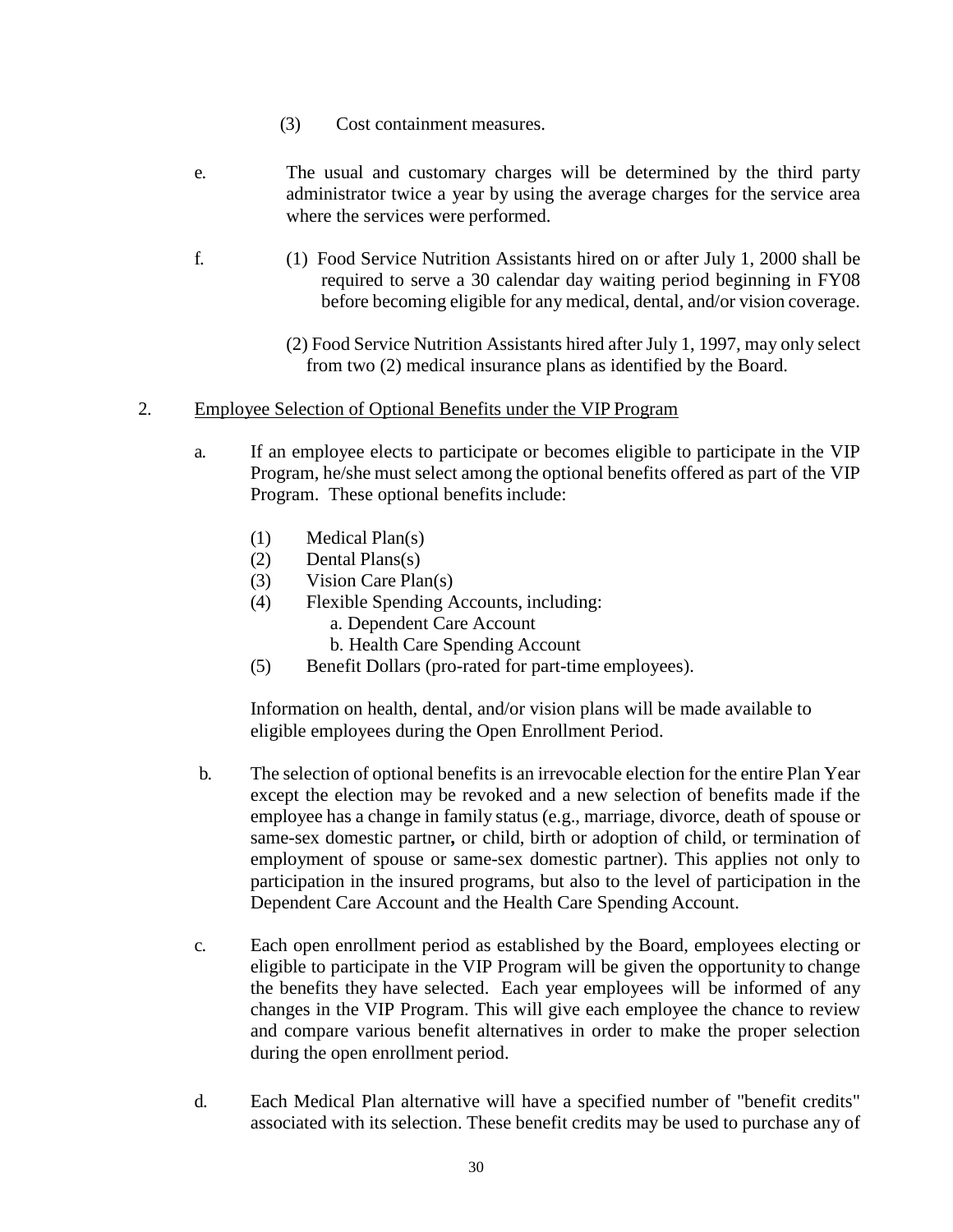(3) Cost containment measures.

e. The usual and customary charges will be determined by the third party administrator twice a year by using the average charges for the service area where the services were performed.

f. (1) Food Service Nutrition Assistants hired on or after July 1, 2000 shall be required to serve a 30 calendar day waiting period beginning in FY08 before becoming eligible for any medical, dental, and/or vision coverage.

(2) Food Service Nutrition Assistants hired after July 1, 1997, may only select from two (2) medical insurance plans as identified by the Board.

2. <u>Employee Selection of Optional Benefits under the VIP Program</u>

a. If an employee elects to participate or becomes eligible to participate in the VIP Program, he/she must select among the optional benefits offered as part of the VIP Program. These optional benefits include:

(1) Medical Plan(s)
(2) Dental Plans(s)
(3) Vision Care Plan(s)
(4) Flexible Spending Accounts, including:
  a. Dependent Care Account
  b. Health Care Spending Account
(5) Benefit Dollars (pro-rated for part-time employees).

Information on health, dental, and/or vision plans will be made available to eligible employees during the Open Enrollment Period.

b. The selection of optional benefits is an irrevocable election for the entire Plan Year except the election may be revoked and a new selection of benefits made if the employee has a change in family status (e.g., marriage, divorce, death of spouse or same-sex domestic partner**,** or child, birth or adoption of child, or termination of employment of spouse or same-sex domestic partner). This applies not only to participation in the insured programs, but also to the level of participation in the Dependent Care Account and the Health Care Spending Account.

c. Each open enrollment period as established by the Board, employees electing or eligible to participate in the VIP Program will be given the opportunity to change the benefits they have selected. Each year employees will be informed of any changes in the VIP Program. This will give each employee the chance to review and compare various benefit alternatives in order to make the proper selection during the open enrollment period.

d. Each Medical Plan alternative will have a specified number of "benefit credits" associated with its selection. These benefit credits may be used to purchase any of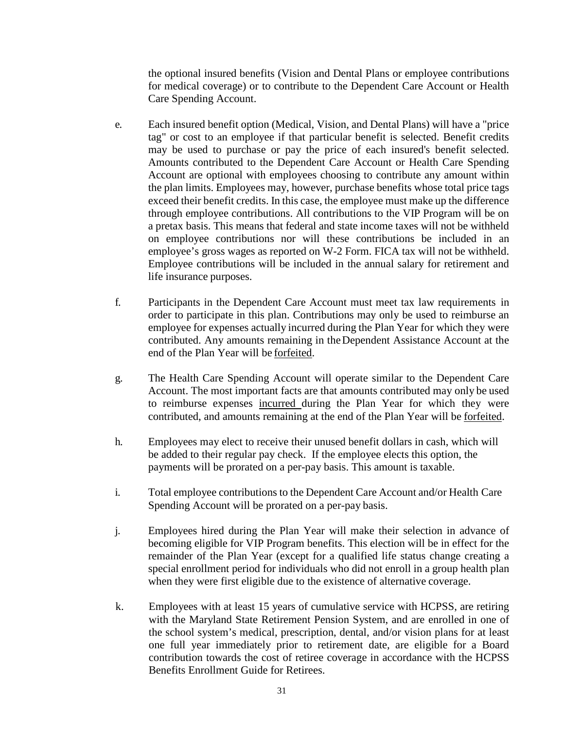the optional insured benefits (Vision and Dental Plans or employee contributions for medical coverage) or to contribute to the Dependent Care Account or Health Care Spending Account.

e. Each insured benefit option (Medical, Vision, and Dental Plans) will have a "price tag" or cost to an employee if that particular benefit is selected. Benefit credits may be used to purchase or pay the price of each insured's benefit selected. Amounts contributed to the Dependent Care Account or Health Care Spending Account are optional with employees choosing to contribute any amount within the plan limits. Employees may, however, purchase benefits whose total price tags exceed their benefit credits. In this case, the employee must make up the difference through employee contributions. All contributions to the VIP Program will be on a pretax basis. This means that federal and state income taxes will not be withheld on employee contributions nor will these contributions be included in an employee's gross wages as reported on W-2 Form. FICA tax will not be withheld. Employee contributions will be included in the annual salary for retirement and life insurance purposes.

f. Participants in the Dependent Care Account must meet tax law requirements in order to participate in this plan. Contributions may only be used to reimburse an employee for expenses actually incurred during the Plan Year for which they were contributed. Any amounts remaining in the Dependent Assistance Account at the end of the Plan Year will be <u>forfeited</u>.

g. The Health Care Spending Account will operate similar to the Dependent Care Account. The most important facts are that amounts contributed may only be used to reimburse expenses <u>incurred</u> during the Plan Year for which they were contributed, and amounts remaining at the end of the Plan Year will be <u>forfeited</u>.

h. Employees may elect to receive their unused benefit dollars in cash, which will be added to their regular pay check. If the employee elects this option, the payments will be prorated on a per-pay basis. This amount is taxable.

i. Total employee contributions to the Dependent Care Account and/or Health Care Spending Account will be prorated on a per-pay basis.

j. Employees hired during the Plan Year will make their selection in advance of becoming eligible for VIP Program benefits. This election will be in effect for the remainder of the Plan Year (except for a qualified life status change creating a special enrollment period for individuals who did not enroll in a group health plan when they were first eligible due to the existence of alternative coverage.

k. Employees with at least 15 years of cumulative service with HCPSS, are retiring with the Maryland State Retirement Pension System, and are enrolled in one of the school system's medical, prescription, dental, and/or vision plans for at least one full year immediately prior to retirement date, are eligible for a Board contribution towards the cost of retiree coverage in accordance with the HCPSS Benefits Enrollment Guide for Retirees.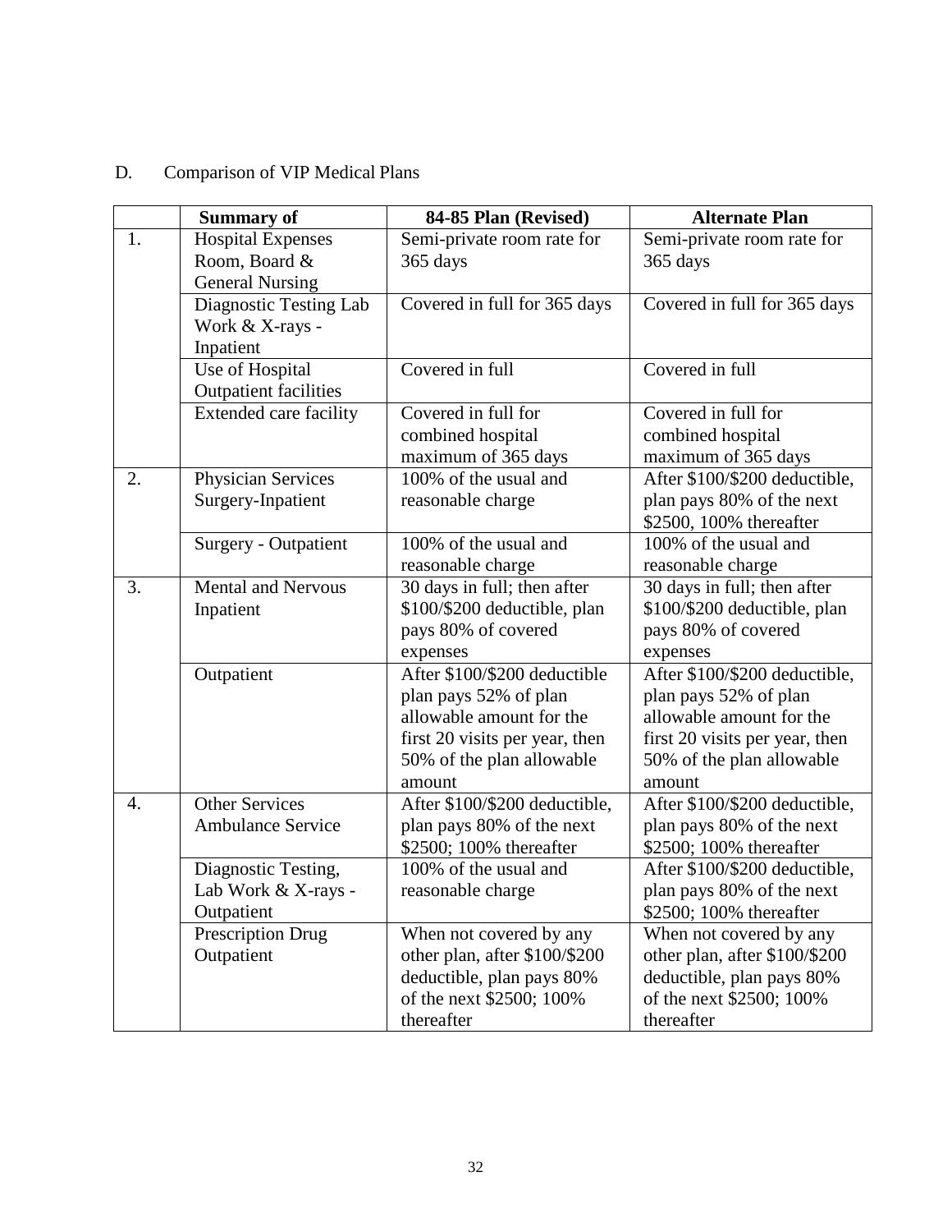D. Comparison of VIP Medical Plans

| | Summary of | 84-85 Plan (Revised) | Alternate Plan |
|---|---|---|---|
| 1. | Hospital Expenses Room, Board & General Nursing | Semi-private room rate for 365 days | Semi-private room rate for 365 days |
| | Diagnostic Testing Lab Work & X-rays - Inpatient | Covered in full for 365 days | Covered in full for 365 days |
| | Use of Hospital Outpatient facilities | Covered in full | Covered in full |
| | Extended care facility | Covered in full for combined hospital maximum of 365 days | Covered in full for combined hospital maximum of 365 days |
| 2. | Physician Services Surgery-Inpatient | 100% of the usual and reasonable charge | After $100/$200 deductible, plan pays 80% of the next $2500, 100% thereafter |
| | Surgery - Outpatient | 100% of the usual and reasonable charge | 100% of the usual and reasonable charge |
| 3. | Mental and Nervous Inpatient | 30 days in full; then after $100/$200 deductible, plan pays 80% of covered expenses | 30 days in full; then after $100/$200 deductible, plan pays 80% of covered expenses |
| | Outpatient | After $100/$200 deductible plan pays 52% of plan allowable amount for the first 20 visits per year, then 50% of the plan allowable amount | After $100/$200 deductible, plan pays 52% of plan allowable amount for the first 20 visits per year, then 50% of the plan allowable amount |
| 4. | Other Services Ambulance Service | After $100/$200 deductible, plan pays 80% of the next $2500; 100% thereafter | After $100/$200 deductible, plan pays 80% of the next $2500; 100% thereafter |
| | Diagnostic Testing, Lab Work & X-rays - Outpatient | 100% of the usual and reasonable charge | After $100/$200 deductible, plan pays 80% of the next $2500; 100% thereafter |
| | Prescription Drug Outpatient | When not covered by any other plan, after $100/$200 deductible, plan pays 80% of the next $2500; 100% thereafter | When not covered by any other plan, after $100/$200 deductible, plan pays 80% of the next $2500; 100% thereafter |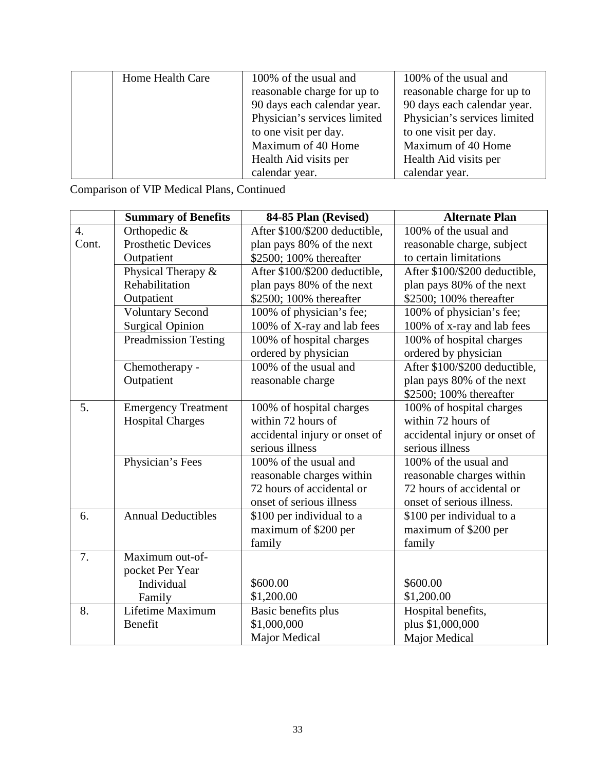| | Home Health Care | 100% of the usual and reasonable charge for up to 90 days each calendar year. Physician's services limited to one visit per day. Maximum of 40 Home Health Aid visits per calendar year. | 100% of the usual and reasonable charge for up to 90 days each calendar year. Physician's services limited to one visit per day. Maximum of 40 Home Health Aid visits per calendar year. |
|---|---|---|---|

Comparison of VIP Medical Plans, Continued

| | **Summary of Benefits** | **84-85 Plan (Revised)** | **Alternate Plan** |
|---|---|---|---|
| 4. Cont. | Orthopedic & Prosthetic Devices Outpatient | After $100/$200 deductible, plan pays 80% of the next $2500; 100% thereafter | 100% of the usual and reasonable charge, subject to certain limitations |
| | Physical Therapy & Rehabilitation Outpatient | After $100/$200 deductible, plan pays 80% of the next $2500; 100% thereafter | After $100/$200 deductible, plan pays 80% of the next $2500; 100% thereafter |
| | Voluntary Second Surgical Opinion | 100% of physician's fee; 100% of X-ray and lab fees | 100% of physician's fee; 100% of x-ray and lab fees |
| | Preadmission Testing | 100% of hospital charges ordered by physician | 100% of hospital charges ordered by physician |
| | Chemotherapy - Outpatient | 100% of the usual and reasonable charge | After $100/$200 deductible, plan pays 80% of the next $2500; 100% thereafter |
| 5. | Emergency Treatment Hospital Charges | 100% of hospital charges within 72 hours of accidental injury or onset of serious illness | 100% of hospital charges within 72 hours of accidental injury or onset of serious illness |
| | Physician's Fees | 100% of the usual and reasonable charges within 72 hours of accidental or onset of serious illness | 100% of the usual and reasonable charges within 72 hours of accidental or onset of serious illness. |
| 6. | Annual Deductibles | $100 per individual to a maximum of $200 per family | $100 per individual to a maximum of $200 per family |
| 7. | Maximum out-of-pocket Per Year<br>Individual<br>Family | <br><br>$600.00<br>$1,200.00 | <br><br>$600.00<br>$1,200.00 |
| 8. | Lifetime Maximum Benefit | Basic benefits plus $1,000,000 Major Medical | Hospital benefits, plus $1,000,000 Major Medical |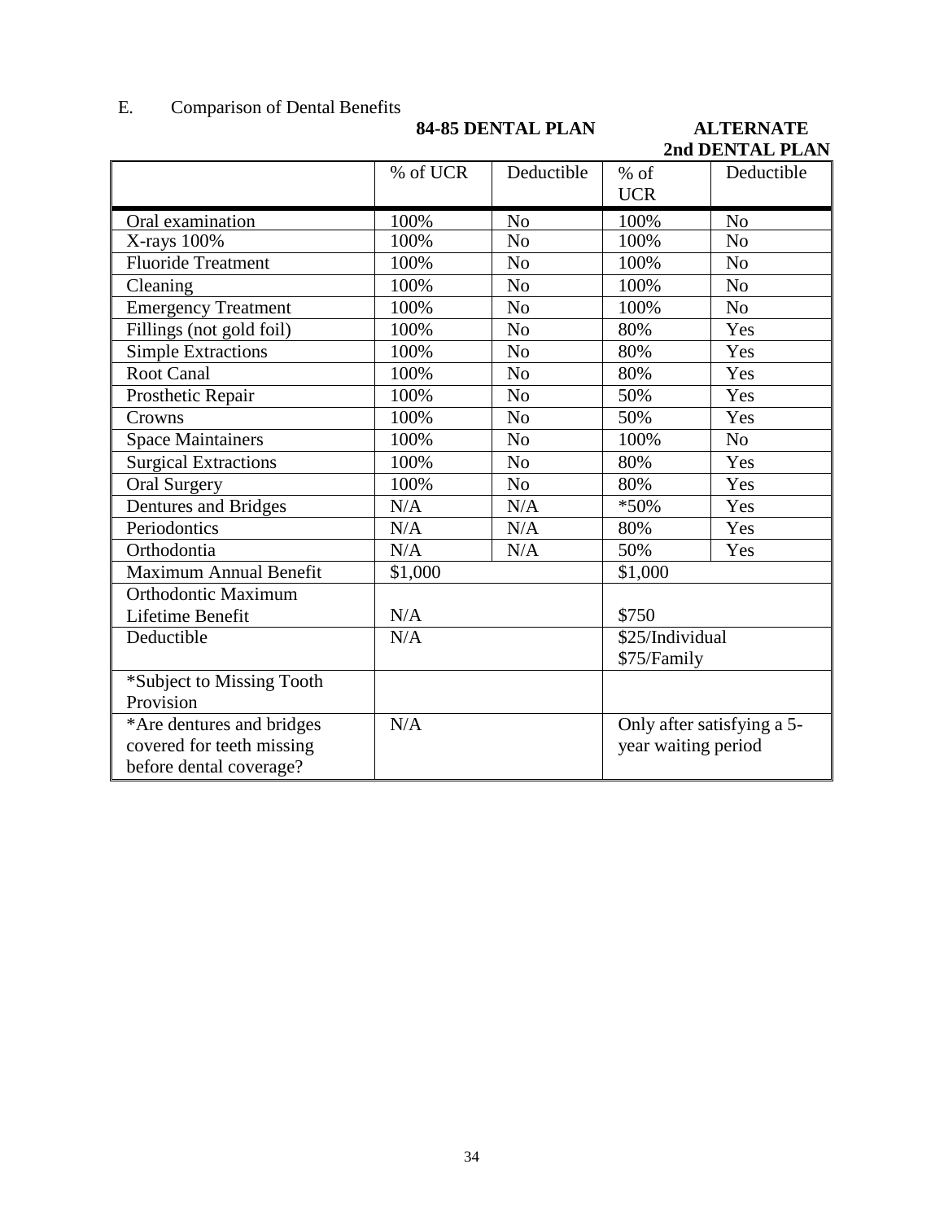E. Comparison of Dental Benefits

| | 84-85 DENTAL PLAN | | ALTERNATE 2nd DENTAL PLAN | |
|---|---|---|---|---|
| | % of UCR | Deductible | % of UCR | Deductible |
| Oral examination | 100% | No | 100% | No |
| X-rays 100% | 100% | No | 100% | No |
| Fluoride Treatment | 100% | No | 100% | No |
| Cleaning | 100% | No | 100% | No |
| Emergency Treatment | 100% | No | 100% | No |
| Fillings (not gold foil) | 100% | No | 80% | Yes |
| Simple Extractions | 100% | No | 80% | Yes |
| Root Canal | 100% | No | 80% | Yes |
| Prosthetic Repair | 100% | No | 50% | Yes |
| Crowns | 100% | No | 50% | Yes |
| Space Maintainers | 100% | No | 100% | No |
| Surgical Extractions | 100% | No | 80% | Yes |
| Oral Surgery | 100% | No | 80% | Yes |
| Dentures and Bridges | N/A | N/A | *50% | Yes |
| Periodontics | N/A | N/A | 80% | Yes |
| Orthodontia | N/A | N/A | 50% | Yes |
| Maximum Annual Benefit | $1,000 | | $1,000 | |
| Orthodontic Maximum Lifetime Benefit | N/A | | $750 | |
| Deductible | N/A | | $25/Individual $75/Family | |
| *Subject to Missing Tooth Provision | | | | |
| *Are dentures and bridges covered for teeth missing before dental coverage? | N/A | | Only after satisfying a 5-year waiting period | |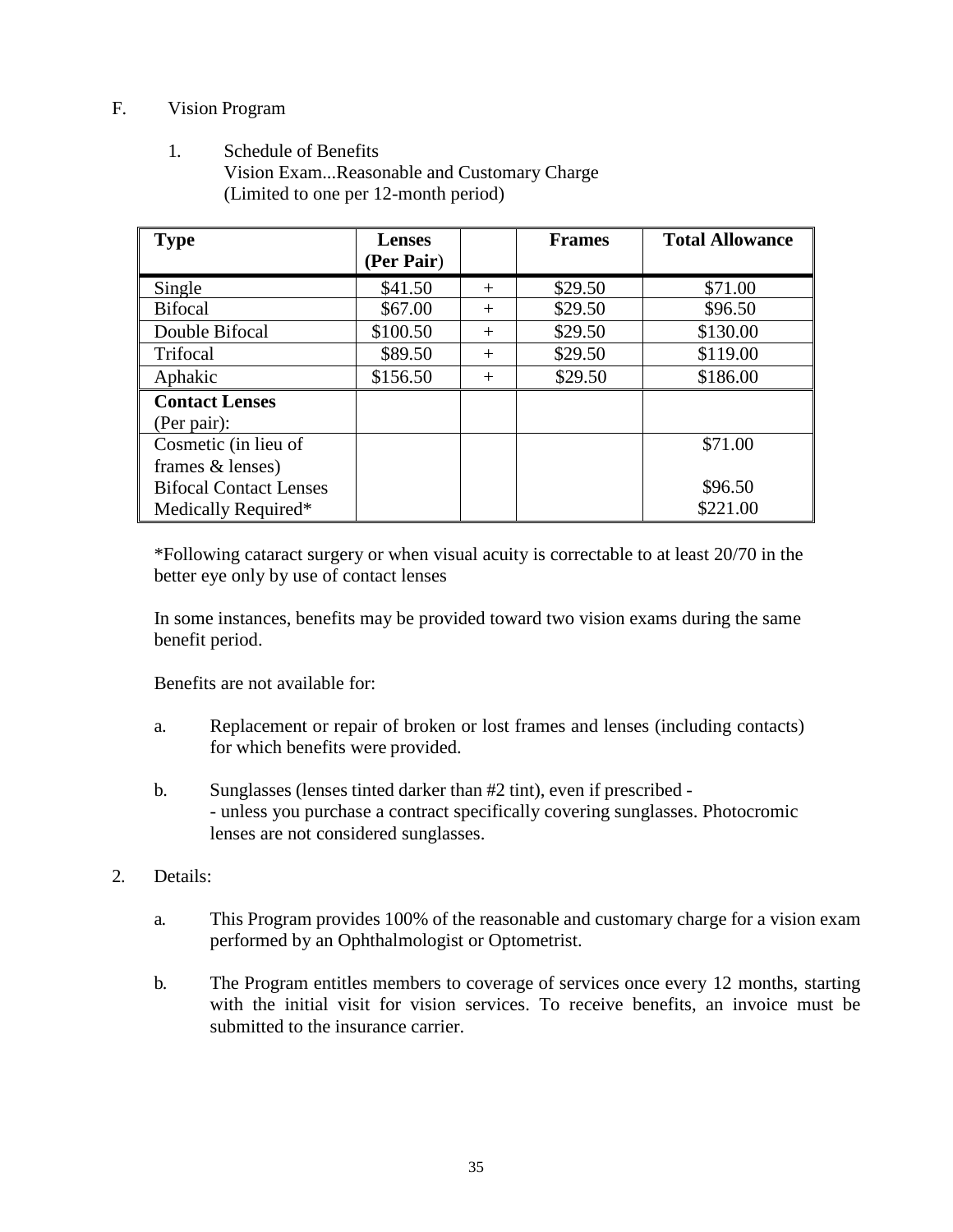F. Vision Program

1. Schedule of Benefits
   Vision Exam...Reasonable and Customary Charge
   (Limited to one per 12-month period)

| Type | Lenses (Per Pair) | | Frames | Total Allowance |
|---|---|---|---|---|
| Single | $41.50 | + | $29.50 | $71.00 |
| Bifocal | $67.00 | + | $29.50 | $96.50 |
| Double Bifocal | $100.50 | + | $29.50 | $130.00 |
| Trifocal | $89.50 | + | $29.50 | $119.00 |
| Aphakic | $156.50 | + | $29.50 | $186.00 |
| **Contact Lenses** (Per pair): | | | | |
| Cosmetic (in lieu of frames & lenses) | | | | $71.00 |
| Bifocal Contact Lenses | | | | $96.50 |
| Medically Required* | | | | $221.00 |

*Following cataract surgery or when visual acuity is correctable to at least 20/70 in the better eye only by use of contact lenses

In some instances, benefits may be provided toward two vision exams during the same benefit period.

Benefits are not available for:

a. Replacement or repair of broken or lost frames and lenses (including contacts) for which benefits were provided.

b. Sunglasses (lenses tinted darker than #2 tint), even if prescribed - - unless you purchase a contract specifically covering sunglasses. Photocromic lenses are not considered sunglasses.

2. Details:

a. This Program provides 100% of the reasonable and customary charge for a vision exam performed by an Ophthalmologist or Optometrist.

b. The Program entitles members to coverage of services once every 12 months, starting with the initial visit for vision services. To receive benefits, an invoice must be submitted to the insurance carrier.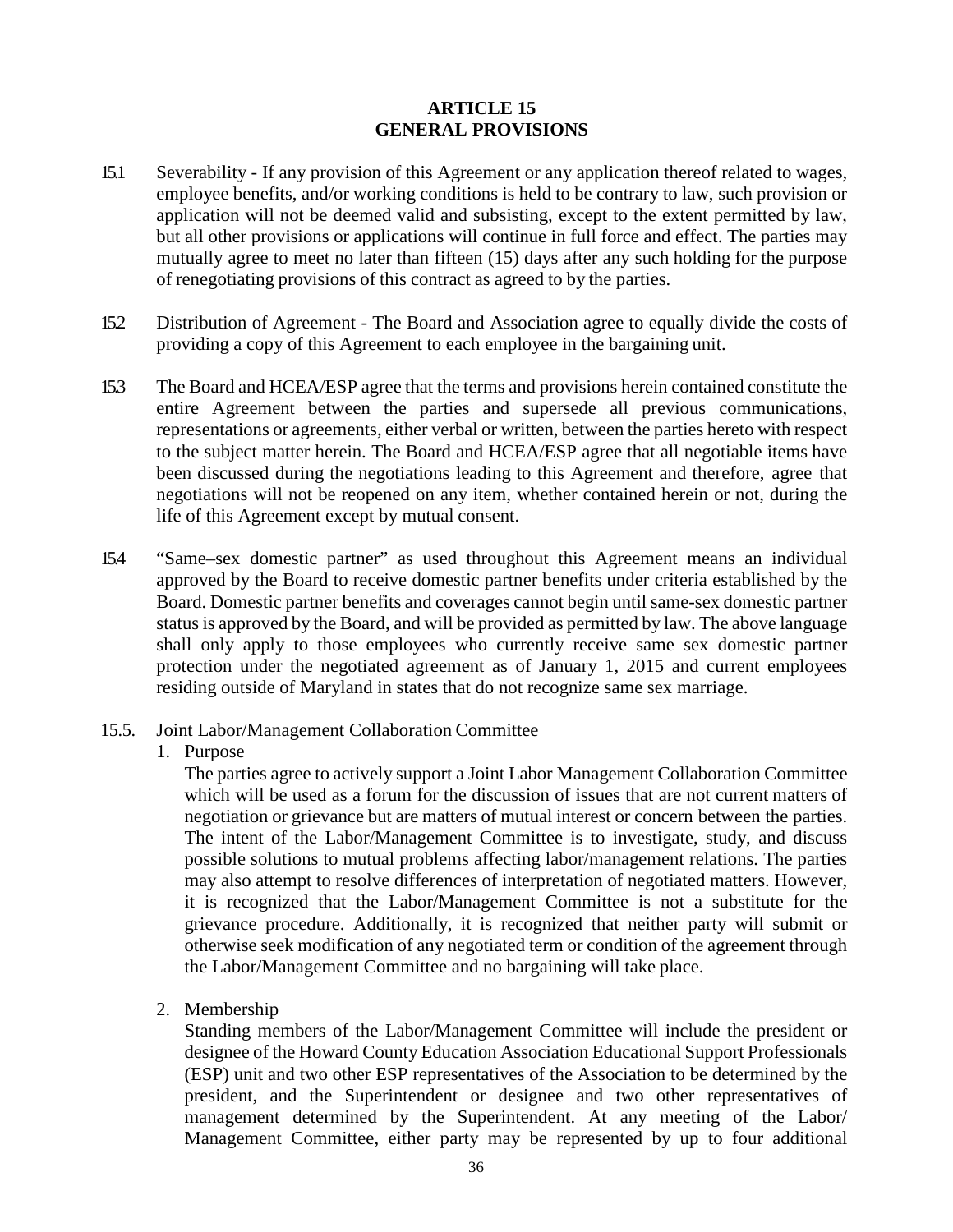# ARTICLE 15
# GENERAL PROVISIONS

15.1 Severability - If any provision of this Agreement or any application thereof related to wages, employee benefits, and/or working conditions is held to be contrary to law, such provision or application will not be deemed valid and subsisting, except to the extent permitted by law, but all other provisions or applications will continue in full force and effect. The parties may mutually agree to meet no later than fifteen (15) days after any such holding for the purpose of renegotiating provisions of this contract as agreed to by the parties.

15.2 Distribution of Agreement - The Board and Association agree to equally divide the costs of providing a copy of this Agreement to each employee in the bargaining unit.

15.3 The Board and HCEA/ESP agree that the terms and provisions herein contained constitute the entire Agreement between the parties and supersede all previous communications, representations or agreements, either verbal or written, between the parties hereto with respect to the subject matter herein. The Board and HCEA/ESP agree that all negotiable items have been discussed during the negotiations leading to this Agreement and therefore, agree that negotiations will not be reopened on any item, whether contained herein or not, during the life of this Agreement except by mutual consent.

15.4 "Same–sex domestic partner" as used throughout this Agreement means an individual approved by the Board to receive domestic partner benefits under criteria established by the Board. Domestic partner benefits and coverages cannot begin until same-sex domestic partner status is approved by the Board, and will be provided as permitted by law. The above language shall only apply to those employees who currently receive same sex domestic partner protection under the negotiated agreement as of January 1, 2015 and current employees residing outside of Maryland in states that do not recognize same sex marriage.

15.5. Joint Labor/Management Collaboration Committee

1. Purpose

   The parties agree to actively support a Joint Labor Management Collaboration Committee which will be used as a forum for the discussion of issues that are not current matters of negotiation or grievance but are matters of mutual interest or concern between the parties. The intent of the Labor/Management Committee is to investigate, study, and discuss possible solutions to mutual problems affecting labor/management relations. The parties may also attempt to resolve differences of interpretation of negotiated matters. However, it is recognized that the Labor/Management Committee is not a substitute for the grievance procedure. Additionally, it is recognized that neither party will submit or otherwise seek modification of any negotiated term or condition of the agreement through the Labor/Management Committee and no bargaining will take place.

2. Membership

   Standing members of the Labor/Management Committee will include the president or designee of the Howard County Education Association Educational Support Professionals (ESP) unit and two other ESP representatives of the Association to be determined by the president, and the Superintendent or designee and two other representatives of management determined by the Superintendent. At any meeting of the Labor/ Management Committee, either party may be represented by up to four additional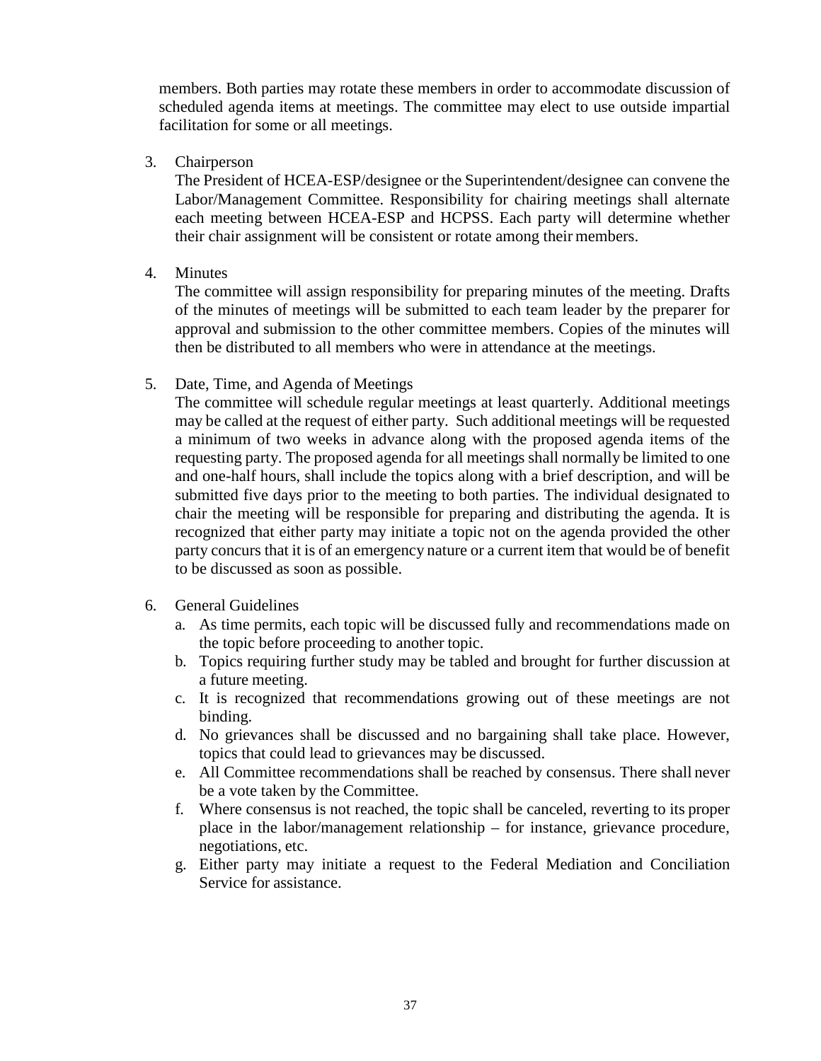members. Both parties may rotate these members in order to accommodate discussion of scheduled agenda items at meetings. The committee may elect to use outside impartial facilitation for some or all meetings.

3. Chairperson

   The President of HCEA-ESP/designee or the Superintendent/designee can convene the Labor/Management Committee. Responsibility for chairing meetings shall alternate each meeting between HCEA-ESP and HCPSS. Each party will determine whether their chair assignment will be consistent or rotate among their members.

4. Minutes

   The committee will assign responsibility for preparing minutes of the meeting. Drafts of the minutes of meetings will be submitted to each team leader by the preparer for approval and submission to the other committee members. Copies of the minutes will then be distributed to all members who were in attendance at the meetings.

5. Date, Time, and Agenda of Meetings

   The committee will schedule regular meetings at least quarterly. Additional meetings may be called at the request of either party. Such additional meetings will be requested a minimum of two weeks in advance along with the proposed agenda items of the requesting party. The proposed agenda for all meetings shall normally be limited to one and one-half hours, shall include the topics along with a brief description, and will be submitted five days prior to the meeting to both parties. The individual designated to chair the meeting will be responsible for preparing and distributing the agenda. It is recognized that either party may initiate a topic not on the agenda provided the other party concurs that it is of an emergency nature or a current item that would be of benefit to be discussed as soon as possible.

6. General Guidelines
   a. As time permits, each topic will be discussed fully and recommendations made on the topic before proceeding to another topic.
   b. Topics requiring further study may be tabled and brought for further discussion at a future meeting.
   c. It is recognized that recommendations growing out of these meetings are not binding.
   d. No grievances shall be discussed and no bargaining shall take place. However, topics that could lead to grievances may be discussed.
   e. All Committee recommendations shall be reached by consensus. There shall never be a vote taken by the Committee.
   f. Where consensus is not reached, the topic shall be canceled, reverting to its proper place in the labor/management relationship – for instance, grievance procedure, negotiations, etc.
   g. Either party may initiate a request to the Federal Mediation and Conciliation Service for assistance.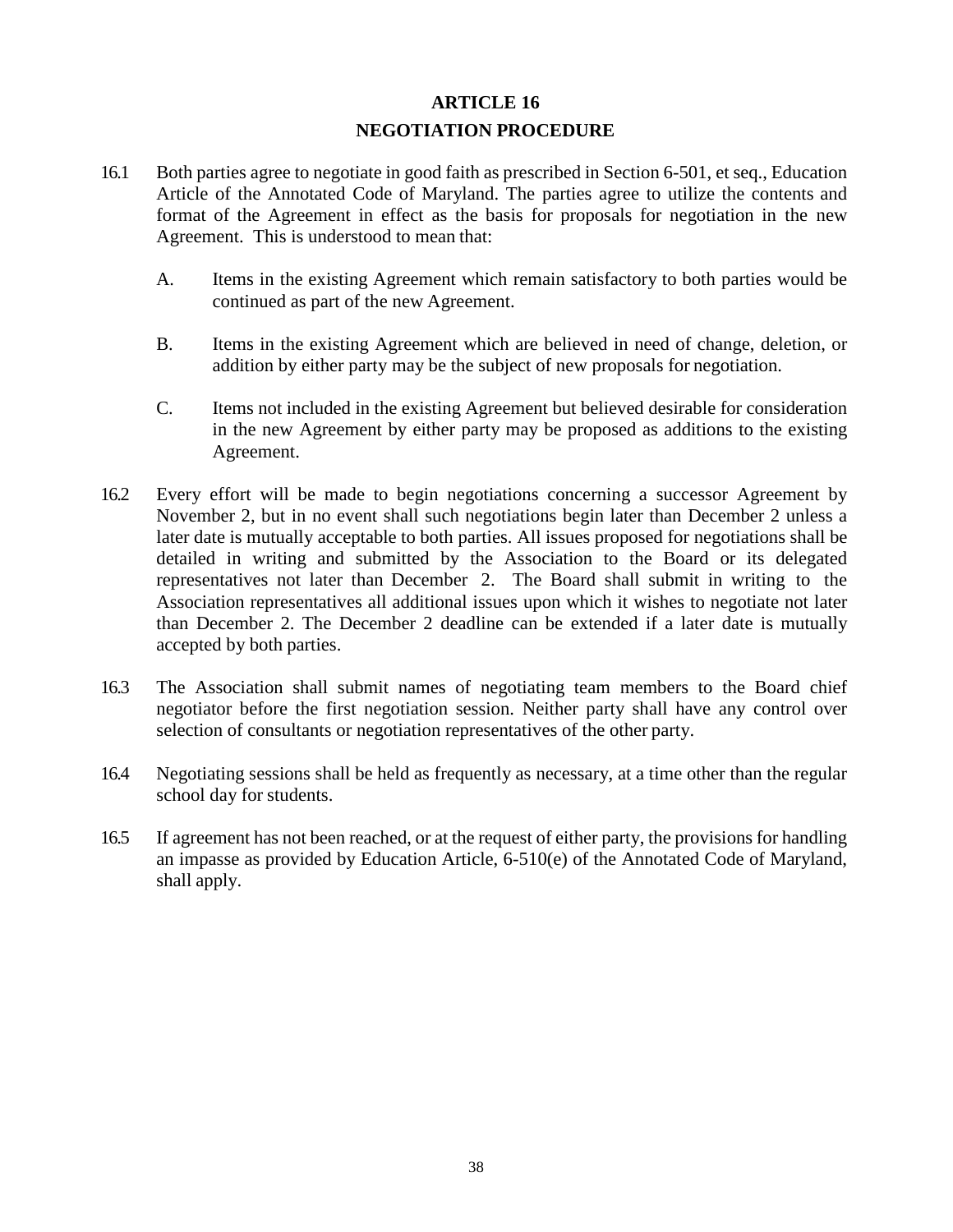# ARTICLE 16

## NEGOTIATION PROCEDURE

16.1 Both parties agree to negotiate in good faith as prescribed in Section 6-501, et seq., Education Article of the Annotated Code of Maryland. The parties agree to utilize the contents and format of the Agreement in effect as the basis for proposals for negotiation in the new Agreement. This is understood to mean that:

A. Items in the existing Agreement which remain satisfactory to both parties would be continued as part of the new Agreement.

B. Items in the existing Agreement which are believed in need of change, deletion, or addition by either party may be the subject of new proposals for negotiation.

C. Items not included in the existing Agreement but believed desirable for consideration in the new Agreement by either party may be proposed as additions to the existing Agreement.

16.2 Every effort will be made to begin negotiations concerning a successor Agreement by November 2, but in no event shall such negotiations begin later than December 2 unless a later date is mutually acceptable to both parties. All issues proposed for negotiations shall be detailed in writing and submitted by the Association to the Board or its delegated representatives not later than December 2. The Board shall submit in writing to the Association representatives all additional issues upon which it wishes to negotiate not later than December 2. The December 2 deadline can be extended if a later date is mutually accepted by both parties.

16.3 The Association shall submit names of negotiating team members to the Board chief negotiator before the first negotiation session. Neither party shall have any control over selection of consultants or negotiation representatives of the other party.

16.4 Negotiating sessions shall be held as frequently as necessary, at a time other than the regular school day for students.

16.5 If agreement has not been reached, or at the request of either party, the provisions for handling an impasse as provided by Education Article, 6-510(e) of the Annotated Code of Maryland, shall apply.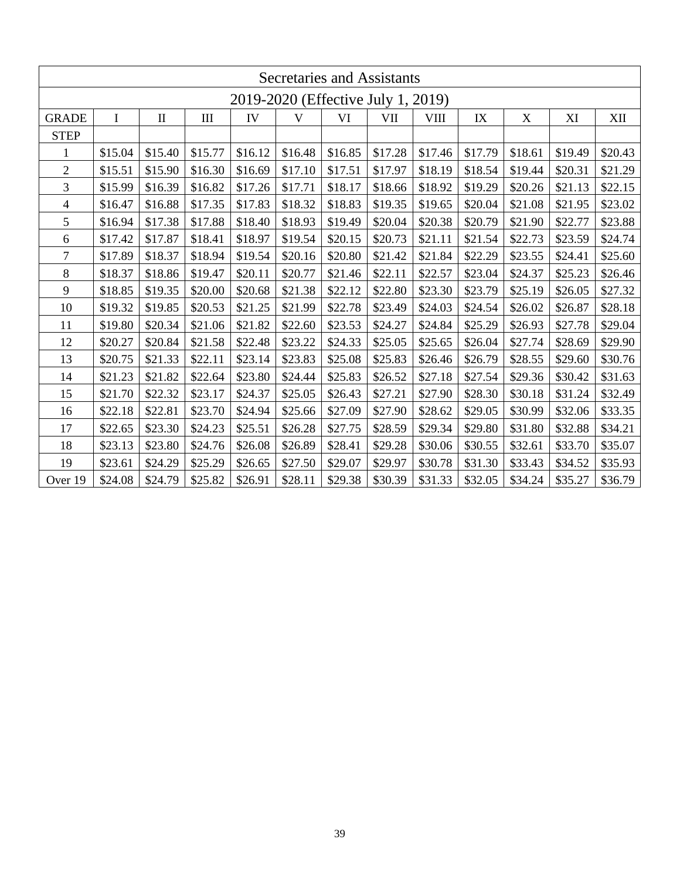| Secretaries and Assistants | | | | | | | | | | | | |
|---|---|---|---|---|---|---|---|---|---|---|---|---|
| 2019-2020 (Effective July 1, 2019) | | | | | | | | | | | | |
| GRADE | I | II | III | IV | V | VI | VII | VIII | IX | X | XI | XII |
| STEP | | | | | | | | | | | | |
| 1 | $15.04 | $15.40 | $15.77 | $16.12 | $16.48 | $16.85 | $17.28 | $17.46 | $17.79 | $18.61 | $19.49 | $20.43 |
| 2 | $15.51 | $15.90 | $16.30 | $16.69 | $17.10 | $17.51 | $17.97 | $18.19 | $18.54 | $19.44 | $20.31 | $21.29 |
| 3 | $15.99 | $16.39 | $16.82 | $17.26 | $17.71 | $18.17 | $18.66 | $18.92 | $19.29 | $20.26 | $21.13 | $22.15 |
| 4 | $16.47 | $16.88 | $17.35 | $17.83 | $18.32 | $18.83 | $19.35 | $19.65 | $20.04 | $21.08 | $21.95 | $23.02 |
| 5 | $16.94 | $17.38 | $17.88 | $18.40 | $18.93 | $19.49 | $20.04 | $20.38 | $20.79 | $21.90 | $22.77 | $23.88 |
| 6 | $17.42 | $17.87 | $18.41 | $18.97 | $19.54 | $20.15 | $20.73 | $21.11 | $21.54 | $22.73 | $23.59 | $24.74 |
| 7 | $17.89 | $18.37 | $18.94 | $19.54 | $20.16 | $20.80 | $21.42 | $21.84 | $22.29 | $23.55 | $24.41 | $25.60 |
| 8 | $18.37 | $18.86 | $19.47 | $20.11 | $20.77 | $21.46 | $22.11 | $22.57 | $23.04 | $24.37 | $25.23 | $26.46 |
| 9 | $18.85 | $19.35 | $20.00 | $20.68 | $21.38 | $22.12 | $22.80 | $23.30 | $23.79 | $25.19 | $26.05 | $27.32 |
| 10 | $19.32 | $19.85 | $20.53 | $21.25 | $21.99 | $22.78 | $23.49 | $24.03 | $24.54 | $26.02 | $26.87 | $28.18 |
| 11 | $19.80 | $20.34 | $21.06 | $21.82 | $22.60 | $23.53 | $24.27 | $24.84 | $25.29 | $26.93 | $27.78 | $29.04 |
| 12 | $20.27 | $20.84 | $21.58 | $22.48 | $23.22 | $24.33 | $25.05 | $25.65 | $26.04 | $27.74 | $28.69 | $29.90 |
| 13 | $20.75 | $21.33 | $22.11 | $23.14 | $23.83 | $25.08 | $25.83 | $26.46 | $26.79 | $28.55 | $29.60 | $30.76 |
| 14 | $21.23 | $21.82 | $22.64 | $23.80 | $24.44 | $25.83 | $26.52 | $27.18 | $27.54 | $29.36 | $30.42 | $31.63 |
| 15 | $21.70 | $22.32 | $23.17 | $24.37 | $25.05 | $26.43 | $27.21 | $27.90 | $28.30 | $30.18 | $31.24 | $32.49 |
| 16 | $22.18 | $22.81 | $23.70 | $24.94 | $25.66 | $27.09 | $27.90 | $28.62 | $29.05 | $30.99 | $32.06 | $33.35 |
| 17 | $22.65 | $23.30 | $24.23 | $25.51 | $26.28 | $27.75 | $28.59 | $29.34 | $29.80 | $31.80 | $32.88 | $34.21 |
| 18 | $23.13 | $23.80 | $24.76 | $26.08 | $26.89 | $28.41 | $29.28 | $30.06 | $30.55 | $32.61 | $33.70 | $35.07 |
| 19 | $23.61 | $24.29 | $25.29 | $26.65 | $27.50 | $29.07 | $29.97 | $30.78 | $31.30 | $33.43 | $34.52 | $35.93 |
| Over 19 | $24.08 | $24.79 | $25.82 | $26.91 | $28.11 | $29.38 | $30.39 | $31.33 | $32.05 | $34.24 | $35.27 | $36.79 |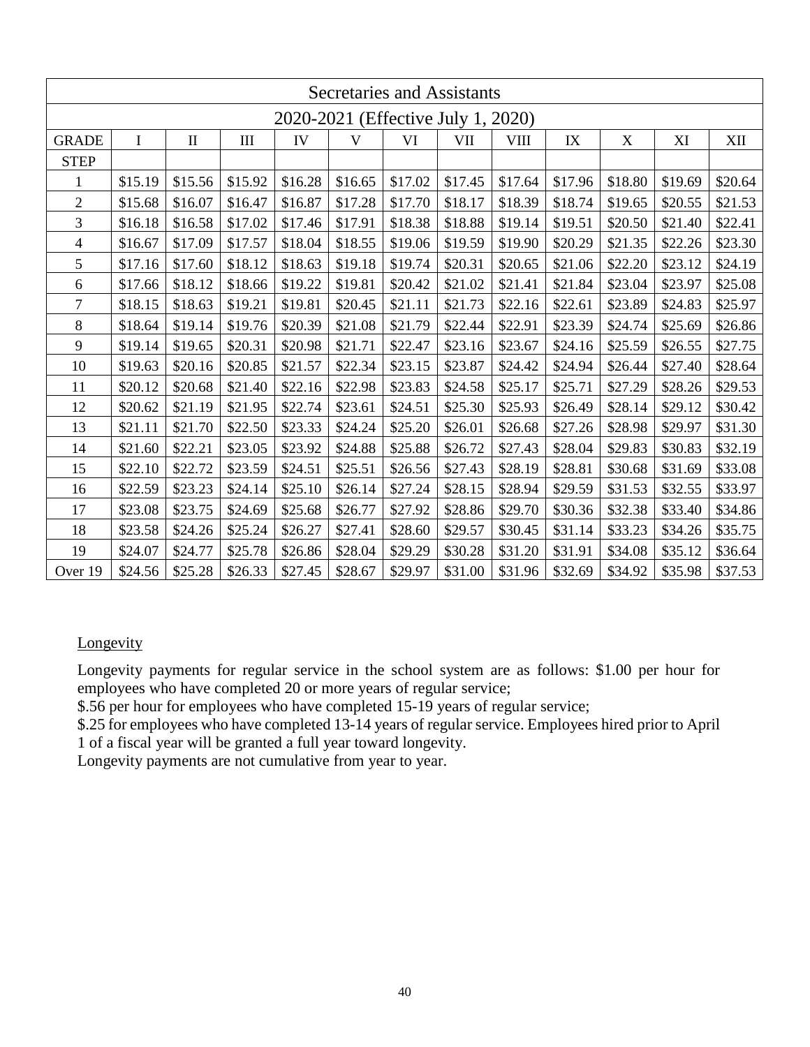| Secretaries and Assistants | | | | | | | | | | | | |
|---|---|---|---|---|---|---|---|---|---|---|---|---|
| 2020-2021 (Effective July 1, 2020) | | | | | | | | | | | | |
| GRADE | I | II | III | IV | V | VI | VII | VIII | IX | X | XI | XII |
| STEP | | | | | | | | | | | | |
| 1 | $15.19 | $15.56 | $15.92 | $16.28 | $16.65 | $17.02 | $17.45 | $17.64 | $17.96 | $18.80 | $19.69 | $20.64 |
| 2 | $15.68 | $16.07 | $16.47 | $16.87 | $17.28 | $17.70 | $18.17 | $18.39 | $18.74 | $19.65 | $20.55 | $21.53 |
| 3 | $16.18 | $16.58 | $17.02 | $17.46 | $17.91 | $18.38 | $18.88 | $19.14 | $19.51 | $20.50 | $21.40 | $22.41 |
| 4 | $16.67 | $17.09 | $17.57 | $18.04 | $18.55 | $19.06 | $19.59 | $19.90 | $20.29 | $21.35 | $22.26 | $23.30 |
| 5 | $17.16 | $17.60 | $18.12 | $18.63 | $19.18 | $19.74 | $20.31 | $20.65 | $21.06 | $22.20 | $23.12 | $24.19 |
| 6 | $17.66 | $18.12 | $18.66 | $19.22 | $19.81 | $20.42 | $21.02 | $21.41 | $21.84 | $23.04 | $23.97 | $25.08 |
| 7 | $18.15 | $18.63 | $19.21 | $19.81 | $20.45 | $21.11 | $21.73 | $22.16 | $22.61 | $23.89 | $24.83 | $25.97 |
| 8 | $18.64 | $19.14 | $19.76 | $20.39 | $21.08 | $21.79 | $22.44 | $22.91 | $23.39 | $24.74 | $25.69 | $26.86 |
| 9 | $19.14 | $19.65 | $20.31 | $20.98 | $21.71 | $22.47 | $23.16 | $23.67 | $24.16 | $25.59 | $26.55 | $27.75 |
| 10 | $19.63 | $20.16 | $20.85 | $21.57 | $22.34 | $23.15 | $23.87 | $24.42 | $24.94 | $26.44 | $27.40 | $28.64 |
| 11 | $20.12 | $20.68 | $21.40 | $22.16 | $22.98 | $23.83 | $24.58 | $25.17 | $25.71 | $27.29 | $28.26 | $29.53 |
| 12 | $20.62 | $21.19 | $21.95 | $22.74 | $23.61 | $24.51 | $25.30 | $25.93 | $26.49 | $28.14 | $29.12 | $30.42 |
| 13 | $21.11 | $21.70 | $22.50 | $23.33 | $24.24 | $25.20 | $26.01 | $26.68 | $27.26 | $28.98 | $29.97 | $31.30 |
| 14 | $21.60 | $22.21 | $23.05 | $23.92 | $24.88 | $25.88 | $26.72 | $27.43 | $28.04 | $29.83 | $30.83 | $32.19 |
| 15 | $22.10 | $22.72 | $23.59 | $24.51 | $25.51 | $26.56 | $27.43 | $28.19 | $28.81 | $30.68 | $31.69 | $33.08 |
| 16 | $22.59 | $23.23 | $24.14 | $25.10 | $26.14 | $27.24 | $28.15 | $28.94 | $29.59 | $31.53 | $32.55 | $33.97 |
| 17 | $23.08 | $23.75 | $24.69 | $25.68 | $26.77 | $27.92 | $28.86 | $29.70 | $30.36 | $32.38 | $33.40 | $34.86 |
| 18 | $23.58 | $24.26 | $25.24 | $26.27 | $27.41 | $28.60 | $29.57 | $30.45 | $31.14 | $33.23 | $34.26 | $35.75 |
| 19 | $24.07 | $24.77 | $25.78 | $26.86 | $28.04 | $29.29 | $30.28 | $31.20 | $31.91 | $34.08 | $35.12 | $36.64 |
| Over 19 | $24.56 | $25.28 | $26.33 | $27.45 | $28.67 | $29.97 | $31.00 | $31.96 | $32.69 | $34.92 | $35.98 | $37.53 |

Longevity

Longevity payments for regular service in the school system are as follows: $1.00 per hour for employees who have completed 20 or more years of regular service;
$.56 per hour for employees who have completed 15-19 years of regular service;
$.25 for employees who have completed 13-14 years of regular service. Employees hired prior to April 1 of a fiscal year will be granted a full year toward longevity.
Longevity payments are not cumulative from year to year.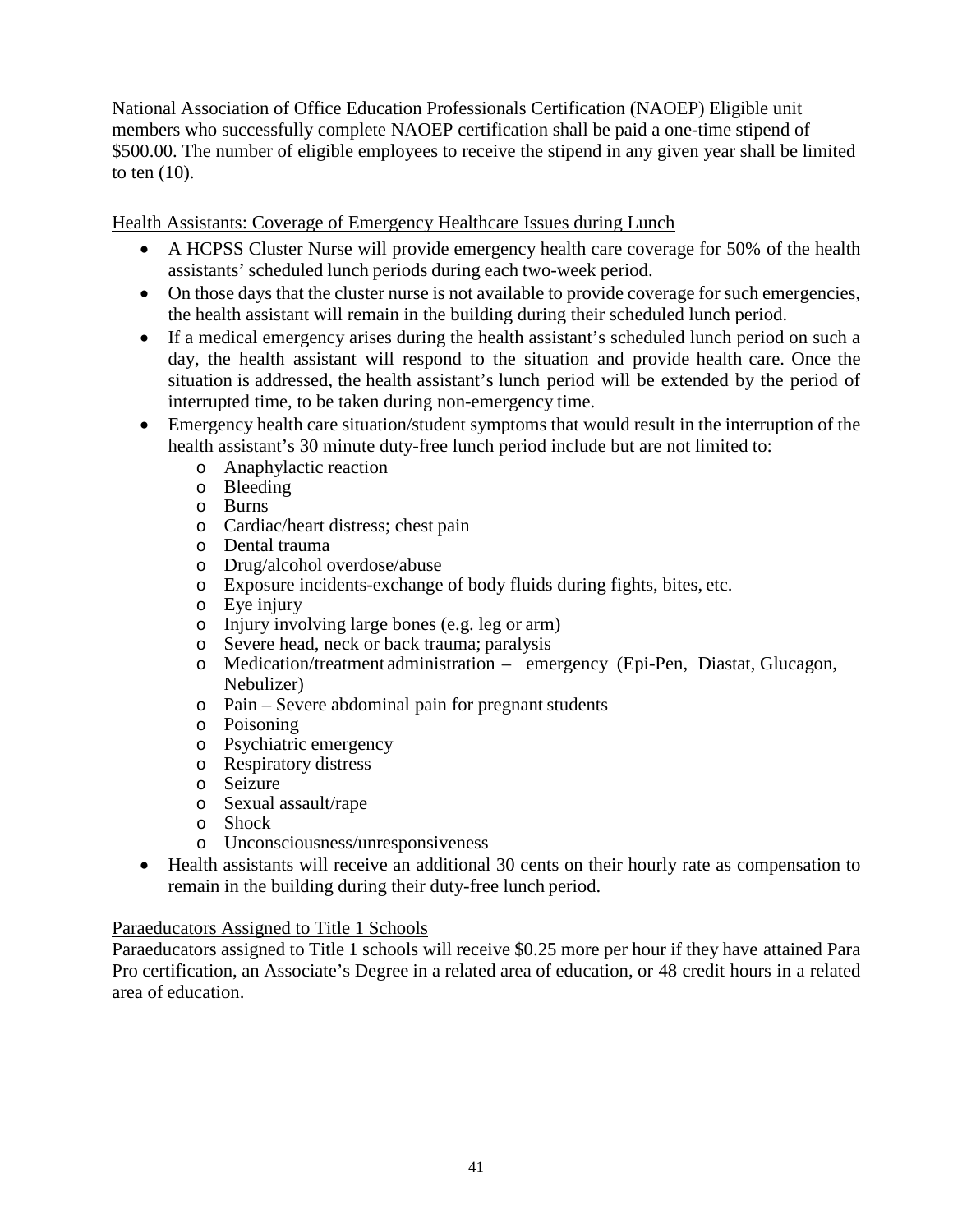National Association of Office Education Professionals Certification (NAOEP) Eligible unit members who successfully complete NAOEP certification shall be paid a one-time stipend of $500.00. The number of eligible employees to receive the stipend in any given year shall be limited to ten (10).

Health Assistants: Coverage of Emergency Healthcare Issues during Lunch

- A HCPSS Cluster Nurse will provide emergency health care coverage for 50% of the health assistants' scheduled lunch periods during each two-week period.
- On those days that the cluster nurse is not available to provide coverage for such emergencies, the health assistant will remain in the building during their scheduled lunch period.
- If a medical emergency arises during the health assistant's scheduled lunch period on such a day, the health assistant will respond to the situation and provide health care. Once the situation is addressed, the health assistant's lunch period will be extended by the period of interrupted time, to be taken during non-emergency time.
- Emergency health care situation/student symptoms that would result in the interruption of the health assistant's 30 minute duty-free lunch period include but are not limited to:
    - Anaphylactic reaction
    - Bleeding
    - Burns
    - Cardiac/heart distress; chest pain
    - Dental trauma
    - Drug/alcohol overdose/abuse
    - Exposure incidents-exchange of body fluids during fights, bites, etc.
    - Eye injury
    - Injury involving large bones (e.g. leg or arm)
    - Severe head, neck or back trauma; paralysis
    - Medication/treatment administration – emergency (Epi-Pen, Diastat, Glucagon, Nebulizer)
    - Pain – Severe abdominal pain for pregnant students
    - Poisoning
    - Psychiatric emergency
    - Respiratory distress
    - Seizure
    - Sexual assault/rape
    - Shock
    - Unconsciousness/unresponsiveness
- Health assistants will receive an additional 30 cents on their hourly rate as compensation to remain in the building during their duty-free lunch period.

Paraeducators Assigned to Title 1 Schools

Paraeducators assigned to Title 1 schools will receive $0.25 more per hour if they have attained Para Pro certification, an Associate's Degree in a related area of education, or 48 credit hours in a related area of education.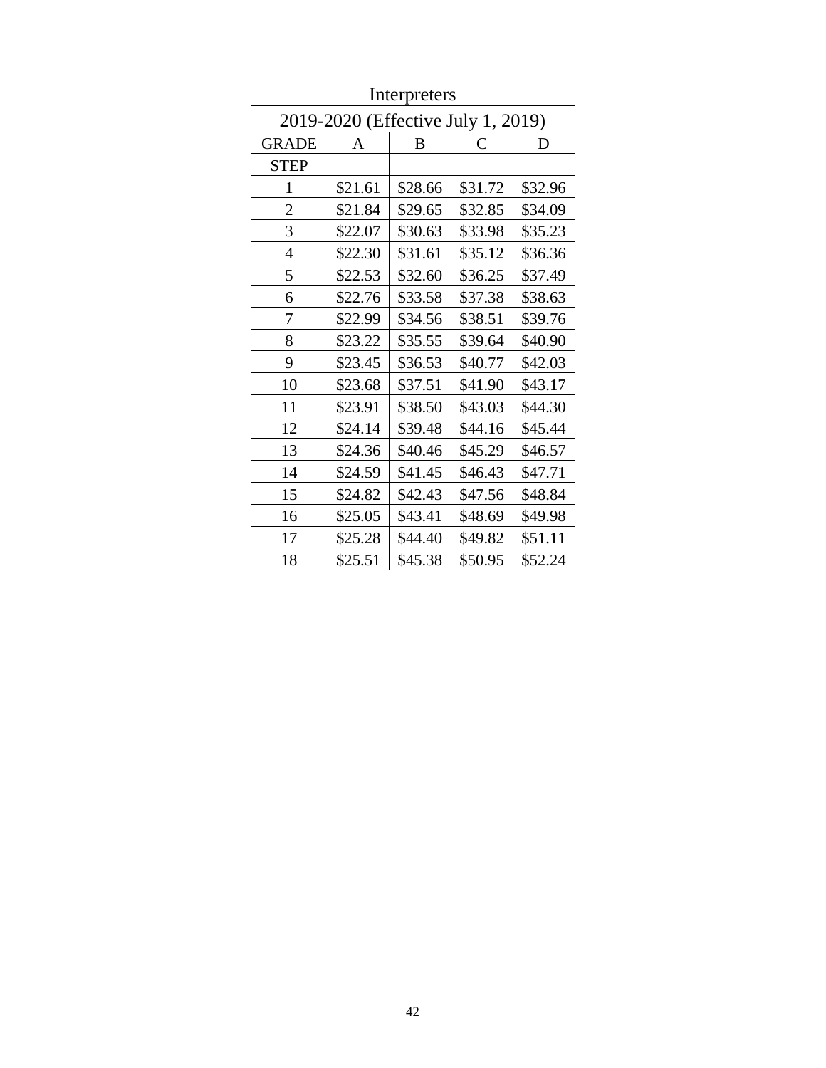| Interpreters | | | | |
|---|---|---|---|---|
| 2019-2020 (Effective July 1, 2019) | | | | |
| GRADE | A | B | C | D |
| STEP | | | | |
| 1 | $21.61 | $28.66 | $31.72 | $32.96 |
| 2 | $21.84 | $29.65 | $32.85 | $34.09 |
| 3 | $22.07 | $30.63 | $33.98 | $35.23 |
| 4 | $22.30 | $31.61 | $35.12 | $36.36 |
| 5 | $22.53 | $32.60 | $36.25 | $37.49 |
| 6 | $22.76 | $33.58 | $37.38 | $38.63 |
| 7 | $22.99 | $34.56 | $38.51 | $39.76 |
| 8 | $23.22 | $35.55 | $39.64 | $40.90 |
| 9 | $23.45 | $36.53 | $40.77 | $42.03 |
| 10 | $23.68 | $37.51 | $41.90 | $43.17 |
| 11 | $23.91 | $38.50 | $43.03 | $44.30 |
| 12 | $24.14 | $39.48 | $44.16 | $45.44 |
| 13 | $24.36 | $40.46 | $45.29 | $46.57 |
| 14 | $24.59 | $41.45 | $46.43 | $47.71 |
| 15 | $24.82 | $42.43 | $47.56 | $48.84 |
| 16 | $25.05 | $43.41 | $48.69 | $49.98 |
| 17 | $25.28 | $44.40 | $49.82 | $51.11 |
| 18 | $25.51 | $45.38 | $50.95 | $52.24 |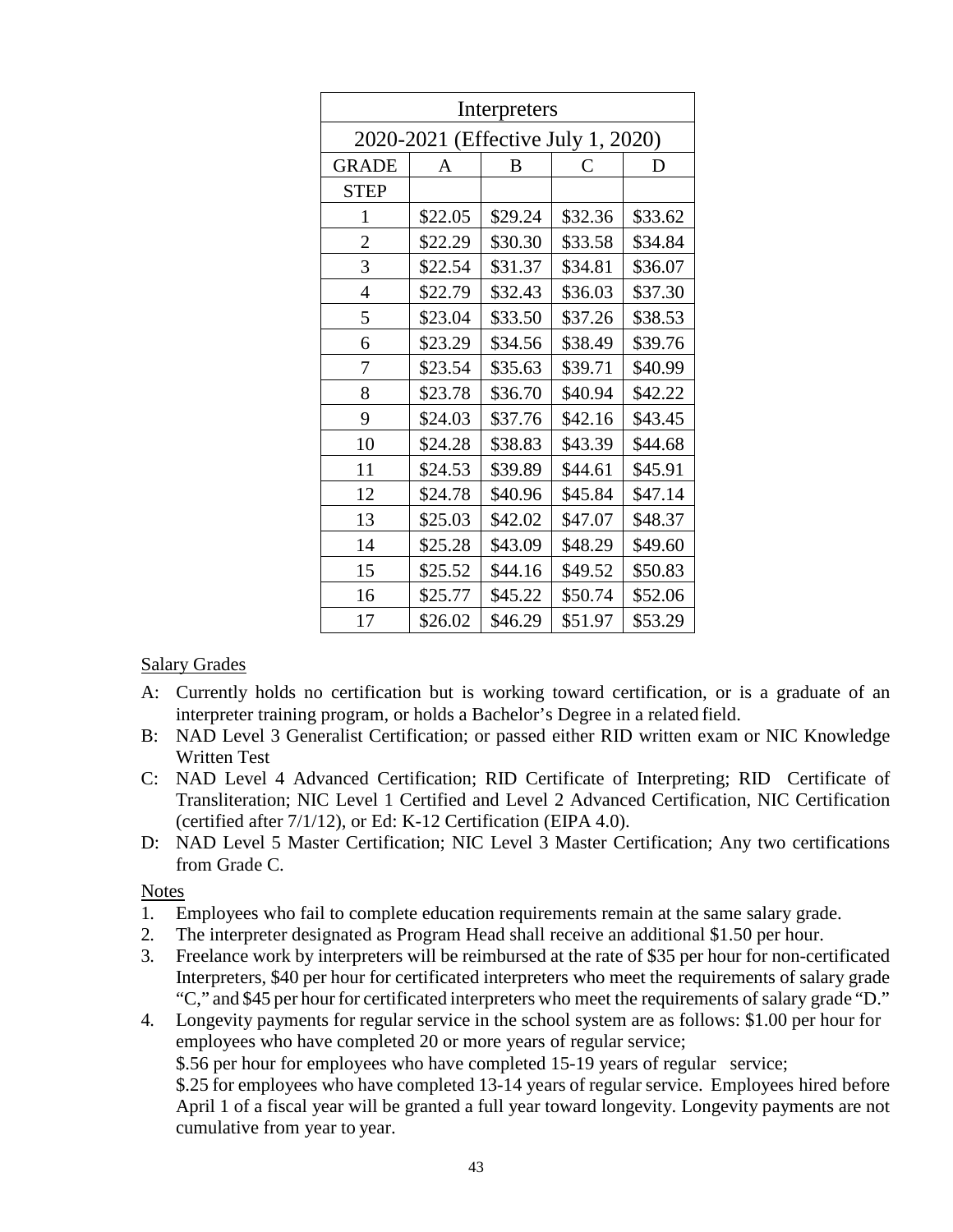| Interpreters | | | | |
|---|---|---|---|---|
| 2020-2021 (Effective July 1, 2020) | | | | |
| GRADE | A | B | C | D |
| STEP | | | | |
| 1 | $22.05 | $29.24 | $32.36 | $33.62 |
| 2 | $22.29 | $30.30 | $33.58 | $34.84 |
| 3 | $22.54 | $31.37 | $34.81 | $36.07 |
| 4 | $22.79 | $32.43 | $36.03 | $37.30 |
| 5 | $23.04 | $33.50 | $37.26 | $38.53 |
| 6 | $23.29 | $34.56 | $38.49 | $39.76 |
| 7 | $23.54 | $35.63 | $39.71 | $40.99 |
| 8 | $23.78 | $36.70 | $40.94 | $42.22 |
| 9 | $24.03 | $37.76 | $42.16 | $43.45 |
| 10 | $24.28 | $38.83 | $43.39 | $44.68 |
| 11 | $24.53 | $39.89 | $44.61 | $45.91 |
| 12 | $24.78 | $40.96 | $45.84 | $47.14 |
| 13 | $25.03 | $42.02 | $47.07 | $48.37 |
| 14 | $25.28 | $43.09 | $48.29 | $49.60 |
| 15 | $25.52 | $44.16 | $49.52 | $50.83 |
| 16 | $25.77 | $45.22 | $50.74 | $52.06 |
| 17 | $26.02 | $46.29 | $51.97 | $53.29 |

Salary Grades

A: Currently holds no certification but is working toward certification, or is a graduate of an interpreter training program, or holds a Bachelor's Degree in a related field.

B: NAD Level 3 Generalist Certification; or passed either RID written exam or NIC Knowledge Written Test

C: NAD Level 4 Advanced Certification; RID Certificate of Interpreting; RID Certificate of Transliteration; NIC Level 1 Certified and Level 2 Advanced Certification, NIC Certification (certified after 7/1/12), or Ed: K-12 Certification (EIPA 4.0).

D: NAD Level 5 Master Certification; NIC Level 3 Master Certification; Any two certifications from Grade C.

Notes

1. Employees who fail to complete education requirements remain at the same salary grade.
2. The interpreter designated as Program Head shall receive an additional $1.50 per hour.
3. Freelance work by interpreters will be reimbursed at the rate of $35 per hour for non-certificated Interpreters, $40 per hour for certificated interpreters who meet the requirements of salary grade "C," and $45 per hour for certificated interpreters who meet the requirements of salary grade "D."
4. Longevity payments for regular service in the school system are as follows: $1.00 per hour for employees who have completed 20 or more years of regular service;
   $.56 per hour for employees who have completed 15-19 years of regular service;
   $.25 for employees who have completed 13-14 years of regular service. Employees hired before April 1 of a fiscal year will be granted a full year toward longevity. Longevity payments are not cumulative from year to year.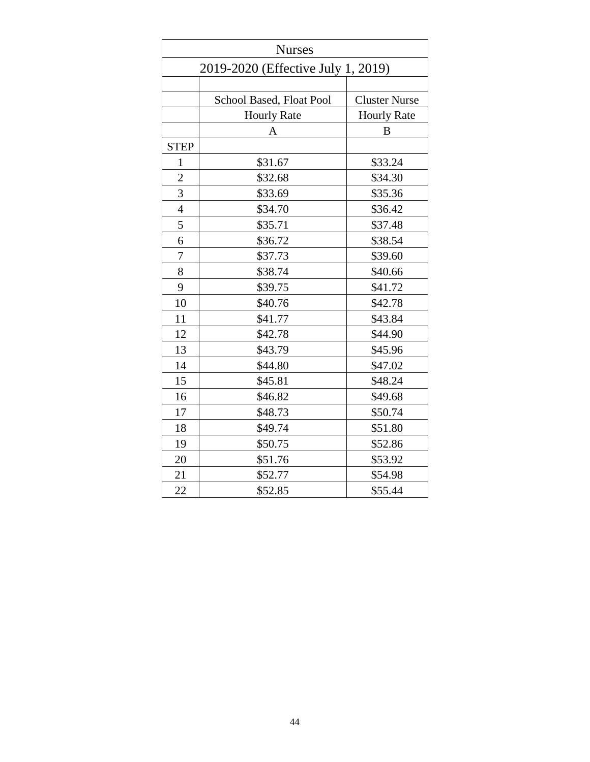| Nurses | | |
|---|---|---|
| 2019-2020 (Effective July 1, 2019) | | |
| | | |
| | School Based, Float Pool | Cluster Nurse |
| | Hourly Rate | Hourly Rate |
| | A | B |
| STEP | | |
| 1 | $31.67 | $33.24 |
| 2 | $32.68 | $34.30 |
| 3 | $33.69 | $35.36 |
| 4 | $34.70 | $36.42 |
| 5 | $35.71 | $37.48 |
| 6 | $36.72 | $38.54 |
| 7 | $37.73 | $39.60 |
| 8 | $38.74 | $40.66 |
| 9 | $39.75 | $41.72 |
| 10 | $40.76 | $42.78 |
| 11 | $41.77 | $43.84 |
| 12 | $42.78 | $44.90 |
| 13 | $43.79 | $45.96 |
| 14 | $44.80 | $47.02 |
| 15 | $45.81 | $48.24 |
| 16 | $46.82 | $49.68 |
| 17 | $48.73 | $50.74 |
| 18 | $49.74 | $51.80 |
| 19 | $50.75 | $52.86 |
| 20 | $51.76 | $53.92 |
| 21 | $52.77 | $54.98 |
| 22 | $52.85 | $55.44 |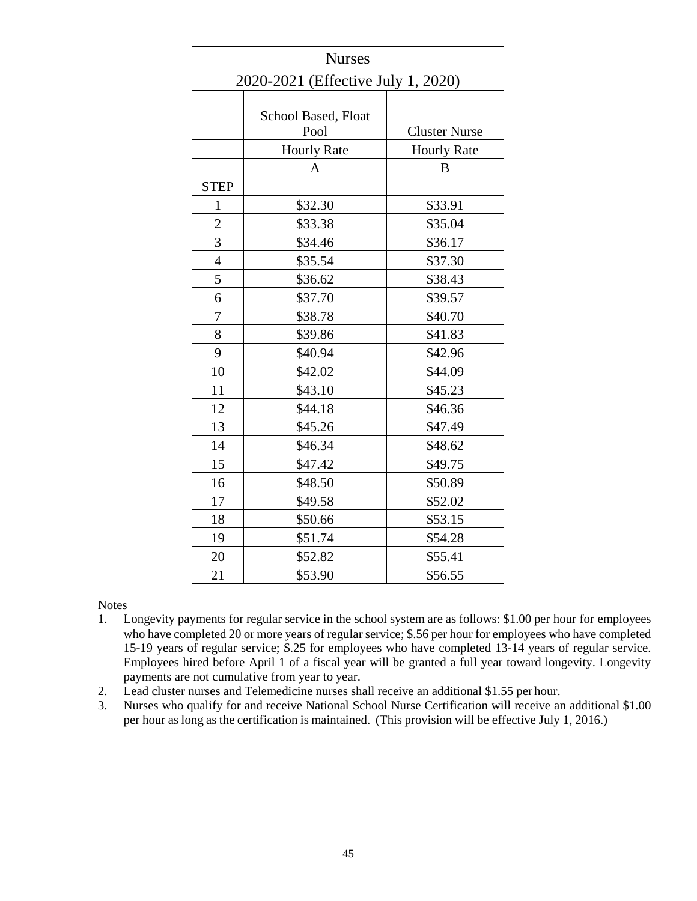| Nurses | | |
|---|---|---|
| 2020-2021 (Effective July 1, 2020) | | |
| | | |
| | School Based, Float Pool | Cluster Nurse |
| | Hourly Rate | Hourly Rate |
| | A | B |
| STEP | | |
| 1 | $32.30 | $33.91 |
| 2 | $33.38 | $35.04 |
| 3 | $34.46 | $36.17 |
| 4 | $35.54 | $37.30 |
| 5 | $36.62 | $38.43 |
| 6 | $37.70 | $39.57 |
| 7 | $38.78 | $40.70 |
| 8 | $39.86 | $41.83 |
| 9 | $40.94 | $42.96 |
| 10 | $42.02 | $44.09 |
| 11 | $43.10 | $45.23 |
| 12 | $44.18 | $46.36 |
| 13 | $45.26 | $47.49 |
| 14 | $46.34 | $48.62 |
| 15 | $47.42 | $49.75 |
| 16 | $48.50 | $50.89 |
| 17 | $49.58 | $52.02 |
| 18 | $50.66 | $53.15 |
| 19 | $51.74 | $54.28 |
| 20 | $52.82 | $55.41 |
| 21 | $53.90 | $56.55 |

Notes

1. Longevity payments for regular service in the school system are as follows: $1.00 per hour for employees who have completed 20 or more years of regular service; $.56 per hour for employees who have completed 15-19 years of regular service; $.25 for employees who have completed 13-14 years of regular service. Employees hired before April 1 of a fiscal year will be granted a full year toward longevity. Longevity payments are not cumulative from year to year.
2. Lead cluster nurses and Telemedicine nurses shall receive an additional $1.55 per hour.
3. Nurses who qualify for and receive National School Nurse Certification will receive an additional $1.00 per hour as long as the certification is maintained. (This provision will be effective July 1, 2016.)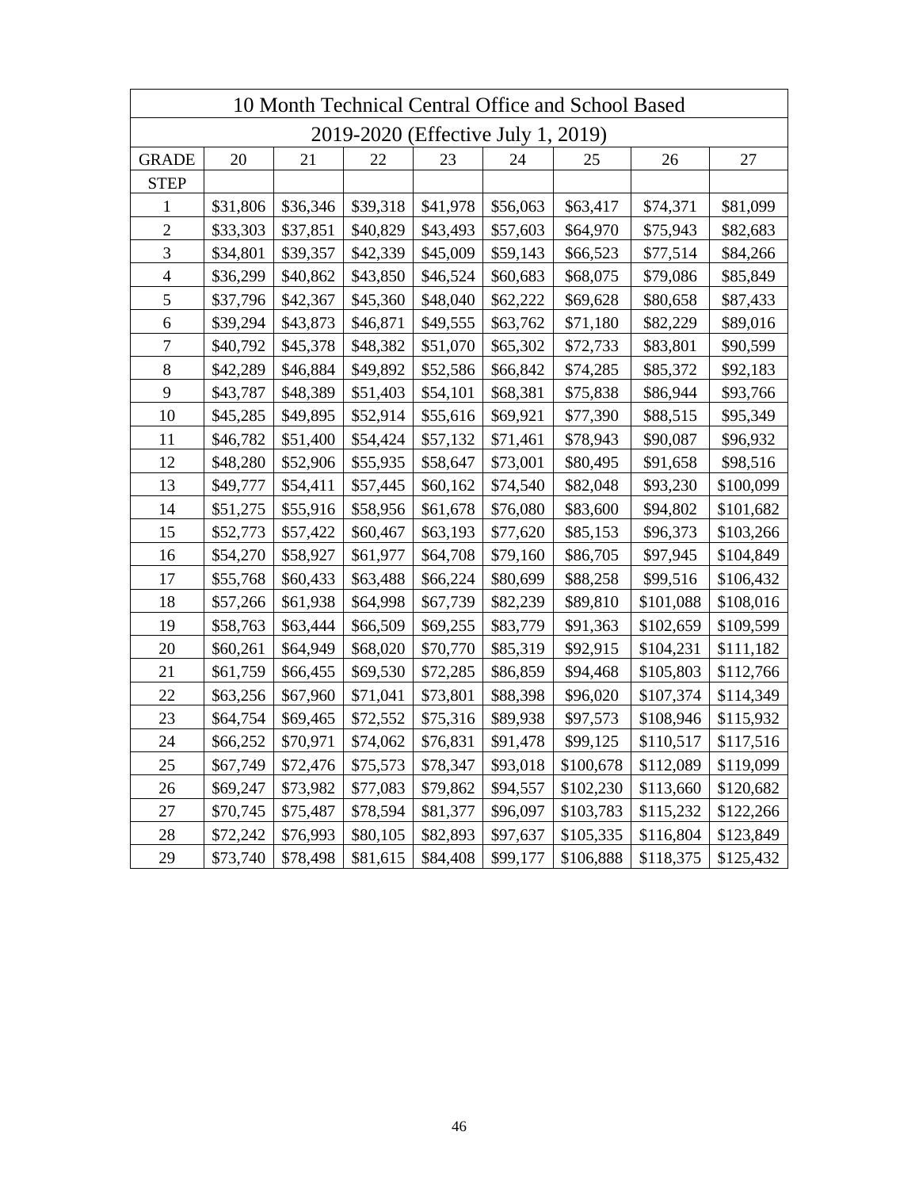| 10 Month Technical Central Office and School Based | | | | | | | | |
|---|---|---|---|---|---|---|---|---|
| 2019-2020 (Effective July 1, 2019) | | | | | | | | |
| GRADE | 20 | 21 | 22 | 23 | 24 | 25 | 26 | 27 |
| STEP | | | | | | | | |
| 1 | $31,806 | $36,346 | $39,318 | $41,978 | $56,063 | $63,417 | $74,371 | $81,099 |
| 2 | $33,303 | $37,851 | $40,829 | $43,493 | $57,603 | $64,970 | $75,943 | $82,683 |
| 3 | $34,801 | $39,357 | $42,339 | $45,009 | $59,143 | $66,523 | $77,514 | $84,266 |
| 4 | $36,299 | $40,862 | $43,850 | $46,524 | $60,683 | $68,075 | $79,086 | $85,849 |
| 5 | $37,796 | $42,367 | $45,360 | $48,040 | $62,222 | $69,628 | $80,658 | $87,433 |
| 6 | $39,294 | $43,873 | $46,871 | $49,555 | $63,762 | $71,180 | $82,229 | $89,016 |
| 7 | $40,792 | $45,378 | $48,382 | $51,070 | $65,302 | $72,733 | $83,801 | $90,599 |
| 8 | $42,289 | $46,884 | $49,892 | $52,586 | $66,842 | $74,285 | $85,372 | $92,183 |
| 9 | $43,787 | $48,389 | $51,403 | $54,101 | $68,381 | $75,838 | $86,944 | $93,766 |
| 10 | $45,285 | $49,895 | $52,914 | $55,616 | $69,921 | $77,390 | $88,515 | $95,349 |
| 11 | $46,782 | $51,400 | $54,424 | $57,132 | $71,461 | $78,943 | $90,087 | $96,932 |
| 12 | $48,280 | $52,906 | $55,935 | $58,647 | $73,001 | $80,495 | $91,658 | $98,516 |
| 13 | $49,777 | $54,411 | $57,445 | $60,162 | $74,540 | $82,048 | $93,230 | $100,099 |
| 14 | $51,275 | $55,916 | $58,956 | $61,678 | $76,080 | $83,600 | $94,802 | $101,682 |
| 15 | $52,773 | $57,422 | $60,467 | $63,193 | $77,620 | $85,153 | $96,373 | $103,266 |
| 16 | $54,270 | $58,927 | $61,977 | $64,708 | $79,160 | $86,705 | $97,945 | $104,849 |
| 17 | $55,768 | $60,433 | $63,488 | $66,224 | $80,699 | $88,258 | $99,516 | $106,432 |
| 18 | $57,266 | $61,938 | $64,998 | $67,739 | $82,239 | $89,810 | $101,088 | $108,016 |
| 19 | $58,763 | $63,444 | $66,509 | $69,255 | $83,779 | $91,363 | $102,659 | $109,599 |
| 20 | $60,261 | $64,949 | $68,020 | $70,770 | $85,319 | $92,915 | $104,231 | $111,182 |
| 21 | $61,759 | $66,455 | $69,530 | $72,285 | $86,859 | $94,468 | $105,803 | $112,766 |
| 22 | $63,256 | $67,960 | $71,041 | $73,801 | $88,398 | $96,020 | $107,374 | $114,349 |
| 23 | $64,754 | $69,465 | $72,552 | $75,316 | $89,938 | $97,573 | $108,946 | $115,932 |
| 24 | $66,252 | $70,971 | $74,062 | $76,831 | $91,478 | $99,125 | $110,517 | $117,516 |
| 25 | $67,749 | $72,476 | $75,573 | $78,347 | $93,018 | $100,678 | $112,089 | $119,099 |
| 26 | $69,247 | $73,982 | $77,083 | $79,862 | $94,557 | $102,230 | $113,660 | $120,682 |
| 27 | $70,745 | $75,487 | $78,594 | $81,377 | $96,097 | $103,783 | $115,232 | $122,266 |
| 28 | $72,242 | $76,993 | $80,105 | $82,893 | $97,637 | $105,335 | $116,804 | $123,849 |
| 29 | $73,740 | $78,498 | $81,615 | $84,408 | $99,177 | $106,888 | $118,375 | $125,432 |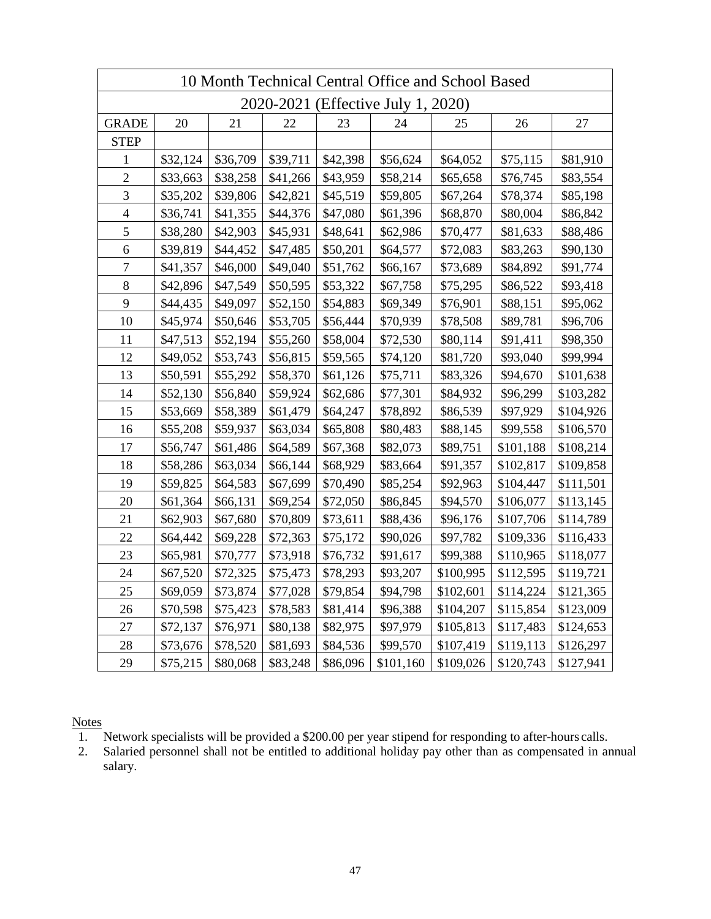| 10 Month Technical Central Office and School Based | | | | | | | | |
|---|---|---|---|---|---|---|---|---|
| 2020-2021 (Effective July 1, 2020) | | | | | | | | |
| GRADE | 20 | 21 | 22 | 23 | 24 | 25 | 26 | 27 |
| STEP | | | | | | | | |
| 1 | $32,124 | $36,709 | $39,711 | $42,398 | $56,624 | $64,052 | $75,115 | $81,910 |
| 2 | $33,663 | $38,258 | $41,266 | $43,959 | $58,214 | $65,658 | $76,745 | $83,554 |
| 3 | $35,202 | $39,806 | $42,821 | $45,519 | $59,805 | $67,264 | $78,374 | $85,198 |
| 4 | $36,741 | $41,355 | $44,376 | $47,080 | $61,396 | $68,870 | $80,004 | $86,842 |
| 5 | $38,280 | $42,903 | $45,931 | $48,641 | $62,986 | $70,477 | $81,633 | $88,486 |
| 6 | $39,819 | $44,452 | $47,485 | $50,201 | $64,577 | $72,083 | $83,263 | $90,130 |
| 7 | $41,357 | $46,000 | $49,040 | $51,762 | $66,167 | $73,689 | $84,892 | $91,774 |
| 8 | $42,896 | $47,549 | $50,595 | $53,322 | $67,758 | $75,295 | $86,522 | $93,418 |
| 9 | $44,435 | $49,097 | $52,150 | $54,883 | $69,349 | $76,901 | $88,151 | $95,062 |
| 10 | $45,974 | $50,646 | $53,705 | $56,444 | $70,939 | $78,508 | $89,781 | $96,706 |
| 11 | $47,513 | $52,194 | $55,260 | $58,004 | $72,530 | $80,114 | $91,411 | $98,350 |
| 12 | $49,052 | $53,743 | $56,815 | $59,565 | $74,120 | $81,720 | $93,040 | $99,994 |
| 13 | $50,591 | $55,292 | $58,370 | $61,126 | $75,711 | $83,326 | $94,670 | $101,638 |
| 14 | $52,130 | $56,840 | $59,924 | $62,686 | $77,301 | $84,932 | $96,299 | $103,282 |
| 15 | $53,669 | $58,389 | $61,479 | $64,247 | $78,892 | $86,539 | $97,929 | $104,926 |
| 16 | $55,208 | $59,937 | $63,034 | $65,808 | $80,483 | $88,145 | $99,558 | $106,570 |
| 17 | $56,747 | $61,486 | $64,589 | $67,368 | $82,073 | $89,751 | $101,188 | $108,214 |
| 18 | $58,286 | $63,034 | $66,144 | $68,929 | $83,664 | $91,357 | $102,817 | $109,858 |
| 19 | $59,825 | $64,583 | $67,699 | $70,490 | $85,254 | $92,963 | $104,447 | $111,501 |
| 20 | $61,364 | $66,131 | $69,254 | $72,050 | $86,845 | $94,570 | $106,077 | $113,145 |
| 21 | $62,903 | $67,680 | $70,809 | $73,611 | $88,436 | $96,176 | $107,706 | $114,789 |
| 22 | $64,442 | $69,228 | $72,363 | $75,172 | $90,026 | $97,782 | $109,336 | $116,433 |
| 23 | $65,981 | $70,777 | $73,918 | $76,732 | $91,617 | $99,388 | $110,965 | $118,077 |
| 24 | $67,520 | $72,325 | $75,473 | $78,293 | $93,207 | $100,995 | $112,595 | $119,721 |
| 25 | $69,059 | $73,874 | $77,028 | $79,854 | $94,798 | $102,601 | $114,224 | $121,365 |
| 26 | $70,598 | $75,423 | $78,583 | $81,414 | $96,388 | $104,207 | $115,854 | $123,009 |
| 27 | $72,137 | $76,971 | $80,138 | $82,975 | $97,979 | $105,813 | $117,483 | $124,653 |
| 28 | $73,676 | $78,520 | $81,693 | $84,536 | $99,570 | $107,419 | $119,113 | $126,297 |
| 29 | $75,215 | $80,068 | $83,248 | $86,096 | $101,160 | $109,026 | $120,743 | $127,941 |

Notes

1. Network specialists will be provided a $200.00 per year stipend for responding to after-hours calls.
2. Salaried personnel shall not be entitled to additional holiday pay other than as compensated in annual salary.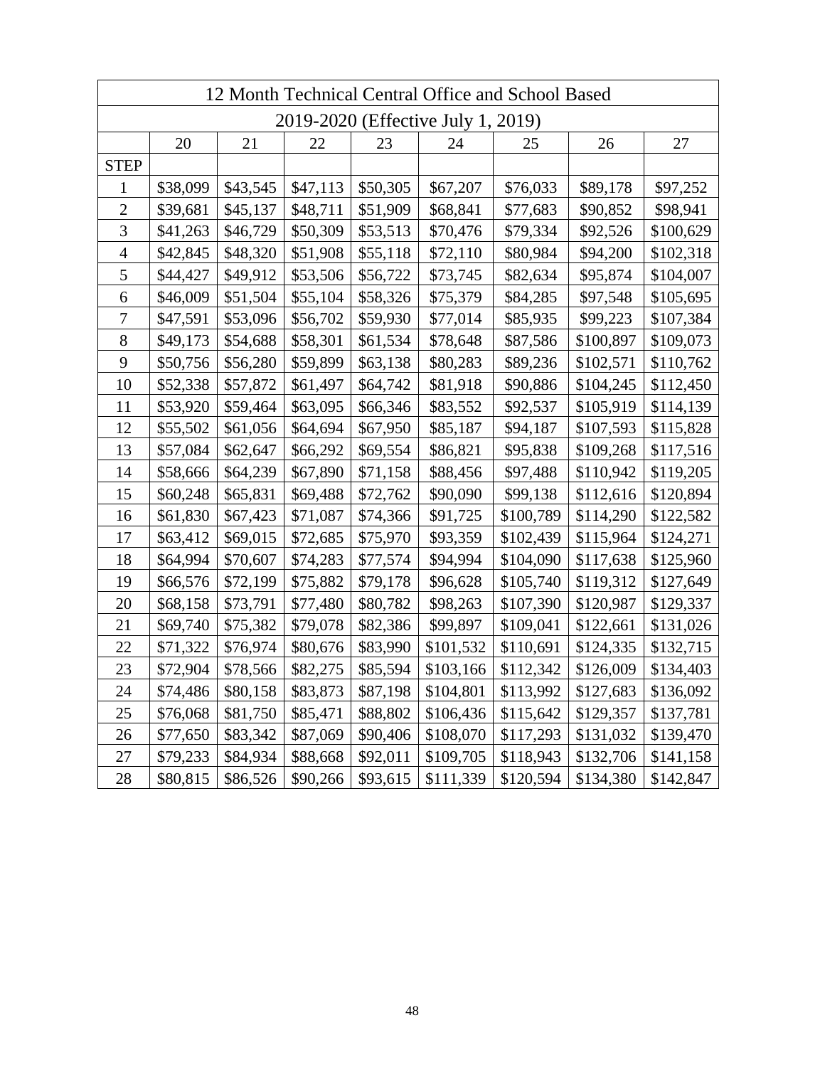| 12 Month Technical Central Office and School Based | | | | | | | | |
|---|---|---|---|---|---|---|---|---|
| 2019-2020 (Effective July 1, 2019) | | | | | | | | |
| | 20 | 21 | 22 | 23 | 24 | 25 | 26 | 27 |
| STEP | | | | | | | | |
| 1 | $38,099 | $43,545 | $47,113 | $50,305 | $67,207 | $76,033 | $89,178 | $97,252 |
| 2 | $39,681 | $45,137 | $48,711 | $51,909 | $68,841 | $77,683 | $90,852 | $98,941 |
| 3 | $41,263 | $46,729 | $50,309 | $53,513 | $70,476 | $79,334 | $92,526 | $100,629 |
| 4 | $42,845 | $48,320 | $51,908 | $55,118 | $72,110 | $80,984 | $94,200 | $102,318 |
| 5 | $44,427 | $49,912 | $53,506 | $56,722 | $73,745 | $82,634 | $95,874 | $104,007 |
| 6 | $46,009 | $51,504 | $55,104 | $58,326 | $75,379 | $84,285 | $97,548 | $105,695 |
| 7 | $47,591 | $53,096 | $56,702 | $59,930 | $77,014 | $85,935 | $99,223 | $107,384 |
| 8 | $49,173 | $54,688 | $58,301 | $61,534 | $78,648 | $87,586 | $100,897 | $109,073 |
| 9 | $50,756 | $56,280 | $59,899 | $63,138 | $80,283 | $89,236 | $102,571 | $110,762 |
| 10 | $52,338 | $57,872 | $61,497 | $64,742 | $81,918 | $90,886 | $104,245 | $112,450 |
| 11 | $53,920 | $59,464 | $63,095 | $66,346 | $83,552 | $92,537 | $105,919 | $114,139 |
| 12 | $55,502 | $61,056 | $64,694 | $67,950 | $85,187 | $94,187 | $107,593 | $115,828 |
| 13 | $57,084 | $62,647 | $66,292 | $69,554 | $86,821 | $95,838 | $109,268 | $117,516 |
| 14 | $58,666 | $64,239 | $67,890 | $71,158 | $88,456 | $97,488 | $110,942 | $119,205 |
| 15 | $60,248 | $65,831 | $69,488 | $72,762 | $90,090 | $99,138 | $112,616 | $120,894 |
| 16 | $61,830 | $67,423 | $71,087 | $74,366 | $91,725 | $100,789 | $114,290 | $122,582 |
| 17 | $63,412 | $69,015 | $72,685 | $75,970 | $93,359 | $102,439 | $115,964 | $124,271 |
| 18 | $64,994 | $70,607 | $74,283 | $77,574 | $94,994 | $104,090 | $117,638 | $125,960 |
| 19 | $66,576 | $72,199 | $75,882 | $79,178 | $96,628 | $105,740 | $119,312 | $127,649 |
| 20 | $68,158 | $73,791 | $77,480 | $80,782 | $98,263 | $107,390 | $120,987 | $129,337 |
| 21 | $69,740 | $75,382 | $79,078 | $82,386 | $99,897 | $109,041 | $122,661 | $131,026 |
| 22 | $71,322 | $76,974 | $80,676 | $83,990 | $101,532 | $110,691 | $124,335 | $132,715 |
| 23 | $72,904 | $78,566 | $82,275 | $85,594 | $103,166 | $112,342 | $126,009 | $134,403 |
| 24 | $74,486 | $80,158 | $83,873 | $87,198 | $104,801 | $113,992 | $127,683 | $136,092 |
| 25 | $76,068 | $81,750 | $85,471 | $88,802 | $106,436 | $115,642 | $129,357 | $137,781 |
| 26 | $77,650 | $83,342 | $87,069 | $90,406 | $108,070 | $117,293 | $131,032 | $139,470 |
| 27 | $79,233 | $84,934 | $88,668 | $92,011 | $109,705 | $118,943 | $132,706 | $141,158 |
| 28 | $80,815 | $86,526 | $90,266 | $93,615 | $111,339 | $120,594 | $134,380 | $142,847 |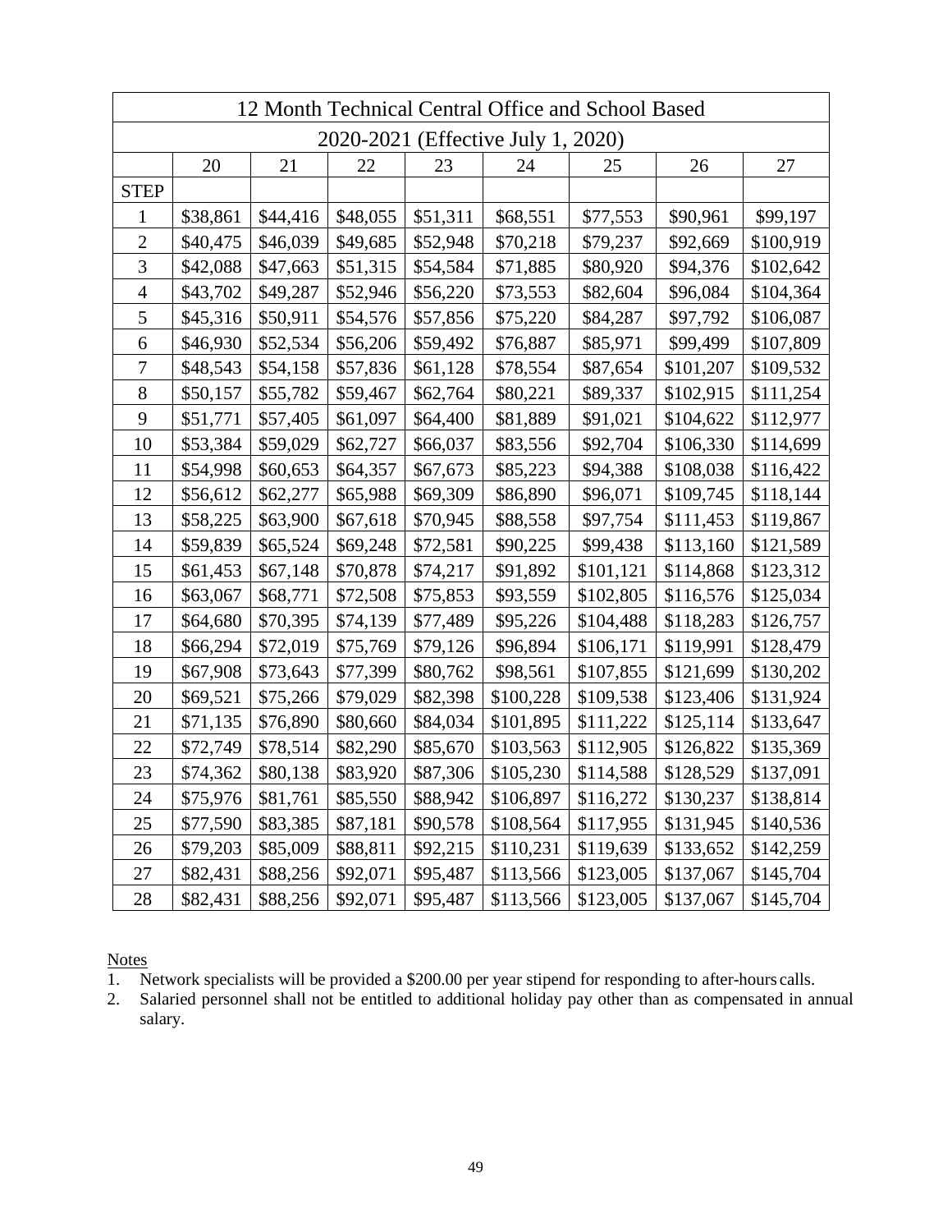| 12 Month Technical Central Office and School Based | | | | | | | | |
|---|---|---|---|---|---|---|---|---|
| 2020-2021 (Effective July 1, 2020) | | | | | | | | |
| | 20 | 21 | 22 | 23 | 24 | 25 | 26 | 27 |
| STEP | | | | | | | | |
| 1 | $38,861 | $44,416 | $48,055 | $51,311 | $68,551 | $77,553 | $90,961 | $99,197 |
| 2 | $40,475 | $46,039 | $49,685 | $52,948 | $70,218 | $79,237 | $92,669 | $100,919 |
| 3 | $42,088 | $47,663 | $51,315 | $54,584 | $71,885 | $80,920 | $94,376 | $102,642 |
| 4 | $43,702 | $49,287 | $52,946 | $56,220 | $73,553 | $82,604 | $96,084 | $104,364 |
| 5 | $45,316 | $50,911 | $54,576 | $57,856 | $75,220 | $84,287 | $97,792 | $106,087 |
| 6 | $46,930 | $52,534 | $56,206 | $59,492 | $76,887 | $85,971 | $99,499 | $107,809 |
| 7 | $48,543 | $54,158 | $57,836 | $61,128 | $78,554 | $87,654 | $101,207 | $109,532 |
| 8 | $50,157 | $55,782 | $59,467 | $62,764 | $80,221 | $89,337 | $102,915 | $111,254 |
| 9 | $51,771 | $57,405 | $61,097 | $64,400 | $81,889 | $91,021 | $104,622 | $112,977 |
| 10 | $53,384 | $59,029 | $62,727 | $66,037 | $83,556 | $92,704 | $106,330 | $114,699 |
| 11 | $54,998 | $60,653 | $64,357 | $67,673 | $85,223 | $94,388 | $108,038 | $116,422 |
| 12 | $56,612 | $62,277 | $65,988 | $69,309 | $86,890 | $96,071 | $109,745 | $118,144 |
| 13 | $58,225 | $63,900 | $67,618 | $70,945 | $88,558 | $97,754 | $111,453 | $119,867 |
| 14 | $59,839 | $65,524 | $69,248 | $72,581 | $90,225 | $99,438 | $113,160 | $121,589 |
| 15 | $61,453 | $67,148 | $70,878 | $74,217 | $91,892 | $101,121 | $114,868 | $123,312 |
| 16 | $63,067 | $68,771 | $72,508 | $75,853 | $93,559 | $102,805 | $116,576 | $125,034 |
| 17 | $64,680 | $70,395 | $74,139 | $77,489 | $95,226 | $104,488 | $118,283 | $126,757 |
| 18 | $66,294 | $72,019 | $75,769 | $79,126 | $96,894 | $106,171 | $119,991 | $128,479 |
| 19 | $67,908 | $73,643 | $77,399 | $80,762 | $98,561 | $107,855 | $121,699 | $130,202 |
| 20 | $69,521 | $75,266 | $79,029 | $82,398 | $100,228 | $109,538 | $123,406 | $131,924 |
| 21 | $71,135 | $76,890 | $80,660 | $84,034 | $101,895 | $111,222 | $125,114 | $133,647 |
| 22 | $72,749 | $78,514 | $82,290 | $85,670 | $103,563 | $112,905 | $126,822 | $135,369 |
| 23 | $74,362 | $80,138 | $83,920 | $87,306 | $105,230 | $114,588 | $128,529 | $137,091 |
| 24 | $75,976 | $81,761 | $85,550 | $88,942 | $106,897 | $116,272 | $130,237 | $138,814 |
| 25 | $77,590 | $83,385 | $87,181 | $90,578 | $108,564 | $117,955 | $131,945 | $140,536 |
| 26 | $79,203 | $85,009 | $88,811 | $92,215 | $110,231 | $119,639 | $133,652 | $142,259 |
| 27 | $82,431 | $88,256 | $92,071 | $95,487 | $113,566 | $123,005 | $137,067 | $145,704 |
| 28 | $82,431 | $88,256 | $92,071 | $95,487 | $113,566 | $123,005 | $137,067 | $145,704 |

Notes

1. Network specialists will be provided a $200.00 per year stipend for responding to after-hours calls.
2. Salaried personnel shall not be entitled to additional holiday pay other than as compensated in annual salary.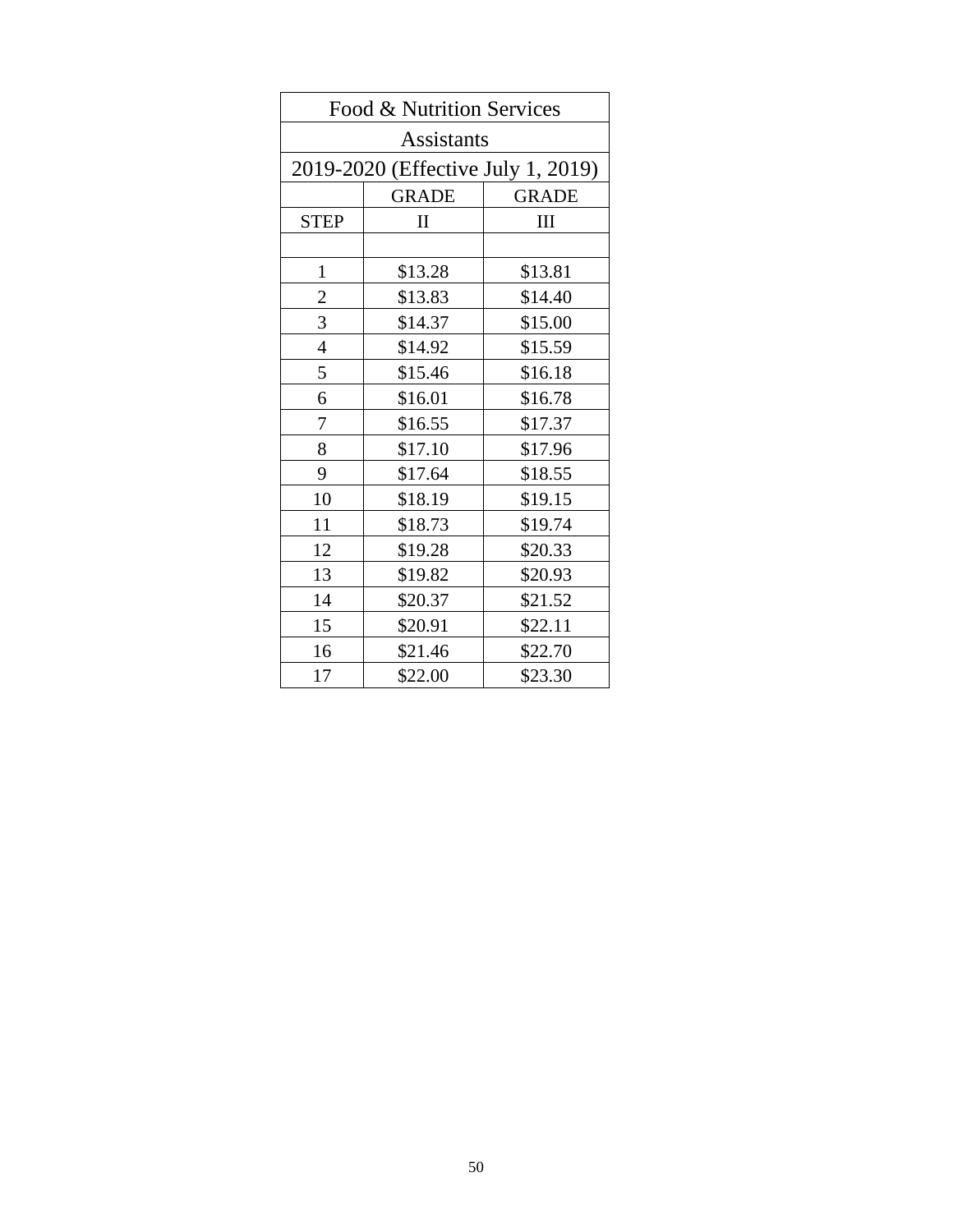| Food & Nutrition Services | | |
|---|---|---|
| Assistants | | |
| 2019-2020 (Effective July 1, 2019) | | |
| | GRADE | GRADE |
| STEP | II | III |
| | | |
| 1 | $13.28 | $13.81 |
| 2 | $13.83 | $14.40 |
| 3 | $14.37 | $15.00 |
| 4 | $14.92 | $15.59 |
| 5 | $15.46 | $16.18 |
| 6 | $16.01 | $16.78 |
| 7 | $16.55 | $17.37 |
| 8 | $17.10 | $17.96 |
| 9 | $17.64 | $18.55 |
| 10 | $18.19 | $19.15 |
| 11 | $18.73 | $19.74 |
| 12 | $19.28 | $20.33 |
| 13 | $19.82 | $20.93 |
| 14 | $20.37 | $21.52 |
| 15 | $20.91 | $22.11 |
| 16 | $21.46 | $22.70 |
| 17 | $22.00 | $23.30 |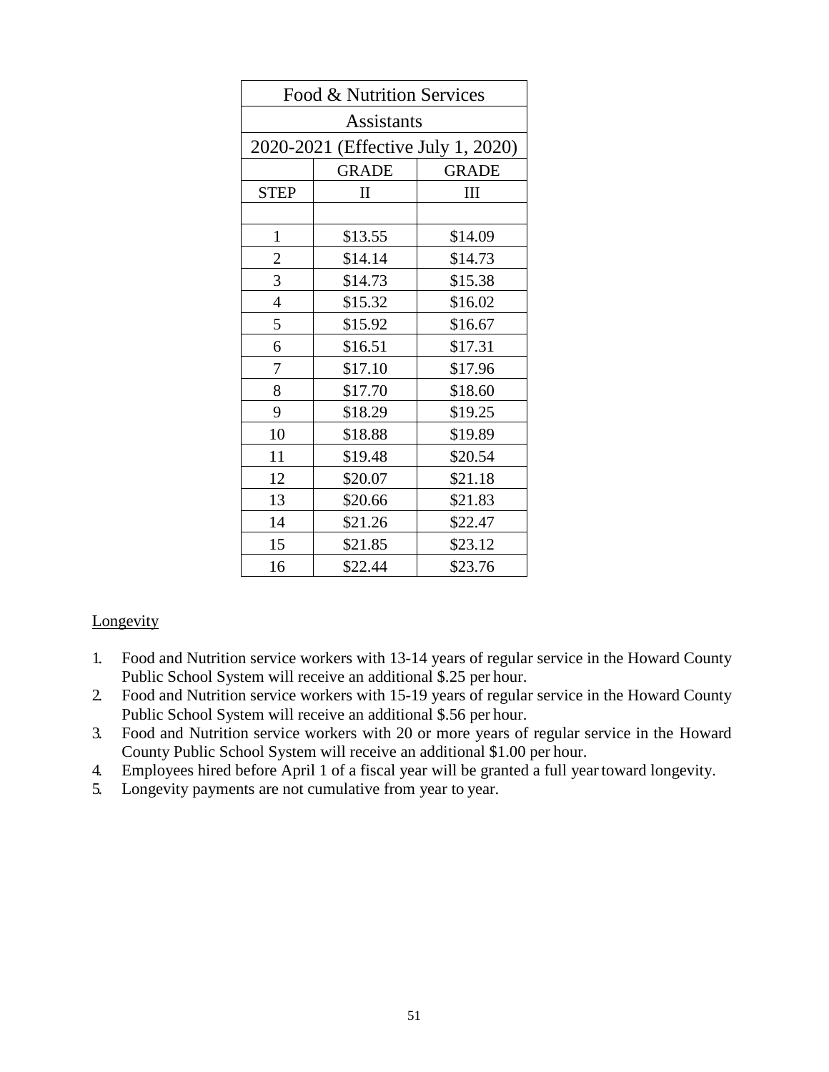| Food & Nutrition Services | | |
|---|---|---|
| Assistants | | |
| 2020-2021 (Effective July 1, 2020) | | |
| | GRADE | GRADE |
| STEP | II | III |
| | | |
| 1 | $13.55 | $14.09 |
| 2 | $14.14 | $14.73 |
| 3 | $14.73 | $15.38 |
| 4 | $15.32 | $16.02 |
| 5 | $15.92 | $16.67 |
| 6 | $16.51 | $17.31 |
| 7 | $17.10 | $17.96 |
| 8 | $17.70 | $18.60 |
| 9 | $18.29 | $19.25 |
| 10 | $18.88 | $19.89 |
| 11 | $19.48 | $20.54 |
| 12 | $20.07 | $21.18 |
| 13 | $20.66 | $21.83 |
| 14 | $21.26 | $22.47 |
| 15 | $21.85 | $23.12 |
| 16 | $22.44 | $23.76 |

Longevity

1. Food and Nutrition service workers with 13-14 years of regular service in the Howard County Public School System will receive an additional $.25 per hour.
2. Food and Nutrition service workers with 15-19 years of regular service in the Howard County Public School System will receive an additional $.56 per hour.
3. Food and Nutrition service workers with 20 or more years of regular service in the Howard County Public School System will receive an additional $1.00 per hour.
4. Employees hired before April 1 of a fiscal year will be granted a full year toward longevity.
5. Longevity payments are not cumulative from year to year.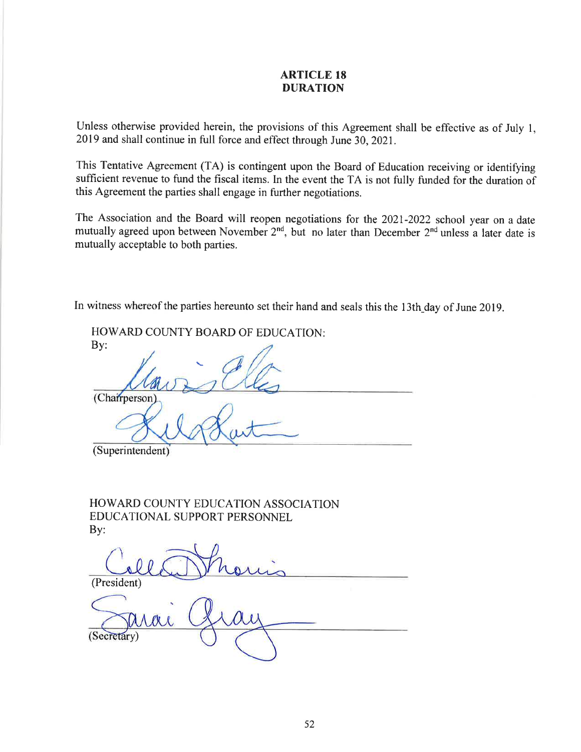## ARTICLE 18
## DURATION

Unless otherwise provided herein, the provisions of this Agreement shall be effective as of July 1, 2019 and shall continue in full force and effect through June 30, 2021.

This Tentative Agreement (TA) is contingent upon the Board of Education receiving or identifying sufficient revenue to fund the fiscal items. In the event the TA is not fully funded for the duration of this Agreement the parties shall engage in further negotiations.

The Association and the Board will reopen negotiations for the 2021-2022 school year on a date mutually agreed upon between November 2nd, but no later than December 2nd unless a later date is mutually acceptable to both parties.

In witness whereof the parties hereunto set their hand and seals this the 13th day of June 2019.

HOWARD COUNTY BOARD OF EDUCATION:
By:

\_\_\_\_\_\_\_\_\_\_\_\_\_\_\_\_\_\_\_\_\_\_\_\_\_\_\_\_\_\_
(Chairperson)

\_\_\_\_\_\_\_\_\_\_\_\_\_\_\_\_\_\_\_\_\_\_\_\_\_\_\_\_\_\_
(Superintendent)

HOWARD COUNTY EDUCATION ASSOCIATION
EDUCATIONAL SUPPORT PERSONNEL
By:

\_\_\_\_\_\_\_\_\_\_\_\_\_\_\_\_\_\_\_\_\_\_\_\_\_\_\_\_\_\_
(President)

\_\_\_\_\_\_\_\_\_\_\_\_\_\_\_\_\_\_\_\_\_\_\_\_\_\_\_\_\_\_
(Secretary)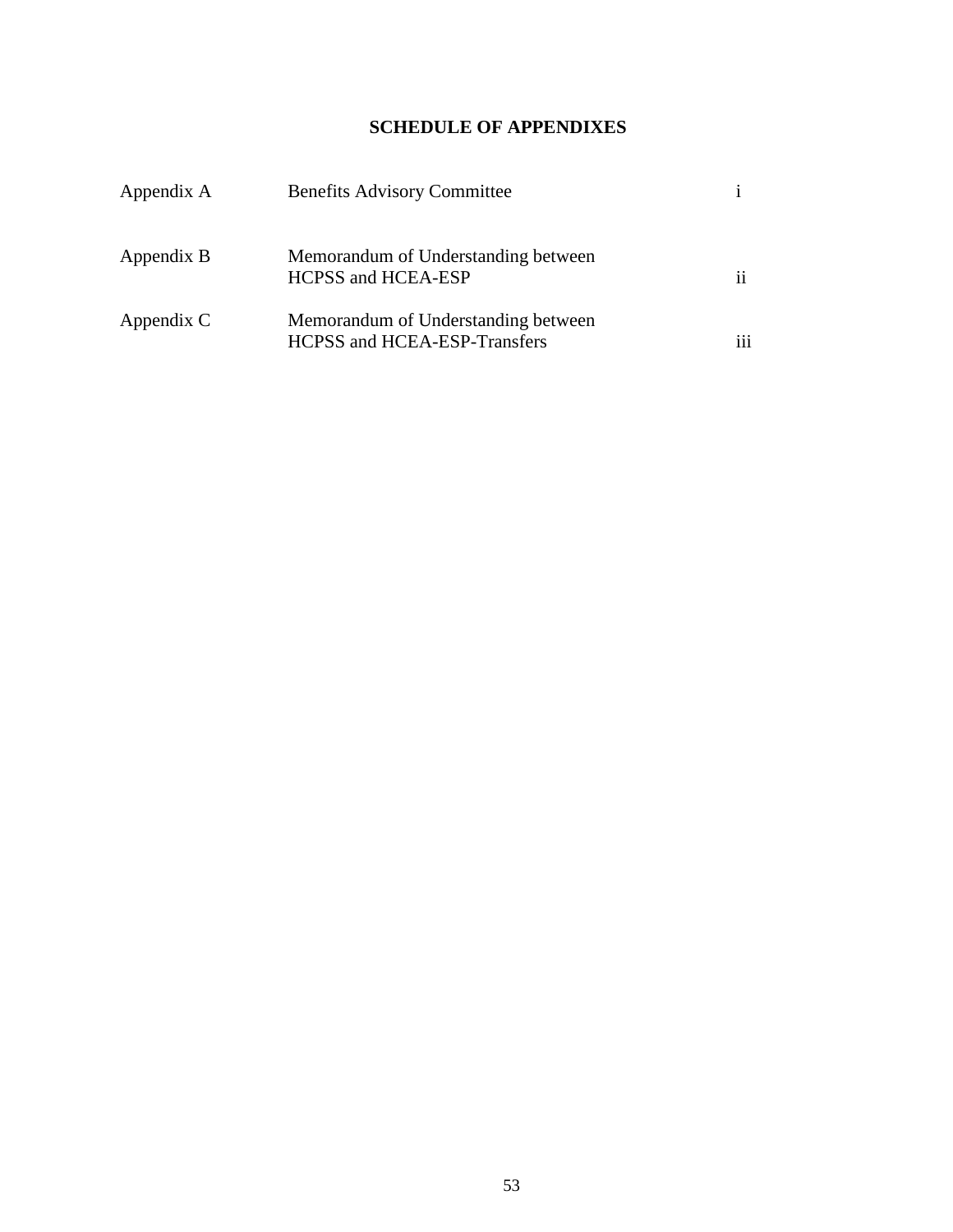# SCHEDULE OF APPENDIXES

| | | |
|---|---|---|
| Appendix A | Benefits Advisory Committee | i |
| Appendix B | Memorandum of Understanding between HCPSS and HCEA-ESP | ii |
| Appendix C | Memorandum of Understanding between HCPSS and HCEA-ESP-Transfers | iii |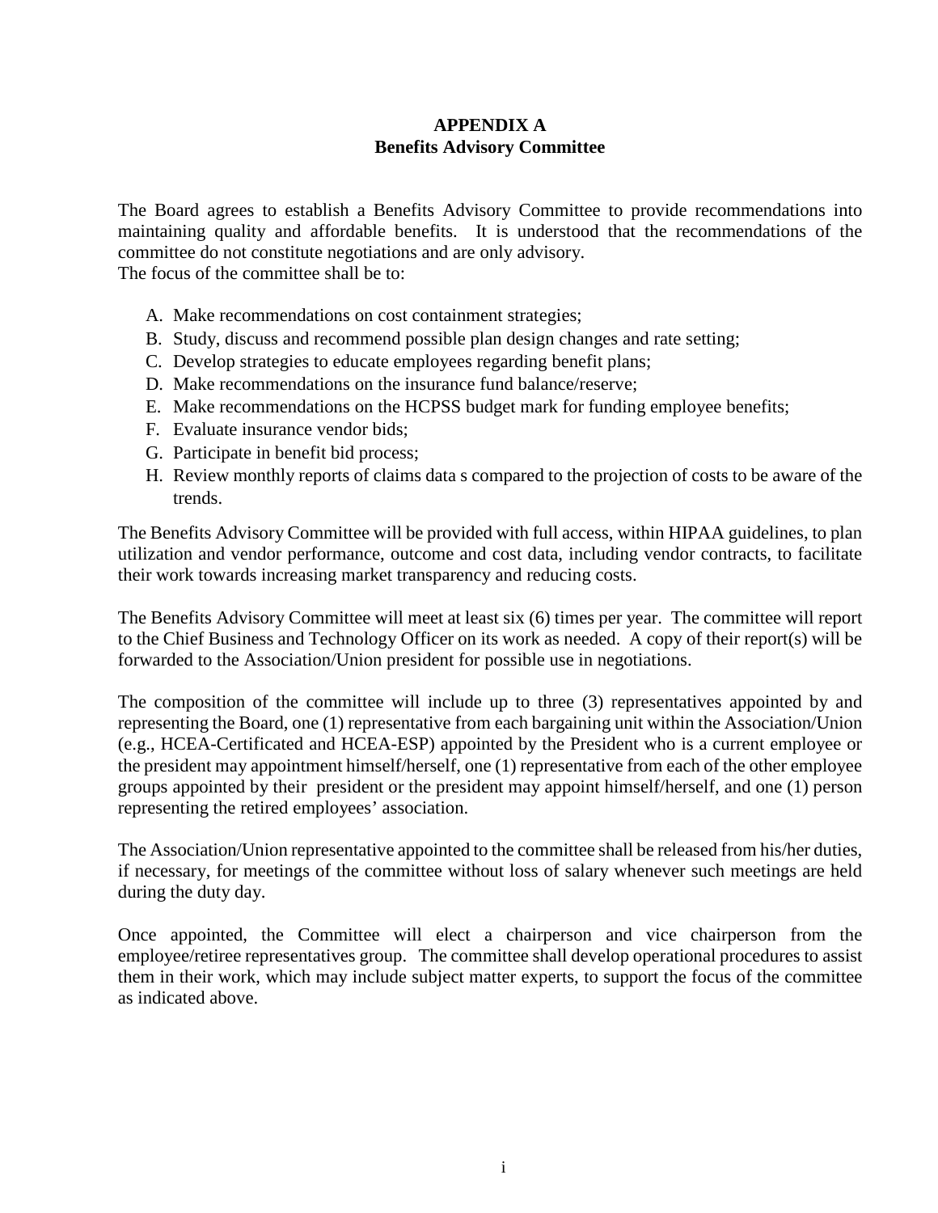# APPENDIX A
## Benefits Advisory Committee

The Board agrees to establish a Benefits Advisory Committee to provide recommendations into maintaining quality and affordable benefits. It is understood that the recommendations of the committee do not constitute negotiations and are only advisory.
The focus of the committee shall be to:

A. Make recommendations on cost containment strategies;
B. Study, discuss and recommend possible plan design changes and rate setting;
C. Develop strategies to educate employees regarding benefit plans;
D. Make recommendations on the insurance fund balance/reserve;
E. Make recommendations on the HCPSS budget mark for funding employee benefits;
F. Evaluate insurance vendor bids;
G. Participate in benefit bid process;
H. Review monthly reports of claims data s compared to the projection of costs to be aware of the trends.

The Benefits Advisory Committee will be provided with full access, within HIPAA guidelines, to plan utilization and vendor performance, outcome and cost data, including vendor contracts, to facilitate their work towards increasing market transparency and reducing costs.

The Benefits Advisory Committee will meet at least six (6) times per year. The committee will report to the Chief Business and Technology Officer on its work as needed. A copy of their report(s) will be forwarded to the Association/Union president for possible use in negotiations.

The composition of the committee will include up to three (3) representatives appointed by and representing the Board, one (1) representative from each bargaining unit within the Association/Union (e.g., HCEA-Certificated and HCEA-ESP) appointed by the President who is a current employee or the president may appointment himself/herself, one (1) representative from each of the other employee groups appointed by their president or the president may appoint himself/herself, and one (1) person representing the retired employees' association.

The Association/Union representative appointed to the committee shall be released from his/her duties, if necessary, for meetings of the committee without loss of salary whenever such meetings are held during the duty day.

Once appointed, the Committee will elect a chairperson and vice chairperson from the employee/retiree representatives group. The committee shall develop operational procedures to assist them in their work, which may include subject matter experts, to support the focus of the committee as indicated above.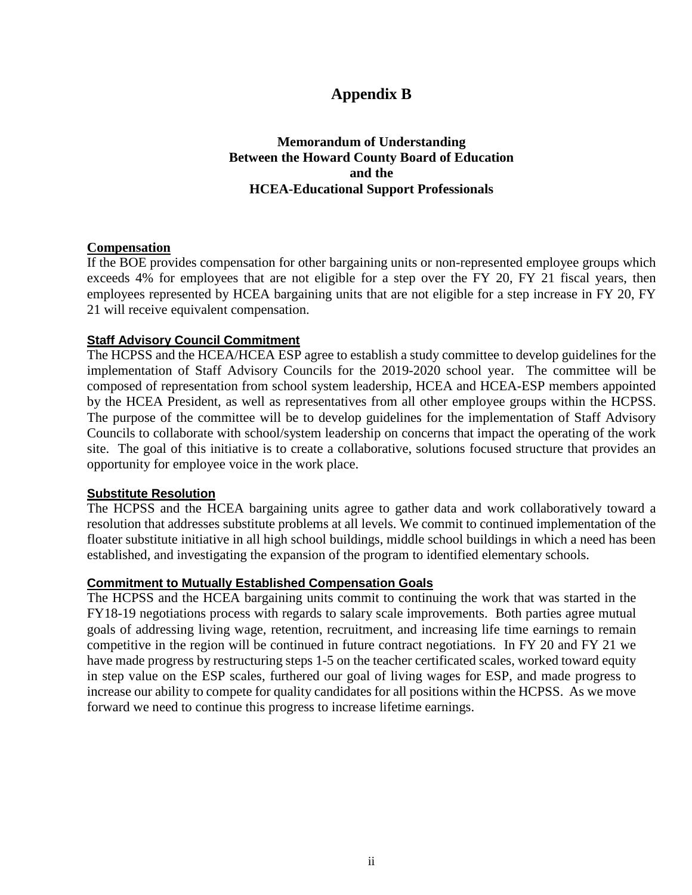# Appendix B

### Memorandum of Understanding
### Between the Howard County Board of Education
### and the
### HCEA-Educational Support Professionals

**Compensation**

If the BOE provides compensation for other bargaining units or non-represented employee groups which exceeds 4% for employees that are not eligible for a step over the FY 20, FY 21 fiscal years, then employees represented by HCEA bargaining units that are not eligible for a step increase in FY 20, FY 21 will receive equivalent compensation.

**Staff Advisory Council Commitment**

The HCPSS and the HCEA/HCEA ESP agree to establish a study committee to develop guidelines for the implementation of Staff Advisory Councils for the 2019-2020 school year. The committee will be composed of representation from school system leadership, HCEA and HCEA-ESP members appointed by the HCEA President, as well as representatives from all other employee groups within the HCPSS. The purpose of the committee will be to develop guidelines for the implementation of Staff Advisory Councils to collaborate with school/system leadership on concerns that impact the operating of the work site. The goal of this initiative is to create a collaborative, solutions focused structure that provides an opportunity for employee voice in the work place.

**Substitute Resolution**

The HCPSS and the HCEA bargaining units agree to gather data and work collaboratively toward a resolution that addresses substitute problems at all levels. We commit to continued implementation of the floater substitute initiative in all high school buildings, middle school buildings in which a need has been established, and investigating the expansion of the program to identified elementary schools.

**Commitment to Mutually Established Compensation Goals**

The HCPSS and the HCEA bargaining units commit to continuing the work that was started in the FY18-19 negotiations process with regards to salary scale improvements. Both parties agree mutual goals of addressing living wage, retention, recruitment, and increasing life time earnings to remain competitive in the region will be continued in future contract negotiations. In FY 20 and FY 21 we have made progress by restructuring steps 1-5 on the teacher certificated scales, worked toward equity in step value on the ESP scales, furthered our goal of living wages for ESP, and made progress to increase our ability to compete for quality candidates for all positions within the HCPSS. As we move forward we need to continue this progress to increase lifetime earnings.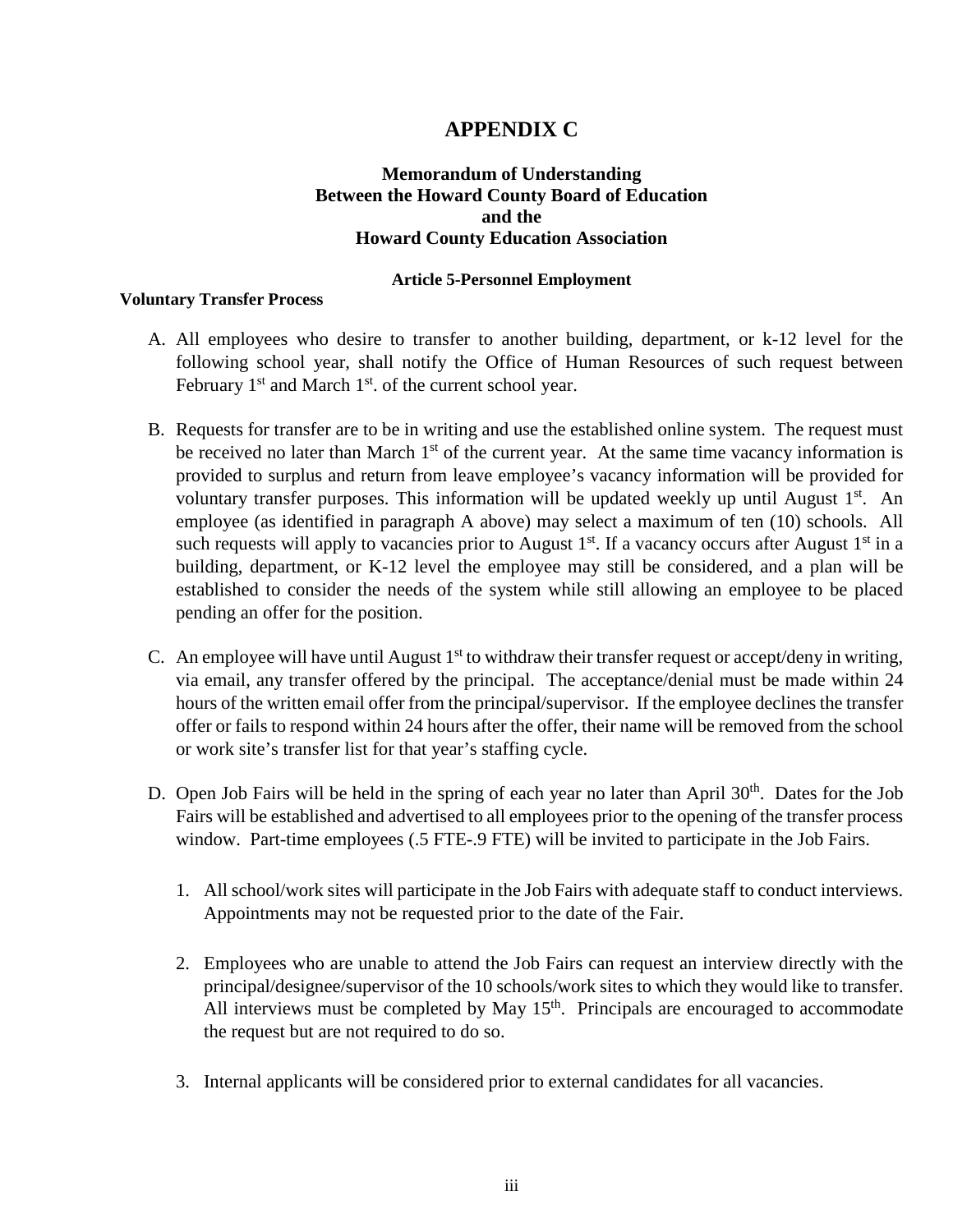# APPENDIX C

## Memorandum of Understanding
## Between the Howard County Board of Education
## and the
## Howard County Education Association

### Article 5-Personnel Employment

**Voluntary Transfer Process**

A. All employees who desire to transfer to another building, department, or k-12 level for the following school year, shall notify the Office of Human Resources of such request between February 1st and March 1st. of the current school year.

B. Requests for transfer are to be in writing and use the established online system. The request must be received no later than March 1st of the current year. At the same time vacancy information is provided to surplus and return from leave employee's vacancy information will be provided for voluntary transfer purposes. This information will be updated weekly up until August 1st. An employee (as identified in paragraph A above) may select a maximum of ten (10) schools. All such requests will apply to vacancies prior to August 1st. If a vacancy occurs after August 1st in a building, department, or K-12 level the employee may still be considered, and a plan will be established to consider the needs of the system while still allowing an employee to be placed pending an offer for the position.

C. An employee will have until August 1st to withdraw their transfer request or accept/deny in writing, via email, any transfer offered by the principal. The acceptance/denial must be made within 24 hours of the written email offer from the principal/supervisor. If the employee declines the transfer offer or fails to respond within 24 hours after the offer, their name will be removed from the school or work site's transfer list for that year's staffing cycle.

D. Open Job Fairs will be held in the spring of each year no later than April 30th. Dates for the Job Fairs will be established and advertised to all employees prior to the opening of the transfer process window. Part-time employees (.5 FTE-.9 FTE) will be invited to participate in the Job Fairs.

   1. All school/work sites will participate in the Job Fairs with adequate staff to conduct interviews. Appointments may not be requested prior to the date of the Fair.

   2. Employees who are unable to attend the Job Fairs can request an interview directly with the principal/designee/supervisor of the 10 schools/work sites to which they would like to transfer. All interviews must be completed by May 15th. Principals are encouraged to accommodate the request but are not required to do so.

   3. Internal applicants will be considered prior to external candidates for all vacancies.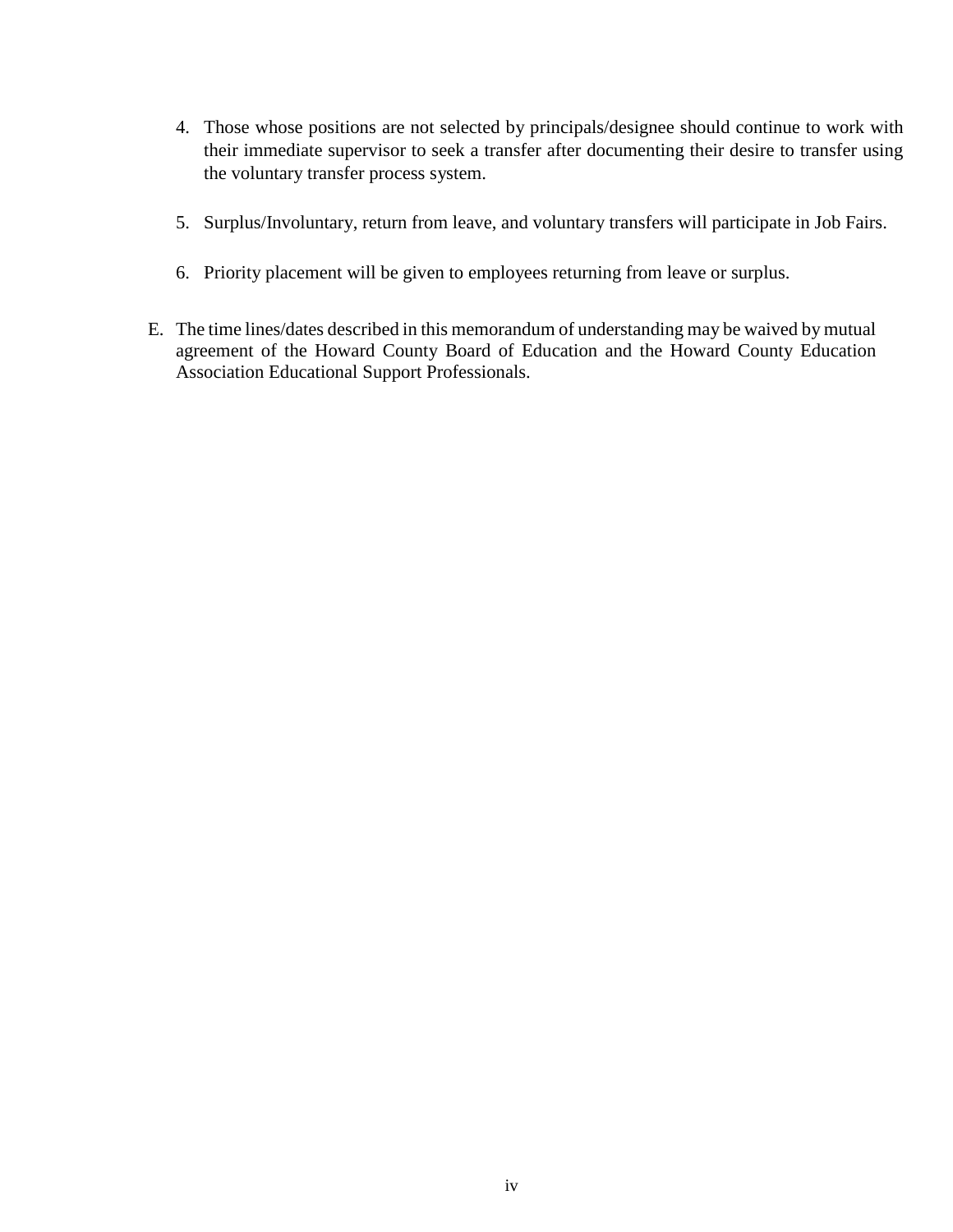4. Those whose positions are not selected by principals/designee should continue to work with their immediate supervisor to seek a transfer after documenting their desire to transfer using the voluntary transfer process system.

5. Surplus/Involuntary, return from leave, and voluntary transfers will participate in Job Fairs.

6. Priority placement will be given to employees returning from leave or surplus.

E. The time lines/dates described in this memorandum of understanding may be waived by mutual agreement of the Howard County Board of Education and the Howard County Education Association Educational Support Professionals.